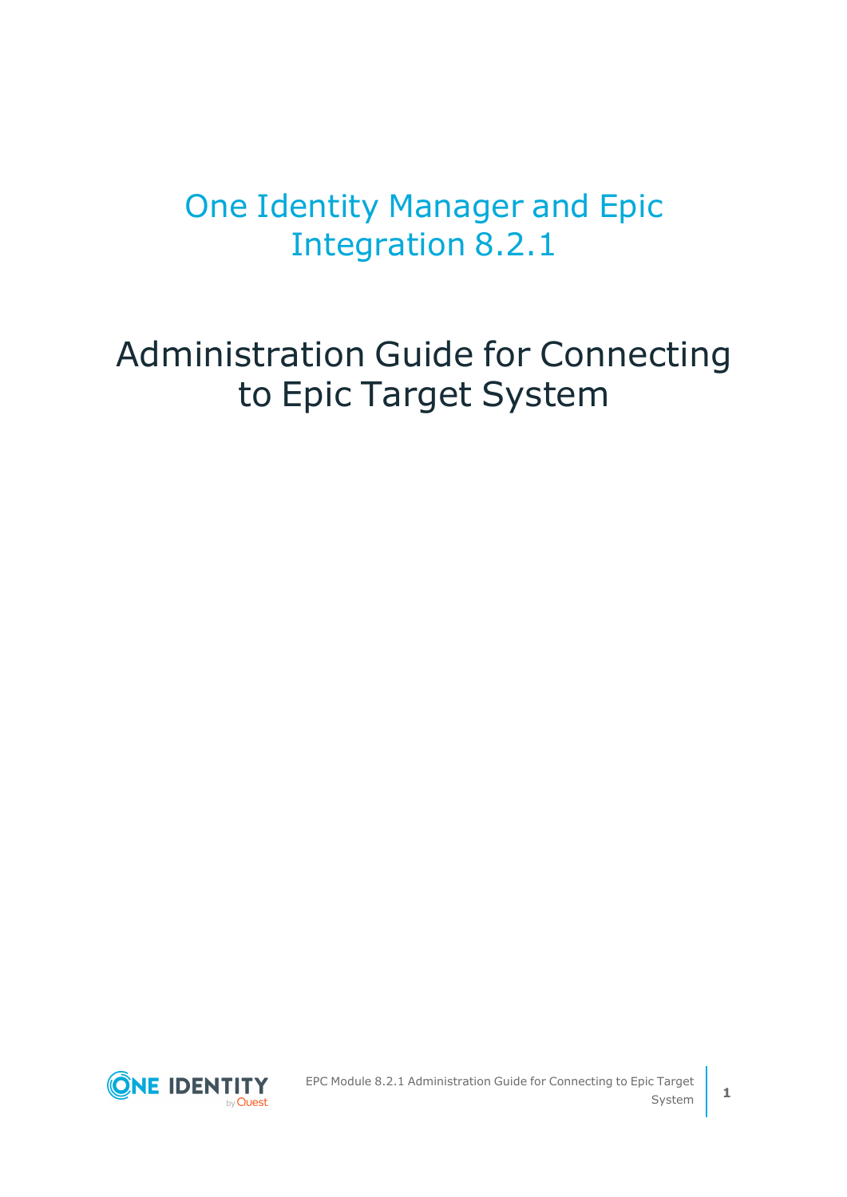# One Identity Manager and Epic Integration 8.2.1

## Administration Guide for Connecting to Epic Target System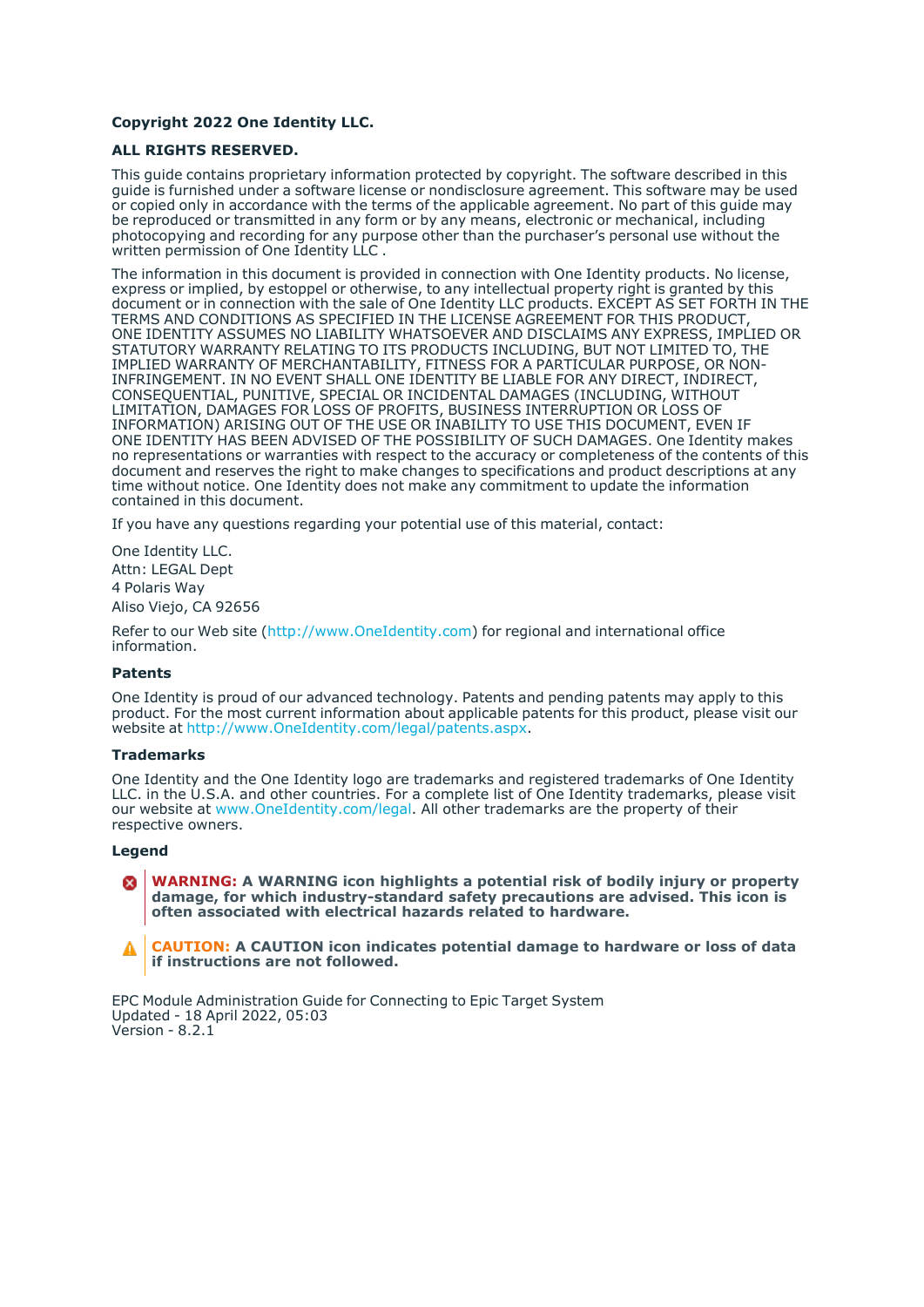**Copyright 2022 One Identity LLC.**

**ALL RIGHTS RESERVED.**

This guide contains proprietary information protected by copyright. The software described in this guide is furnished under a software license or nondisclosure agreement. This software may be used or copied only in accordance with the terms of the applicable agreement. No part of this guide may be reproduced or transmitted in any form or by any means, electronic or mechanical, including photocopying and recording for any purpose other than the purchaser's personal use without the written permission of One Identity LLC .

The information in this document is provided in connection with One Identity products. No license, express or implied, by estoppel or otherwise, to any intellectual property right is granted by this document or in connection with the sale of One Identity LLC products. EXCEPT AS SET FORTH IN THE TERMS AND CONDITIONS AS SPECIFIED IN THE LICENSE AGREEMENT FOR THIS PRODUCT, ONE IDENTITY ASSUMES NO LIABILITY WHATSOEVER AND DISCLAIMS ANY EXPRESS, IMPLIED OR STATUTORY WARRANTY RELATING TO ITS PRODUCTS INCLUDING, BUT NOT LIMITED TO, THE IMPLIED WARRANTY OF MERCHANTABILITY, FITNESS FOR A PARTICULAR PURPOSE, OR NON-INFRINGEMENT. IN NO EVENT SHALL ONE IDENTITY BE LIABLE FOR ANY DIRECT, INDIRECT, CONSEQUENTIAL, PUNITIVE, SPECIAL OR INCIDENTAL DAMAGES (INCLUDING, WITHOUT LIMITATION, DAMAGES FOR LOSS OF PROFITS, BUSINESS INTERRUPTION OR LOSS OF INFORMATION) ARISING OUT OF THE USE OR INABILITY TO USE THIS DOCUMENT, EVEN IF ONE IDENTITY HAS BEEN ADVISED OF THE POSSIBILITY OF SUCH DAMAGES. One Identity makes no representations or warranties with respect to the accuracy or completeness of the contents of this document and reserves the right to make changes to specifications and product descriptions at any time without notice. One Identity does not make any commitment to update the information contained in this document.

If you have any questions regarding your potential use of this material, contact:

One Identity LLC.
Attn: LEGAL Dept
4 Polaris Way
Aliso Viejo, CA 92656

Refer to our Web site (http://www.OneIdentity.com) for regional and international office information.

**Patents**

One Identity is proud of our advanced technology. Patents and pending patents may apply to this product. For the most current information about applicable patents for this product, please visit our website at http://www.OneIdentity.com/legal/patents.aspx.

**Trademarks**

One Identity and the One Identity logo are trademarks and registered trademarks of One Identity LLC. in the U.S.A. and other countries. For a complete list of One Identity trademarks, please visit our website at www.OneIdentity.com/legal. All other trademarks are the property of their respective owners.

**Legend**

**WARNING: A WARNING icon highlights a potential risk of bodily injury or property damage, for which industry-standard safety precautions are advised. This icon is often associated with electrical hazards related to hardware.**

**CAUTION: A CAUTION icon indicates potential damage to hardware or loss of data if instructions are not followed.**

EPC Module Administration Guide for Connecting to Epic Target System
Updated - 18 April 2022, 05:03
Version - 8.2.1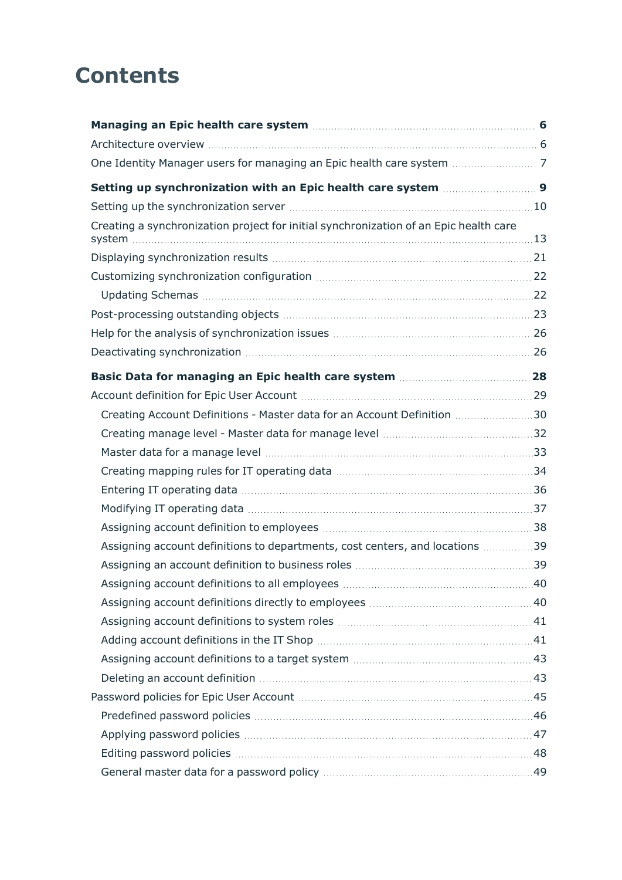# Contents

**Managing an Epic health care system** 6

Architecture overview 6

One Identity Manager users for managing an Epic health care system 7

**Setting up synchronization with an Epic health care system** 9

Setting up the synchronization server 10

Creating a synchronization project for initial synchronization of an Epic health care system 13

Displaying synchronization results 21

Customizing synchronization configuration 22

- Updating Schemas 22

Post-processing outstanding objects 23

Help for the analysis of synchronization issues 26

Deactivating synchronization 26

**Basic Data for managing an Epic health care system** 28

Account definition for Epic User Account 29

- Creating Account Definitions - Master data for an Account Definition 30
- Creating manage level - Master data for manage level 32
- Master data for a manage level 33
- Creating mapping rules for IT operating data 34
- Entering IT operating data 36
- Modifying IT operating data 37
- Assigning account definition to employees 38
- Assigning account definitions to departments, cost centers, and locations 39
- Assigning an account definition to business roles 39
- Assigning account definitions to all employees 40
- Assigning account definitions directly to employees 40
- Assigning account definitions to system roles 41
- Adding account definitions in the IT Shop 41
- Assigning account definitions to a target system 43
- Deleting an account definition 43

Password policies for Epic User Account 45

- Predefined password policies 46
- Applying password policies 47
- Editing password policies 48
- General master data for a password policy 49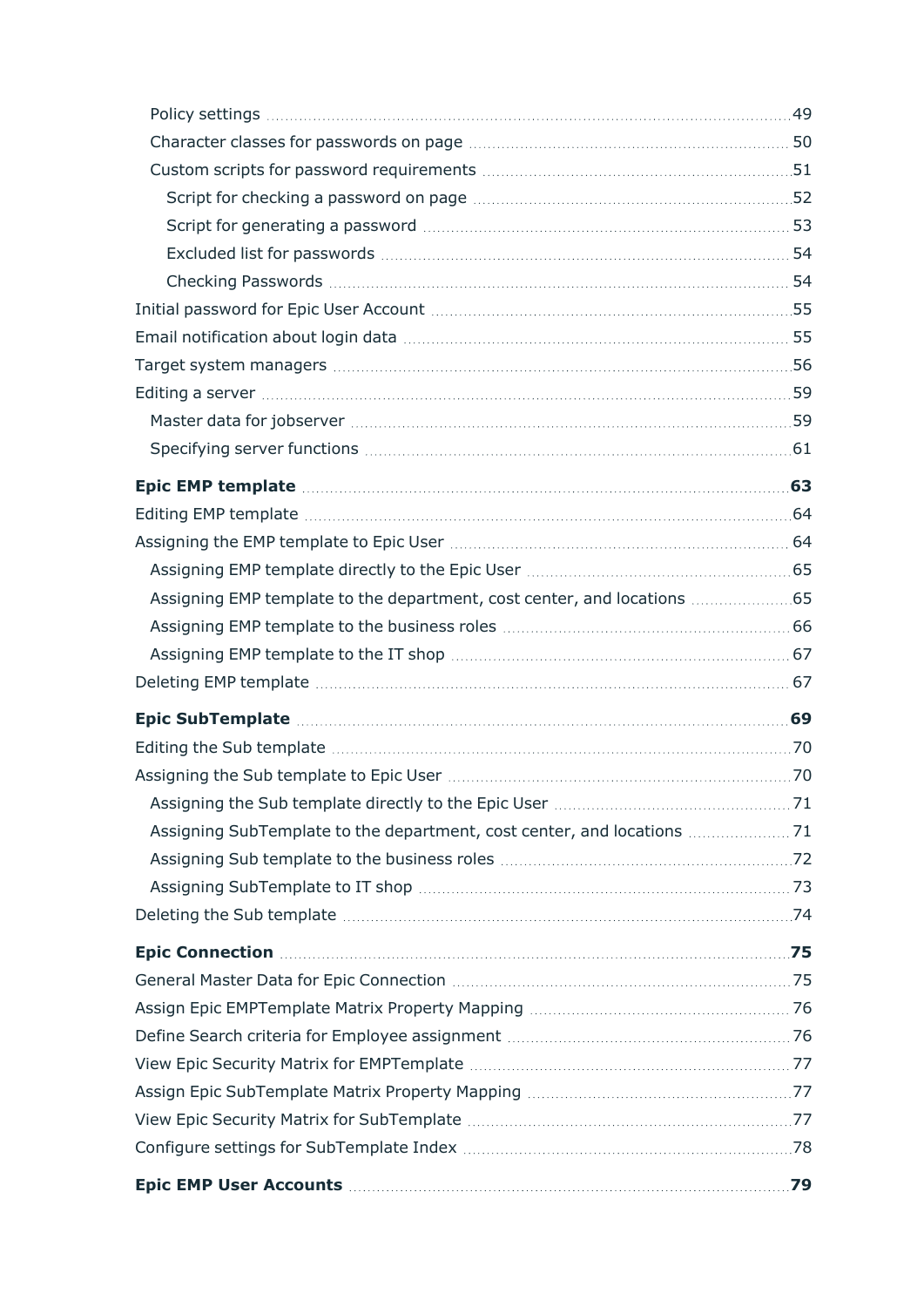Policy settings ... 49
Character classes for passwords on page ... 50
Custom scripts for password requirements ... 51
Script for checking a password on page ... 52
Script for generating a password ... 53
Excluded list for passwords ... 54
Checking Passwords ... 54
Initial password for Epic User Account ... 55
Email notification about login data ... 55
Target system managers ... 56
Editing a server ... 59
Master data for jobserver ... 59
Specifying server functions ... 61

**Epic EMP template ... 63**
Editing EMP template ... 64
Assigning the EMP template to Epic User ... 64
Assigning EMP template directly to the Epic User ... 65
Assigning EMP template to the department, cost center, and locations ... 65
Assigning EMP template to the business roles ... 66
Assigning EMP template to the IT shop ... 67
Deleting EMP template ... 67

**Epic SubTemplate ... 69**
Editing the Sub template ... 70
Assigning the Sub template to Epic User ... 70
Assigning the Sub template directly to the Epic User ... 71
Assigning SubTemplate to the department, cost center, and locations ... 71
Assigning Sub template to the business roles ... 72
Assigning SubTemplate to IT shop ... 73
Deleting the Sub template ... 74

**Epic Connection ... 75**
General Master Data for Epic Connection ... 75
Assign Epic EMPTemplate Matrix Property Mapping ... 76
Define Search criteria for Employee assignment ... 76
View Epic Security Matrix for EMPTemplate ... 77
Assign Epic SubTemplate Matrix Property Mapping ... 77
View Epic Security Matrix for SubTemplate ... 77
Configure settings for SubTemplate Index ... 78

**Epic EMP User Accounts ... 79**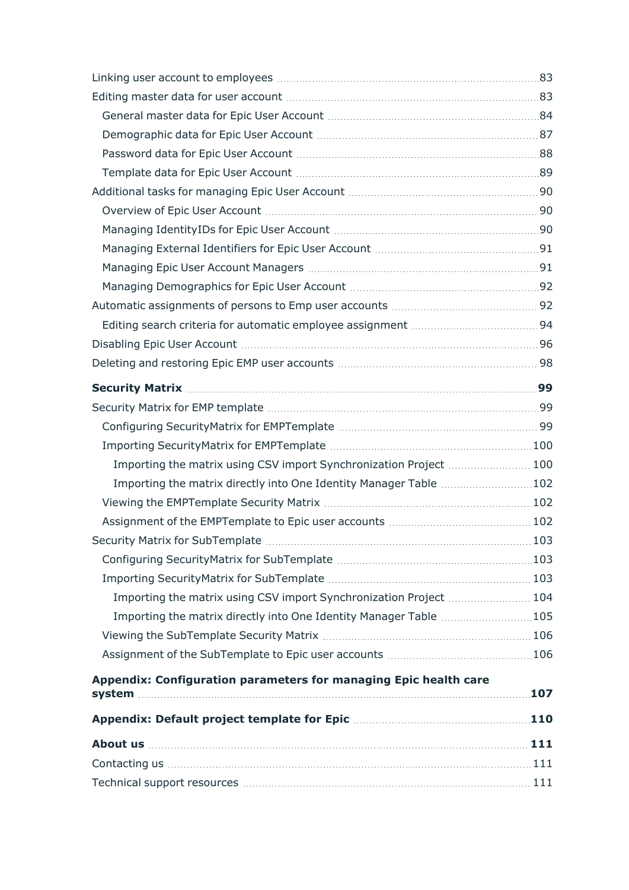Linking user account to employees ........ 83

Editing master data for user account ........ 83

- General master data for Epic User Account ........ 84
- Demographic data for Epic User Account ........ 87
- Password data for Epic User Account ........ 88
- Template data for Epic User Account ........ 89

Additional tasks for managing Epic User Account ........ 90

- Overview of Epic User Account ........ 90
- Managing IdentityIDs for Epic User Account ........ 90
- Managing External Identifiers for Epic User Account ........ 91
- Managing Epic User Account Managers ........ 91
- Managing Demographics for Epic User Account ........ 92

Automatic assignments of persons to Emp user accounts ........ 92

- Editing search criteria for automatic employee assignment ........ 94

Disabling Epic User Account ........ 96

Deleting and restoring Epic EMP user accounts ........ 98

**Security Matrix ........ 99**

Security Matrix for EMP template ........ 99

- Configuring SecurityMatrix for EMPTemplate ........ 99
- Importing SecurityMatrix for EMPTemplate ........ 100
  - Importing the matrix using CSV import Synchronization Project ........ 100
  - Importing the matrix directly into One Identity Manager Table ........ 102
- Viewing the EMPTemplate Security Matrix ........ 102
- Assignment of the EMPTemplate to Epic user accounts ........ 102

Security Matrix for SubTemplate ........ 103

- Configuring SecurityMatrix for SubTemplate ........ 103
- Importing SecurityMatrix for SubTemplate ........ 103
  - Importing the matrix using CSV import Synchronization Project ........ 104
  - Importing the matrix directly into One Identity Manager Table ........ 105
- Viewing the SubTemplate Security Matrix ........ 106
- Assignment of the SubTemplate to Epic user accounts ........ 106

**Appendix: Configuration parameters for managing Epic health care system ........ 107**

**Appendix: Default project template for Epic ........ 110**

**About us ........ 111**

Contacting us ........ 111

Technical support resources ........ 111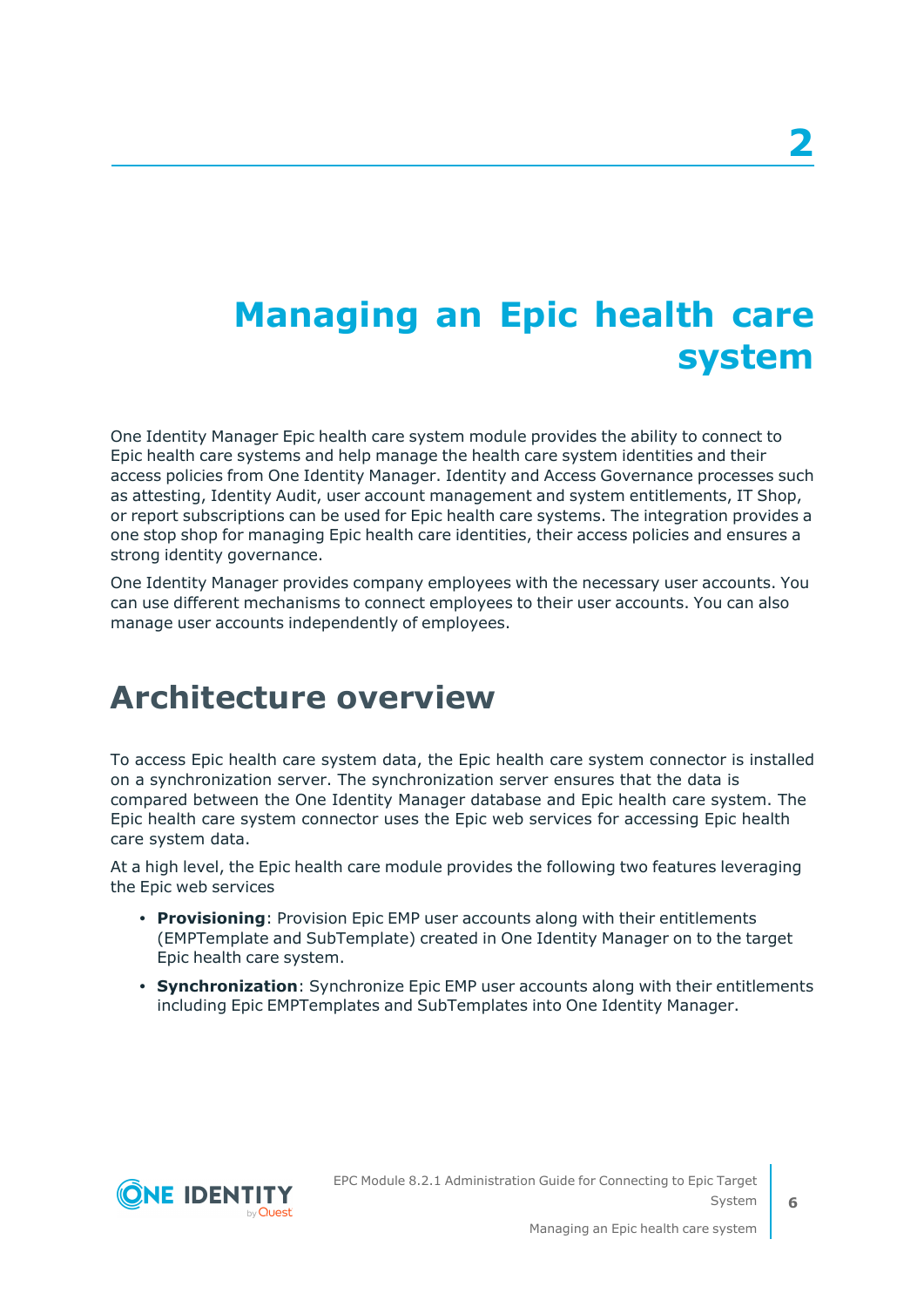# 2

# Managing an Epic health care system

One Identity Manager Epic health care system module provides the ability to connect to Epic health care systems and help manage the health care system identities and their access policies from One Identity Manager. Identity and Access Governance processes such as attesting, Identity Audit, user account management and system entitlements, IT Shop, or report subscriptions can be used for Epic health care systems. The integration provides a one stop shop for managing Epic health care identities, their access policies and ensures a strong identity governance.

One Identity Manager provides company employees with the necessary user accounts. You can use different mechanisms to connect employees to their user accounts. You can also manage user accounts independently of employees.

## Architecture overview

To access Epic health care system data, the Epic health care system connector is installed on a synchronization server. The synchronization server ensures that the data is compared between the One Identity Manager database and Epic health care system. The Epic health care system connector uses the Epic web services for accessing Epic health care system data.

At a high level, the Epic health care module provides the following two features leveraging the Epic web services

- **Provisioning**: Provision Epic EMP user accounts along with their entitlements (EMPTemplate and SubTemplate) created in One Identity Manager on to the target Epic health care system.
- **Synchronization**: Synchronize Epic EMP user accounts along with their entitlements including Epic EMPTemplates and SubTemplates into One Identity Manager.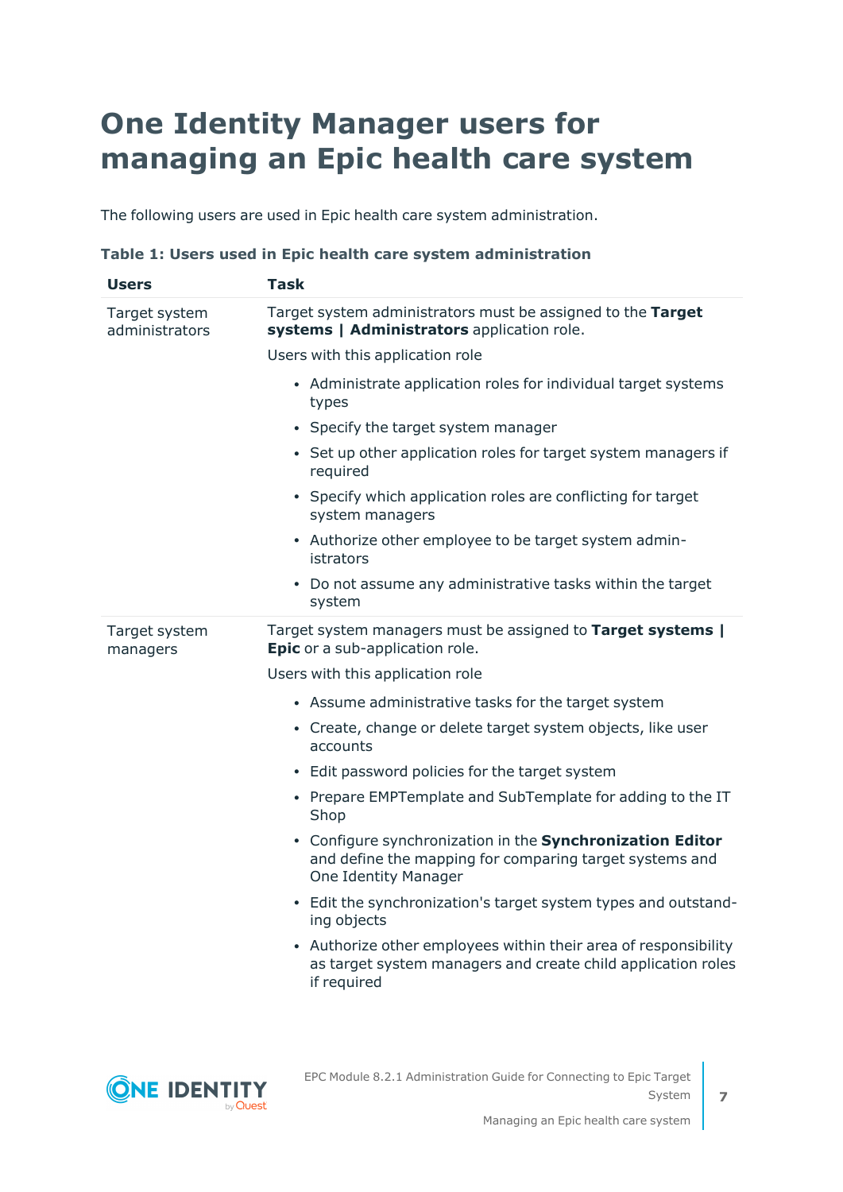# One Identity Manager users for managing an Epic health care system

The following users are used in Epic health care system administration.

**Table 1: Users used in Epic health care system administration**

| Users | Task |
|---|---|
| Target system administrators | Target system administrators must be assigned to the **Target systems \| Administrators** application role.<br><br>Users with this application role<br><br>• Administrate application roles for individual target systems types<br>• Specify the target system manager<br>• Set up other application roles for target system managers if required<br>• Specify which application roles are conflicting for target system managers<br>• Authorize other employee to be target system administrators<br>• Do not assume any administrative tasks within the target system |
| Target system managers | Target system managers must be assigned to **Target systems \| Epic** or a sub-application role.<br><br>Users with this application role<br><br>• Assume administrative tasks for the target system<br>• Create, change or delete target system objects, like user accounts<br>• Edit password policies for the target system<br>• Prepare EMPTemplate and SubTemplate for adding to the IT Shop<br>• Configure synchronization in the **Synchronization Editor** and define the mapping for comparing target systems and One Identity Manager<br>• Edit the synchronization's target system types and outstanding objects<br>• Authorize other employees within their area of responsibility as target system managers and create child application roles if required |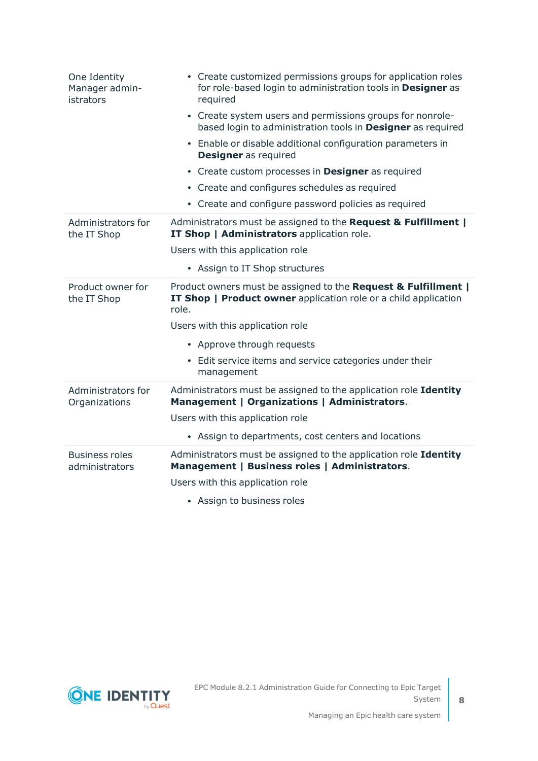| | |
|---|---|
| One Identity Manager administrators | <ul><li>Create customized permissions groups for application roles for role-based login to administration tools in **Designer** as required</li><li>Create system users and permissions groups for nonrole-based login to administration tools in **Designer** as required</li><li>Enable or disable additional configuration parameters in **Designer** as required</li><li>Create custom processes in **Designer** as required</li><li>Create and configures schedules as required</li><li>Create and configure password policies as required</li></ul> |
| Administrators for the IT Shop | Administrators must be assigned to the **Request & Fulfillment \| IT Shop \| Administrators** application role.<br><br>Users with this application role<br><ul><li>Assign to IT Shop structures</li></ul> |
| Product owner for the IT Shop | Product owners must be assigned to the **Request & Fulfillment \| IT Shop \| Product owner** application role or a child application role.<br><br>Users with this application role<br><ul><li>Approve through requests</li><li>Edit service items and service categories under their management</li></ul> |
| Administrators for Organizations | Administrators must be assigned to the application role **Identity Management \| Organizations \| Administrators**.<br><br>Users with this application role<br><ul><li>Assign to departments, cost centers and locations</li></ul> |
| Business roles administrators | Administrators must be assigned to the application role **Identity Management \| Business roles \| Administrators**.<br><br>Users with this application role<br><ul><li>Assign to business roles</li></ul> |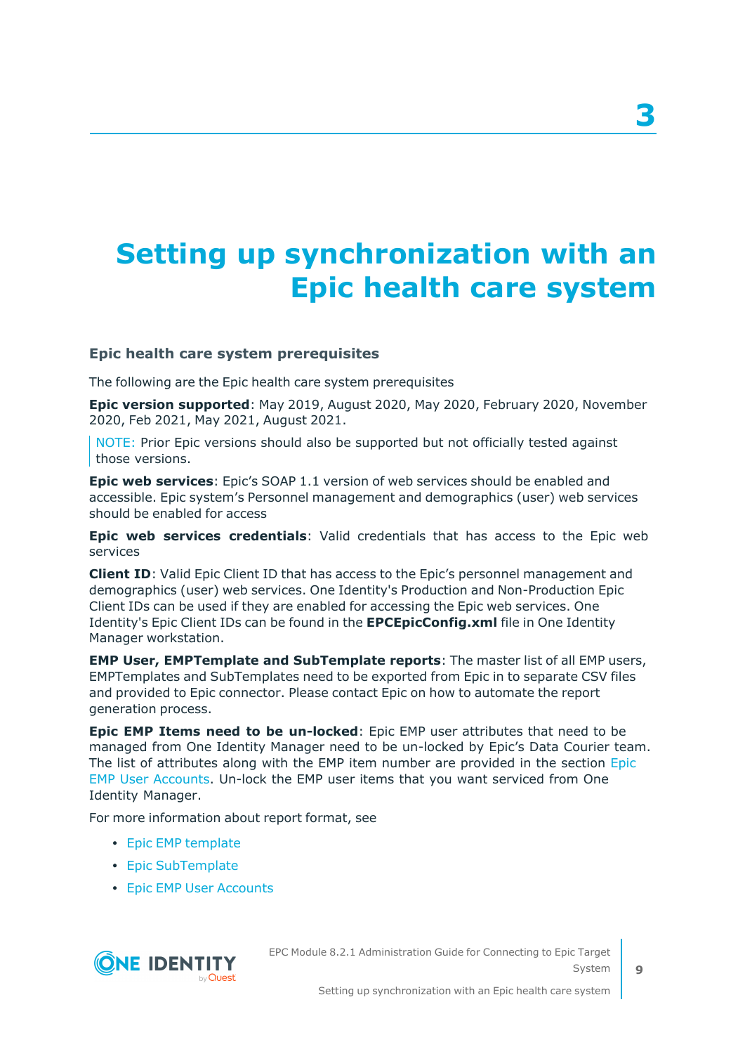# 3 Setting up synchronization with an Epic health care system

### Epic health care system prerequisites

The following are the Epic health care system prerequisites

**Epic version supported**: May 2019, August 2020, May 2020, February 2020, November 2020, Feb 2021, May 2021, August 2021.

> NOTE: Prior Epic versions should also be supported but not officially tested against those versions.

**Epic web services**: Epic's SOAP 1.1 version of web services should be enabled and accessible. Epic system's Personnel management and demographics (user) web services should be enabled for access

**Epic web services credentials**: Valid credentials that has access to the Epic web services

**Client ID**: Valid Epic Client ID that has access to the Epic's personnel management and demographics (user) web services. One Identity's Production and Non-Production Epic Client IDs can be used if they are enabled for accessing the Epic web services. One Identity's Epic Client IDs can be found in the **EPCEpicConfig.xml** file in One Identity Manager workstation.

**EMP User, EMPTemplate and SubTemplate reports**: The master list of all EMP users, EMPTemplates and SubTemplates need to be exported from Epic in to separate CSV files and provided to Epic connector. Please contact Epic on how to automate the report generation process.

**Epic EMP Items need to be un-locked**: Epic EMP user attributes that need to be managed from One Identity Manager need to be un-locked by Epic's Data Courier team. The list of attributes along with the EMP item number are provided in the section Epic EMP User Accounts. Un-lock the EMP user items that you want serviced from One Identity Manager.

For more information about report format, see

- Epic EMP template
- Epic SubTemplate
- Epic EMP User Accounts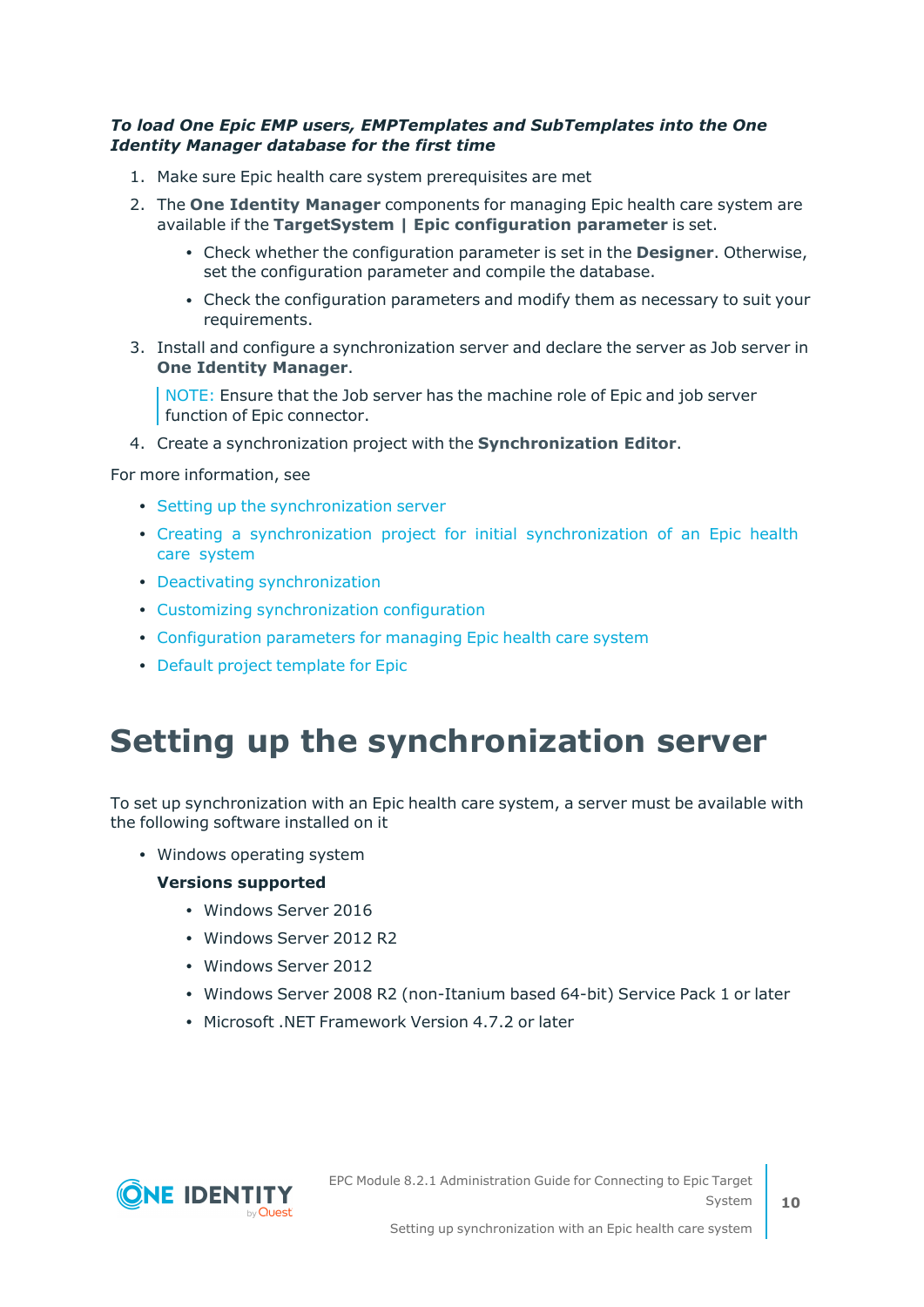***To load One Epic EMP users, EMPTemplates and SubTemplates into the One Identity Manager database for the first time***

1. Make sure Epic health care system prerequisites are met
2. The **One Identity Manager** components for managing Epic health care system are available if the **TargetSystem | Epic configuration parameter** is set.
   - Check whether the configuration parameter is set in the **Designer**. Otherwise, set the configuration parameter and compile the database.
   - Check the configuration parameters and modify them as necessary to suit your requirements.
3. Install and configure a synchronization server and declare the server as Job server in **One Identity Manager**.

   NOTE: Ensure that the Job server has the machine role of Epic and job server function of Epic connector.
4. Create a synchronization project with the **Synchronization Editor**.

For more information, see

- Setting up the synchronization server
- Creating a synchronization project for initial synchronization of an Epic health care system
- Deactivating synchronization
- Customizing synchronization configuration
- Configuration parameters for managing Epic health care system
- Default project template for Epic

# Setting up the synchronization server

To set up synchronization with an Epic health care system, a server must be available with the following software installed on it

- Windows operating system

  **Versions supported**

  - Windows Server 2016
  - Windows Server 2012 R2
  - Windows Server 2012
  - Windows Server 2008 R2 (non-Itanium based 64-bit) Service Pack 1 or later
  - Microsoft .NET Framework Version 4.7.2 or later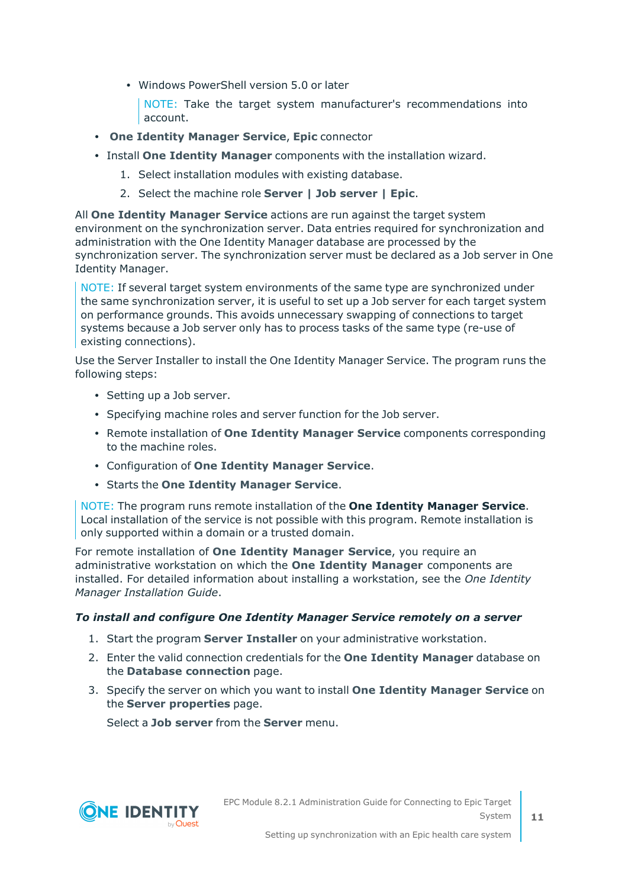- Windows PowerShell version 5.0 or later

    NOTE: Take the target system manufacturer's recommendations into account.

- **One Identity Manager Service**, **Epic** connector
- Install **One Identity Manager** components with the installation wizard.
  1. Select installation modules with existing database.
  2. Select the machine role **Server | Job server | Epic**.

All **One Identity Manager Service** actions are run against the target system environment on the synchronization server. Data entries required for synchronization and administration with the One Identity Manager database are processed by the synchronization server. The synchronization server must be declared as a Job server in One Identity Manager.

NOTE: If several target system environments of the same type are synchronized under the same synchronization server, it is useful to set up a Job server for each target system on performance grounds. This avoids unnecessary swapping of connections to target systems because a Job server only has to process tasks of the same type (re-use of existing connections).

Use the Server Installer to install the One Identity Manager Service. The program runs the following steps:

- Setting up a Job server.
- Specifying machine roles and server function for the Job server.
- Remote installation of **One Identity Manager Service** components corresponding to the machine roles.
- Configuration of **One Identity Manager Service**.
- Starts the **One Identity Manager Service**.

NOTE: The program runs remote installation of the **One Identity Manager Service**. Local installation of the service is not possible with this program. Remote installation is only supported within a domain or a trusted domain.

For remote installation of **One Identity Manager Service**, you require an administrative workstation on which the **One Identity Manager** components are installed. For detailed information about installing a workstation, see the *One Identity Manager Installation Guide*.

***To install and configure One Identity Manager Service remotely on a server***

1. Start the program **Server Installer** on your administrative workstation.
2. Enter the valid connection credentials for the **One Identity Manager** database on the **Database connection** page.
3. Specify the server on which you want to install **One Identity Manager Service** on the **Server properties** page.

   Select a **Job server** from the **Server** menu.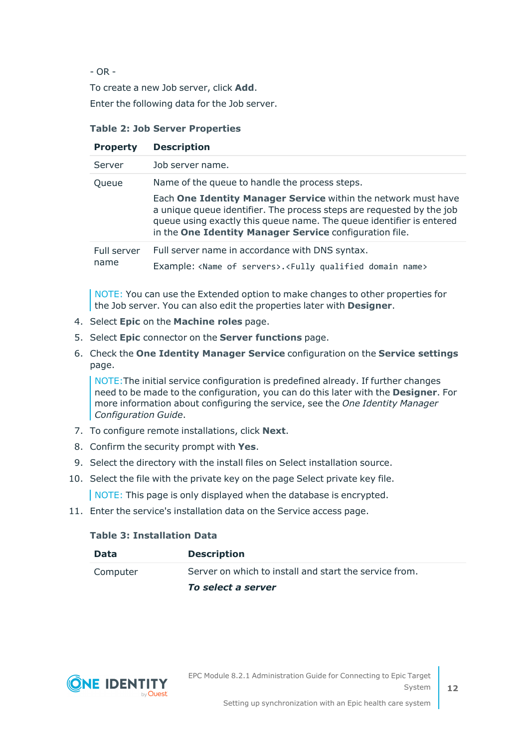- OR -

To create a new Job server, click **Add**.

Enter the following data for the Job server.

**Table 2: Job Server Properties**

| Property | Description |
|---|---|
| Server | Job server name. |
| Queue | Name of the queue to handle the process steps.<br><br>Each **One Identity Manager Service** within the network must have a unique queue identifier. The process steps are requested by the job queue using exactly this queue name. The queue identifier is entered in the **One Identity Manager Service** configuration file. |
| Full server name | Full server name in accordance with DNS syntax.<br><br>Example: `<Name of servers>.<Fully qualified domain name>` |

> NOTE: You can use the Extended option to make changes to other properties for the Job server. You can also edit the properties later with **Designer**.

4. Select **Epic** on the **Machine roles** page.
5. Select **Epic** connector on the **Server functions** page.
6. Check the **One Identity Manager Service** configuration on the **Service settings** page.

   > NOTE:The initial service configuration is predefined already. If further changes need to be made to the configuration, you can do this later with the **Designer**. For more information about configuring the service, see the *One Identity Manager Configuration Guide*.

7. To configure remote installations, click **Next**.
8. Confirm the security prompt with **Yes**.
9. Select the directory with the install files on Select installation source.
10. Select the file with the private key on the page Select private key file.

    > NOTE: This page is only displayed when the database is encrypted.

11. Enter the service's installation data on the Service access page.

**Table 3: Installation Data**

| Data | Description |
|---|---|
| Computer | Server on which to install and start the service from.<br><br>***To select a server*** |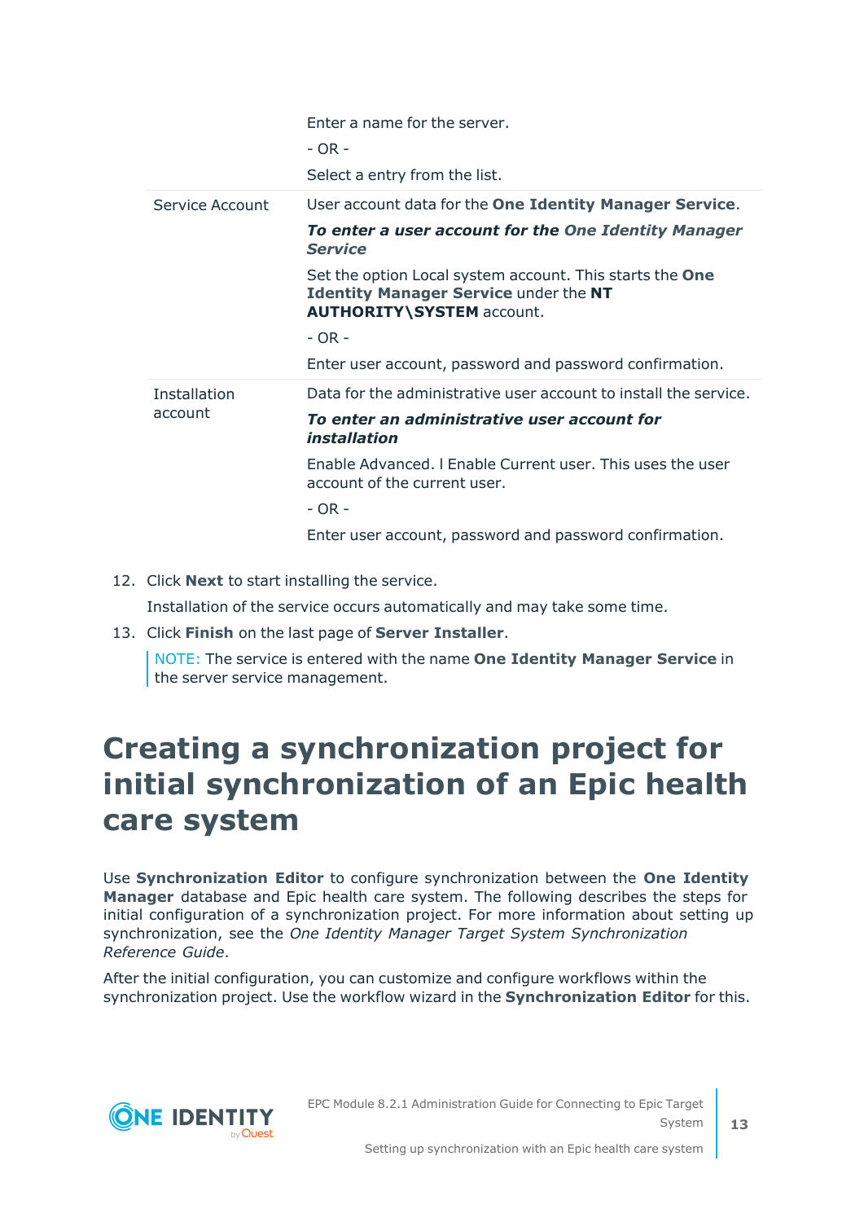| | |
|---|---|
| | Enter a name for the server.<br><br>- OR -<br><br>Select a entry from the list. |
| Service Account | User account data for the **One Identity Manager Service**.<br><br>***To enter a user account for the** One Identity Manager Service*<br><br>Set the option Local system account. This starts the **One Identity Manager Service** under the **NT AUTHORITY\SYSTEM** account.<br><br>- OR -<br><br>Enter user account, password and password confirmation. |
| Installation account | Data for the administrative user account to install the service.<br><br>***To enter an administrative user account for installation***<br><br>Enable Advanced. l Enable Current user. This uses the user account of the current user.<br><br>- OR -<br><br>Enter user account, password and password confirmation. |

12. Click **Next** to start installing the service.

    Installation of the service occurs automatically and may take some time.

13. Click **Finish** on the last page of **Server Installer**.

    NOTE: The service is entered with the name **One Identity Manager Service** in the server service management.

# Creating a synchronization project for initial synchronization of an Epic health care system

Use **Synchronization Editor** to configure synchronization between the **One Identity Manager** database and Epic health care system. The following describes the steps for initial configuration of a synchronization project. For more information about setting up synchronization, see the *One Identity Manager Target System Synchronization Reference Guide*.

After the initial configuration, you can customize and configure workflows within the synchronization project. Use the workflow wizard in the **Synchronization Editor** for this.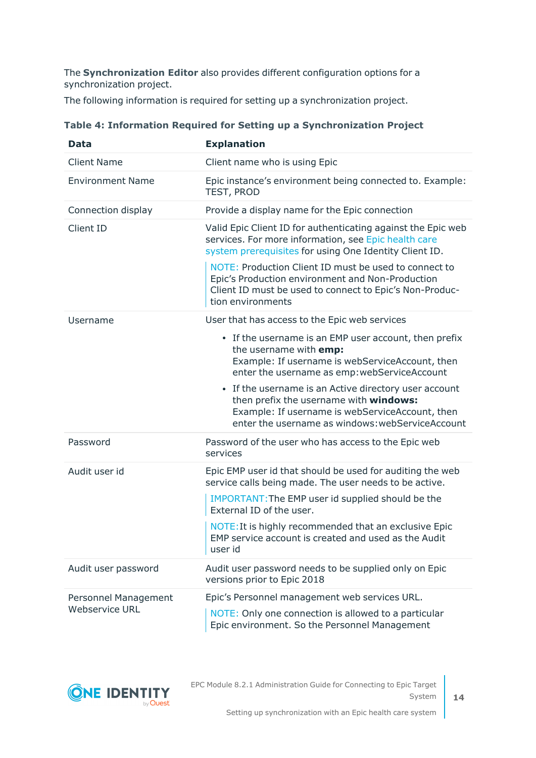The **Synchronization Editor** also provides different configuration options for a synchronization project.

The following information is required for setting up a synchronization project.

**Table 4: Information Required for Setting up a Synchronization Project**

| Data | Explanation |
|---|---|
| Client Name | Client name who is using Epic |
| Environment Name | Epic instance's environment being connected to. Example: TEST, PROD |
| Connection display | Provide a display name for the Epic connection |
| Client ID | Valid Epic Client ID for authenticating against the Epic web services. For more information, see Epic health care system prerequisites for using One Identity Client ID.<br><br>NOTE: Production Client ID must be used to connect to Epic's Production environment and Non-Production Client ID must be used to connect to Epic's Non-Production environments |
| Username | User that has access to the Epic web services<br><br>• If the username is an EMP user account, then prefix the username with **emp:** Example: If username is webServiceAccount, then enter the username as emp:webServiceAccount<br><br>• If the username is an Active directory user account then prefix the username with **windows:** Example: If username is webServiceAccount, then enter the username as windows:webServiceAccount |
| Password | Password of the user who has access to the Epic web services |
| Audit user id | Epic EMP user id that should be used for auditing the web service calls being made. The user needs to be active.<br><br>IMPORTANT: The EMP user id supplied should be the External ID of the user.<br><br>NOTE: It is highly recommended that an exclusive Epic EMP service account is created and used as the Audit user id |
| Audit user password | Audit user password needs to be supplied only on Epic versions prior to Epic 2018 |
| Personnel Management Webservice URL | Epic's Personnel management web services URL.<br><br>NOTE: Only one connection is allowed to a particular Epic environment. So the Personnel Management |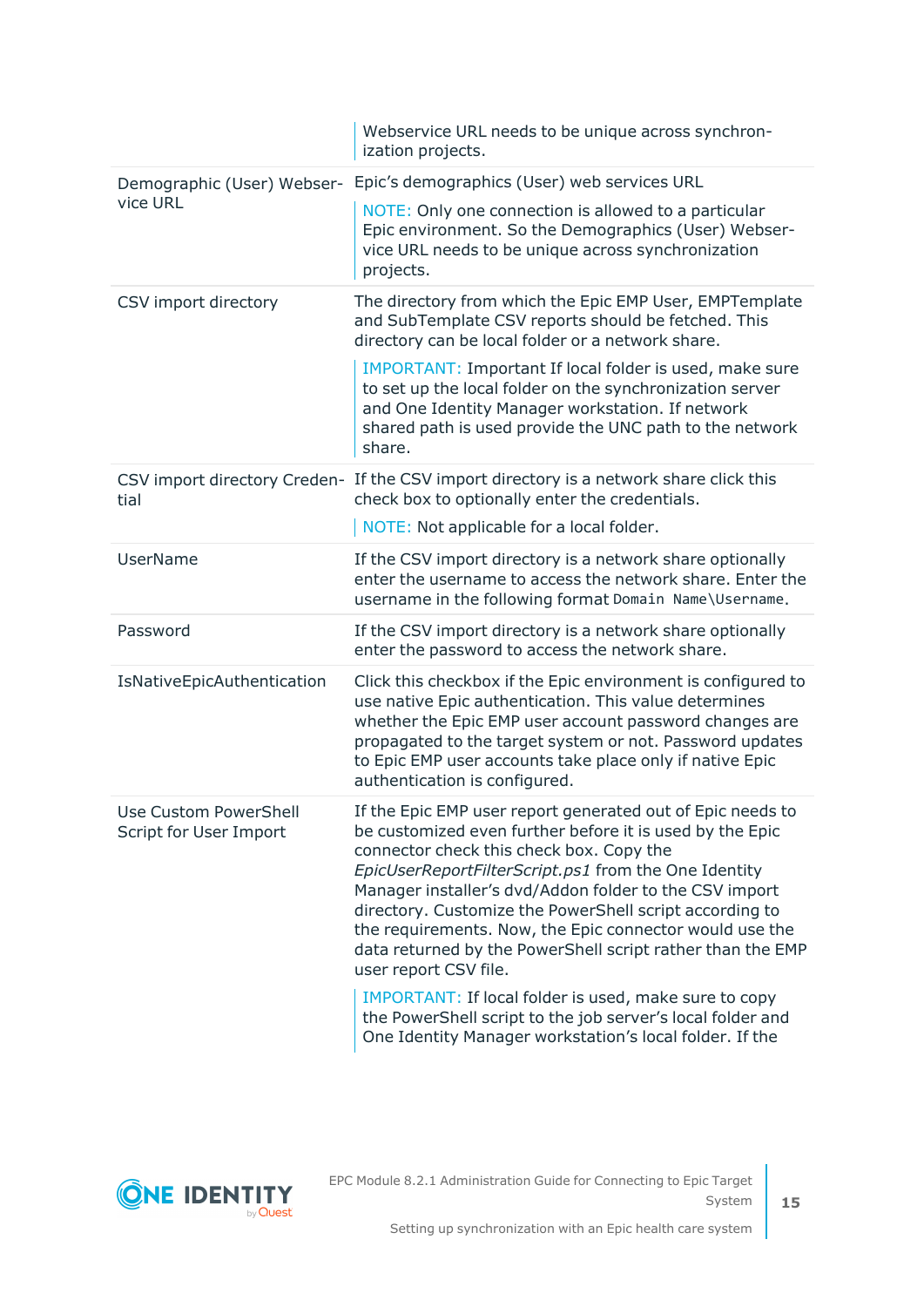| | |
|---|---|
| | NOTE: Only one connection is allowed to a particular Epic environment. So the Demographics (User) Webservice URL needs to be unique across synchronization projects. |
| Demographic (User) Webservice URL | Epic's demographics (User) web services URL<br><br>NOTE: Only one connection is allowed to a particular Epic environment. So the Demographics (User) Webservice URL needs to be unique across synchronization projects. |
| CSV import directory | The directory from which the Epic EMP User, EMPTemplate and SubTemplate CSV reports should be fetched. This directory can be local folder or a network share.<br><br>IMPORTANT: Important If local folder is used, make sure to set up the local folder on the synchronization server and One Identity Manager workstation. If network shared path is used provide the UNC path to the network share. |
| CSV import directory Credential | If the CSV import directory is a network share click this check box to optionally enter the credentials.<br><br>NOTE: Not applicable for a local folder. |
| UserName | If the CSV import directory is a network share optionally enter the username to access the network share. Enter the username in the following format `Domain Name\Username`. |
| Password | If the CSV import directory is a network share optionally enter the password to access the network share. |
| IsNativeEpicAuthentication | Click this checkbox if the Epic environment is configured to use native Epic authentication. This value determines whether the Epic EMP user account password changes are propagated to the target system or not. Password updates to Epic EMP user accounts take place only if native Epic authentication is configured. |
| Use Custom PowerShell Script for User Import | If the Epic EMP user report generated out of Epic needs to be customized even further before it is used by the Epic connector check this check box. Copy the *EpicUserReportFilterScript.ps1* from the One Identity Manager installer's dvd/Addon folder to the CSV import directory. Customize the PowerShell script according to the requirements. Now, the Epic connector would use the data returned by the PowerShell script rather than the EMP user report CSV file.<br><br>IMPORTANT: If local folder is used, make sure to copy the PowerShell script to the job server's local folder and One Identity Manager workstation's local folder. If the |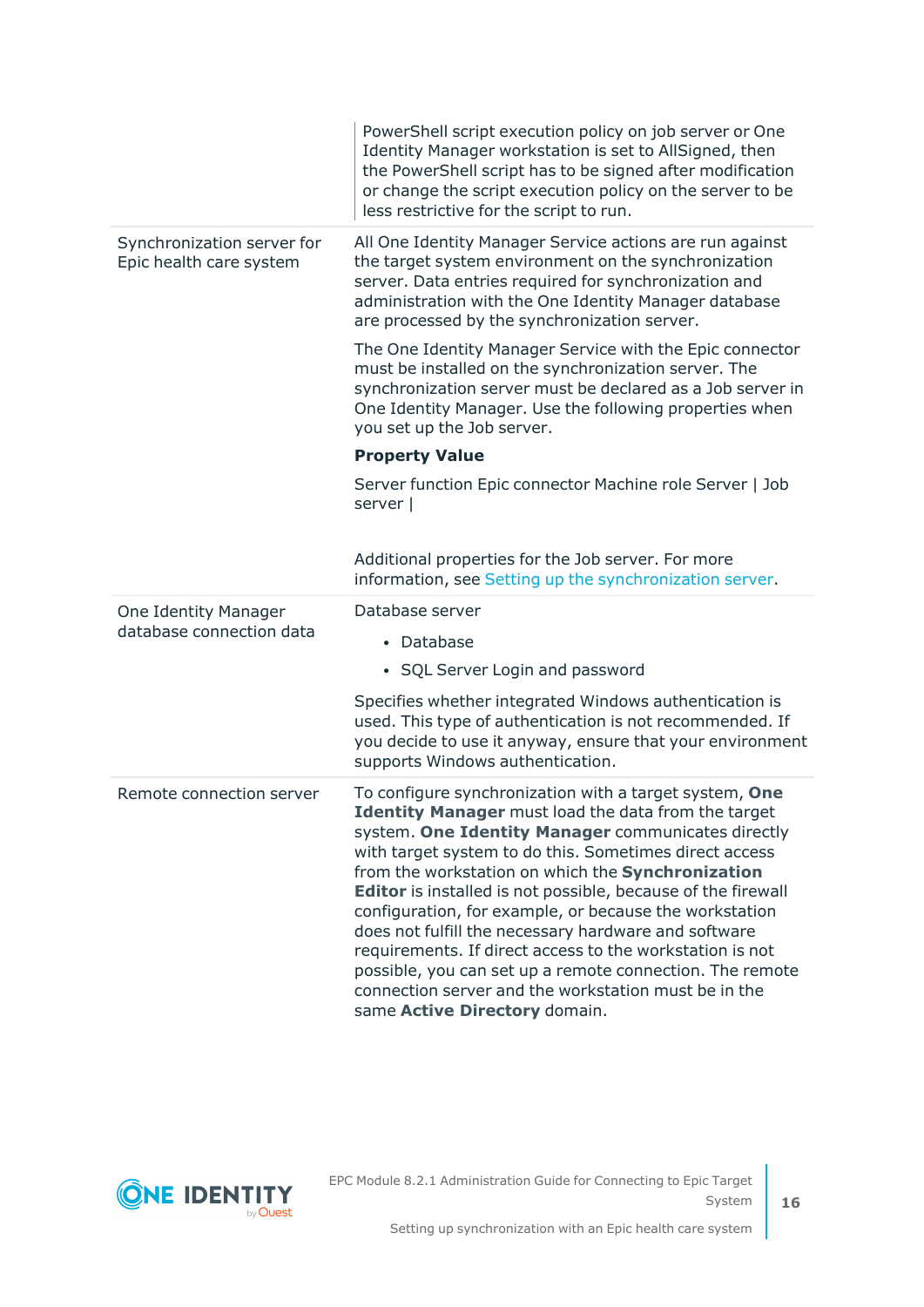| | |
|---|---|
| | PowerShell script execution policy on job server or One Identity Manager workstation is set to AllSigned, then the PowerShell script has to be signed after modification or change the script execution policy on the server to be less restrictive for the script to run. |
| Synchronization server for Epic health care system | All One Identity Manager Service actions are run against the target system environment on the synchronization server. Data entries required for synchronization and administration with the One Identity Manager database are processed by the synchronization server.<br><br>The One Identity Manager Service with the Epic connector must be installed on the synchronization server. The synchronization server must be declared as a Job server in One Identity Manager. Use the following properties when you set up the Job server.<br><br>**Property Value**<br><br>Server function Epic connector Machine role Server \| Job server \|<br><br>Additional properties for the Job server. For more information, see Setting up the synchronization server. |
| One Identity Manager database connection data | Database server<br><br>• Database<br>• SQL Server Login and password<br><br>Specifies whether integrated Windows authentication is used. This type of authentication is not recommended. If you decide to use it anyway, ensure that your environment supports Windows authentication. |
| Remote connection server | To configure synchronization with a target system, **One Identity Manager** must load the data from the target system. **One Identity Manager** communicates directly with target system to do this. Sometimes direct access from the workstation on which the **Synchronization Editor** is installed is not possible, because of the firewall configuration, for example, or because the workstation does not fulfill the necessary hardware and software requirements. If direct access to the workstation is not possible, you can set up a remote connection. The remote connection server and the workstation must be in the same **Active Directory** domain. |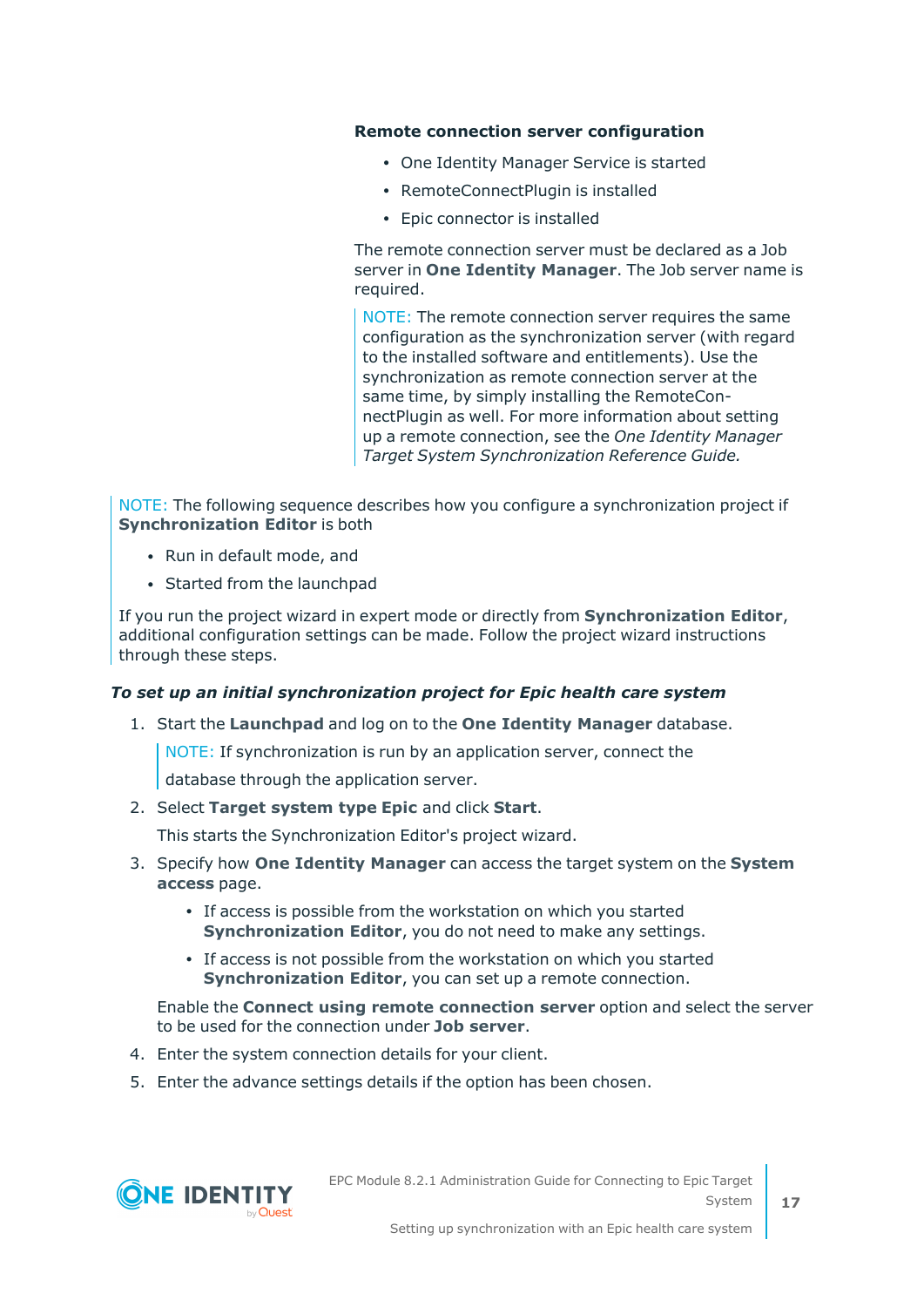**Remote connection server configuration**

- One Identity Manager Service is started
- RemoteConnectPlugin is installed
- Epic connector is installed

The remote connection server must be declared as a Job server in **One Identity Manager**. The Job server name is required.

> NOTE: The remote connection server requires the same configuration as the synchronization server (with regard to the installed software and entitlements). Use the synchronization as remote connection server at the same time, by simply installing the RemoteConnectPlugin as well. For more information about setting up a remote connection, see the *One Identity Manager Target System Synchronization Reference Guide.*

> NOTE: The following sequence describes how you configure a synchronization project if **Synchronization Editor** is both
>
> - Run in default mode, and
> - Started from the launchpad
>
> If you run the project wizard in expert mode or directly from **Synchronization Editor**, additional configuration settings can be made. Follow the project wizard instructions through these steps.

***To set up an initial synchronization project for Epic health care system***

1. Start the **Launchpad** and log on to the **One Identity Manager** database.

   > NOTE: If synchronization is run by an application server, connect the database through the application server.

2. Select **Target system type Epic** and click **Start**.

   This starts the Synchronization Editor's project wizard.

3. Specify how **One Identity Manager** can access the target system on the **System access** page.

   - If access is possible from the workstation on which you started **Synchronization Editor**, you do not need to make any settings.
   - If access is not possible from the workstation on which you started **Synchronization Editor**, you can set up a remote connection.

   Enable the **Connect using remote connection server** option and select the server to be used for the connection under **Job server**.

4. Enter the system connection details for your client.
5. Enter the advance settings details if the option has been chosen.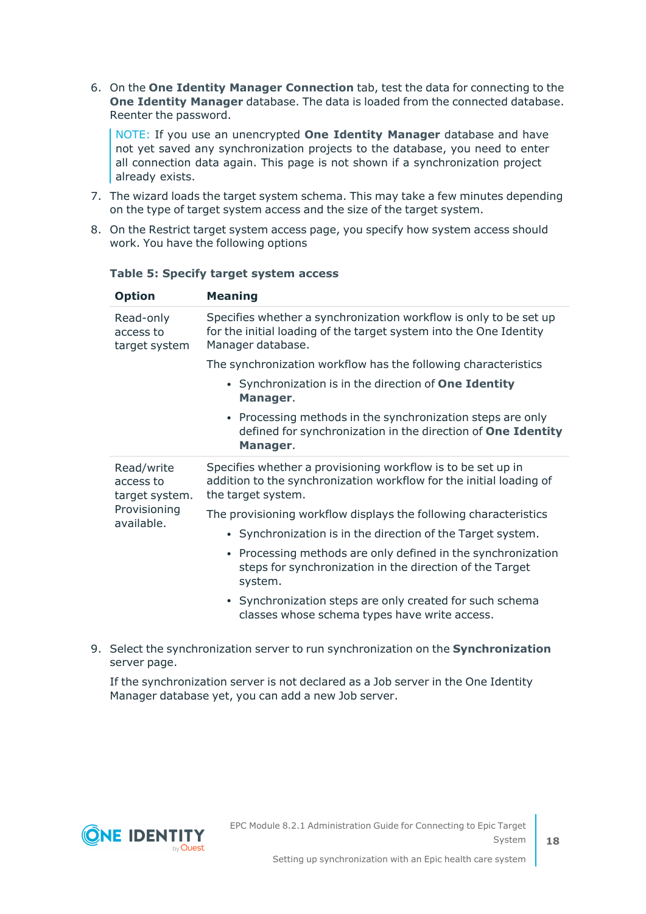6. On the **One Identity Manager Connection** tab, test the data for connecting to the **One Identity Manager** database. The data is loaded from the connected database. Reenter the password.

   > NOTE: If you use an unencrypted **One Identity Manager** database and have not yet saved any synchronization projects to the database, you need to enter all connection data again. This page is not shown if a synchronization project already exists.

7. The wizard loads the target system schema. This may take a few minutes depending on the type of target system access and the size of the target system.

8. On the Restrict target system access page, you specify how system access should work. You have the following options

**Table 5: Specify target system access**

| Option | Meaning |
|---|---|
| Read-only access to target system | Specifies whether a synchronization workflow is only to be set up for the initial loading of the target system into the One Identity Manager database.<br><br>The synchronization workflow has the following characteristics<br><br>• Synchronization is in the direction of **One Identity Manager**.<br>• Processing methods in the synchronization steps are only defined for synchronization in the direction of **One Identity Manager**. |
| Read/write access to target system. Provisioning available. | Specifies whether a provisioning workflow is to be set up in addition to the synchronization workflow for the initial loading of the target system.<br><br>The provisioning workflow displays the following characteristics<br><br>• Synchronization is in the direction of the Target system.<br>• Processing methods are only defined in the synchronization steps for synchronization in the direction of the Target system.<br>• Synchronization steps are only created for such schema classes whose schema types have write access. |

9. Select the synchronization server to run synchronization on the **Synchronization** server page.

   If the synchronization server is not declared as a Job server in the One Identity Manager database yet, you can add a new Job server.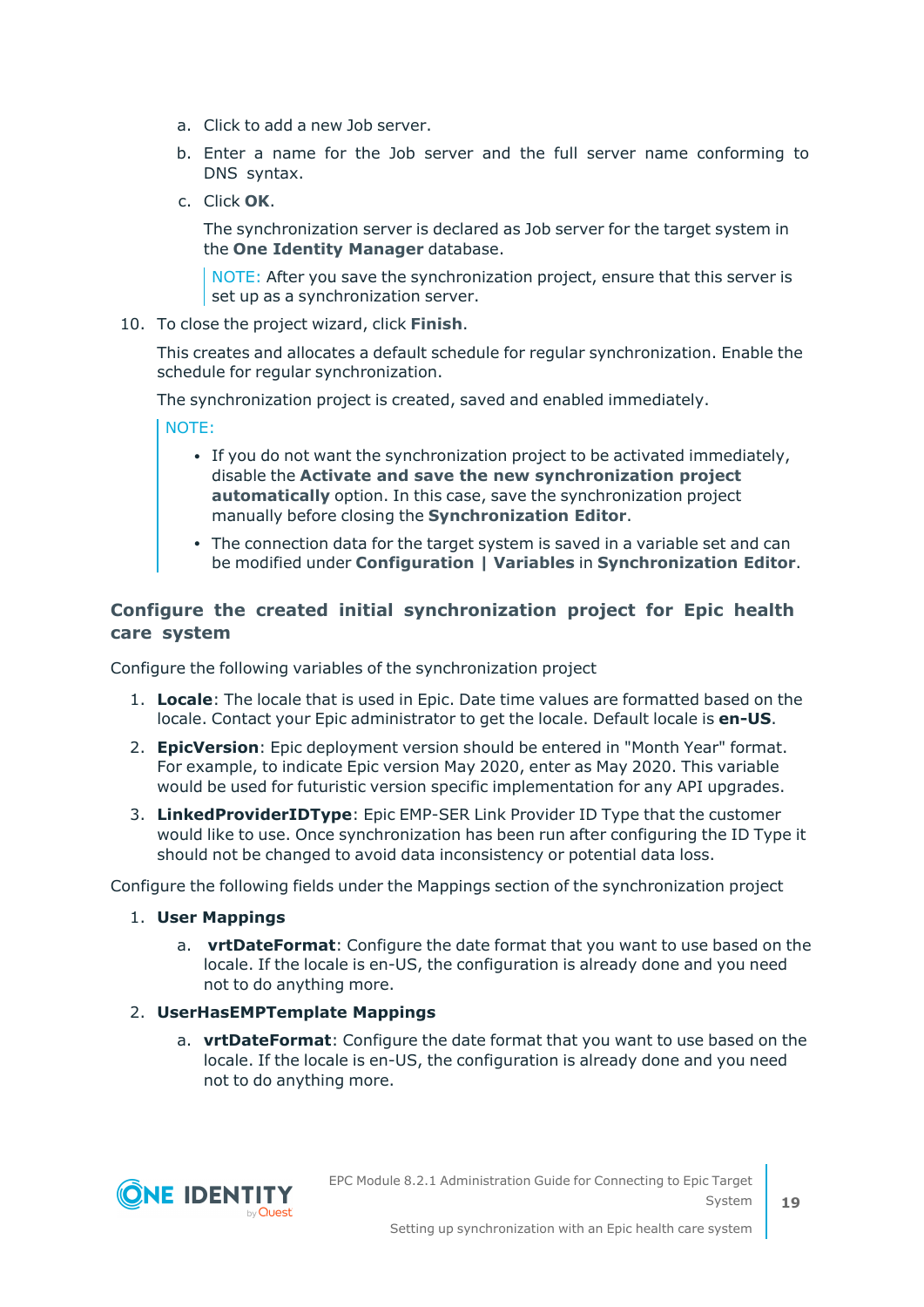a. Click to add a new Job server.

   b. Enter a name for the Job server and the full server name conforming to DNS syntax.

   c. Click **OK**.

      The synchronization server is declared as Job server for the target system in the **One Identity Manager** database.

      > NOTE: After you save the synchronization project, ensure that this server is set up as a synchronization server.

10. To close the project wizard, click **Finish**.

    This creates and allocates a default schedule for regular synchronization. Enable the schedule for regular synchronization.

    The synchronization project is created, saved and enabled immediately.

    > NOTE:
    >
    > - If you do not want the synchronization project to be activated immediately, disable the **Activate and save the new synchronization project automatically** option. In this case, save the synchronization project manually before closing the **Synchronization Editor**.
    > - The connection data for the target system is saved in a variable set and can be modified under **Configuration | Variables** in **Synchronization Editor**.

## Configure the created initial synchronization project for Epic health care system

Configure the following variables of the synchronization project

1. **Locale**: The locale that is used in Epic. Date time values are formatted based on the locale. Contact your Epic administrator to get the locale. Default locale is **en-US**.
2. **EpicVersion**: Epic deployment version should be entered in "Month Year" format. For example, to indicate Epic version May 2020, enter as May 2020. This variable would be used for futuristic version specific implementation for any API upgrades.
3. **LinkedProviderIDType**: Epic EMP-SER Link Provider ID Type that the customer would like to use. Once synchronization has been run after configuring the ID Type it should not be changed to avoid data inconsistency or potential data loss.

Configure the following fields under the Mappings section of the synchronization project

1. **User Mappings**
   a. **vrtDateFormat**: Configure the date format that you want to use based on the locale. If the locale is en-US, the configuration is already done and you need not to do anything more.
2. **UserHasEMPTemplate Mappings**
   a. **vrtDateFormat**: Configure the date format that you want to use based on the locale. If the locale is en-US, the configuration is already done and you need not to do anything more.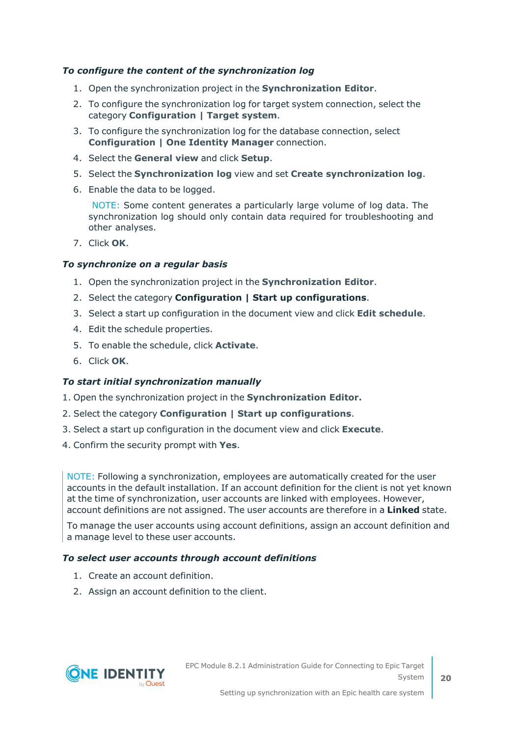*To configure the content of the synchronization log*

1. Open the synchronization project in the **Synchronization Editor**.
2. To configure the synchronization log for target system connection, select the category **Configuration | Target system**.
3. To configure the synchronization log for the database connection, select **Configuration | One Identity Manager** connection.
4. Select the **General view** and click **Setup**.
5. Select the **Synchronization log** view and set **Create synchronization log**.
6. Enable the data to be logged.

   NOTE: Some content generates a particularly large volume of log data. The synchronization log should only contain data required for troubleshooting and other analyses.

7. Click **OK**.

*To synchronize on a regular basis*

1. Open the synchronization project in the **Synchronization Editor**.
2. Select the category **Configuration | Start up configurations**.
3. Select a start up configuration in the document view and click **Edit schedule**.
4. Edit the schedule properties.
5. To enable the schedule, click **Activate**.
6. Click **OK**.

*To start initial synchronization manually*

1. Open the synchronization project in the **Synchronization Editor.**
2. Select the category **Configuration | Start up configurations**.
3. Select a start up configuration in the document view and click **Execute**.
4. Confirm the security prompt with **Yes**.

NOTE: Following a synchronization, employees are automatically created for the user accounts in the default installation. If an account definition for the client is not yet known at the time of synchronization, user accounts are linked with employees. However, account definitions are not assigned. The user accounts are therefore in a **Linked** state.

To manage the user accounts using account definitions, assign an account definition and a manage level to these user accounts.

*To select user accounts through account definitions*

1. Create an account definition.
2. Assign an account definition to the client.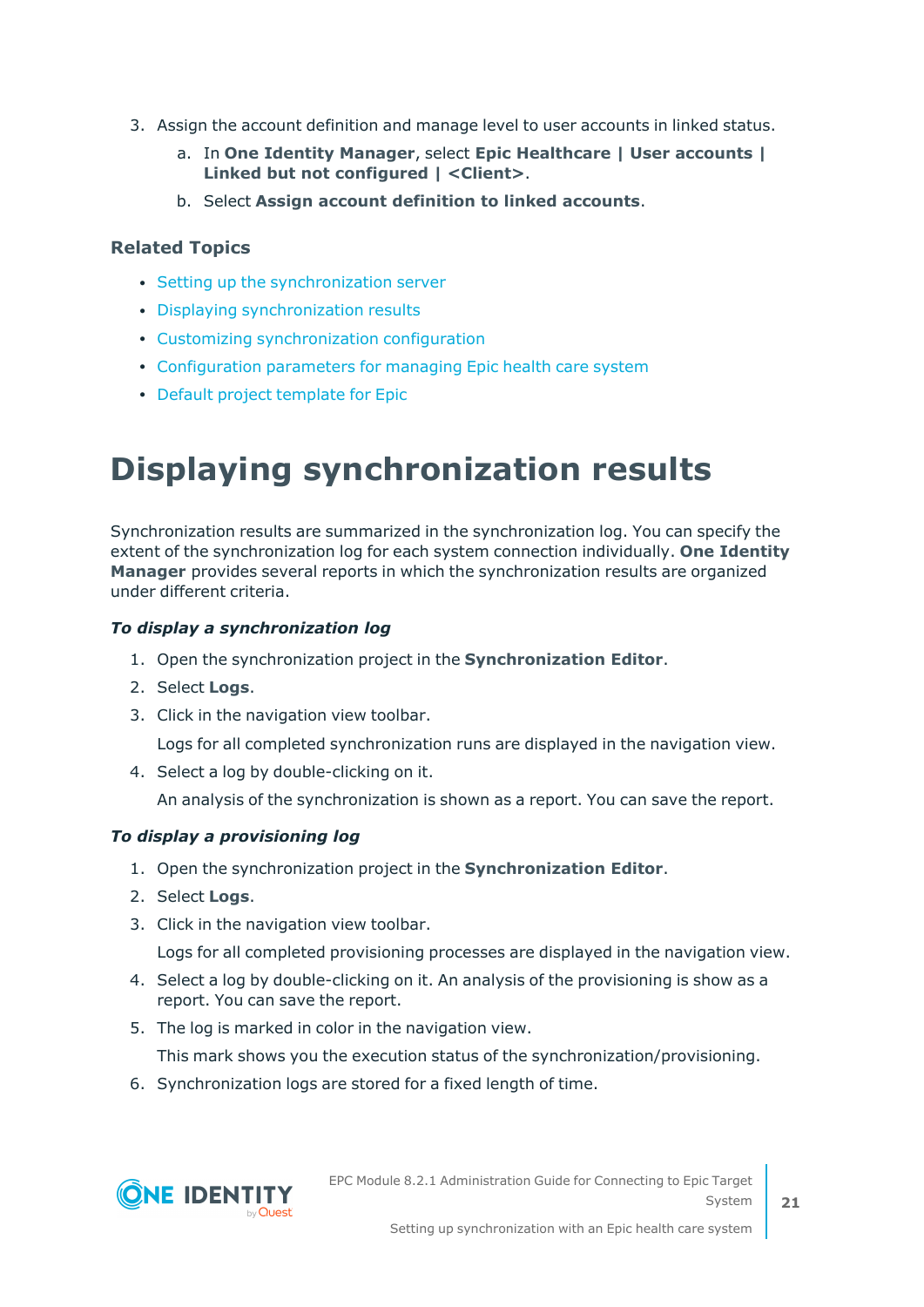3. Assign the account definition and manage level to user accounts in linked status.
   a. In **One Identity Manager**, select **Epic Healthcare | User accounts | Linked but not configured | <Client>**.
   b. Select **Assign account definition to linked accounts**.

### Related Topics

- Setting up the synchronization server
- Displaying synchronization results
- Customizing synchronization configuration
- Configuration parameters for managing Epic health care system
- Default project template for Epic

# Displaying synchronization results

Synchronization results are summarized in the synchronization log. You can specify the extent of the synchronization log for each system connection individually. **One Identity Manager** provides several reports in which the synchronization results are organized under different criteria.

***To display a synchronization log***

1. Open the synchronization project in the **Synchronization Editor**.
2. Select **Logs**.
3. Click in the navigation view toolbar.

   Logs for all completed synchronization runs are displayed in the navigation view.
4. Select a log by double-clicking on it.

   An analysis of the synchronization is shown as a report. You can save the report.

***To display a provisioning log***

1. Open the synchronization project in the **Synchronization Editor**.
2. Select **Logs**.
3. Click in the navigation view toolbar.

   Logs for all completed provisioning processes are displayed in the navigation view.
4. Select a log by double-clicking on it. An analysis of the provisioning is show as a report. You can save the report.
5. The log is marked in color in the navigation view.

   This mark shows you the execution status of the synchronization/provisioning.
6. Synchronization logs are stored for a fixed length of time.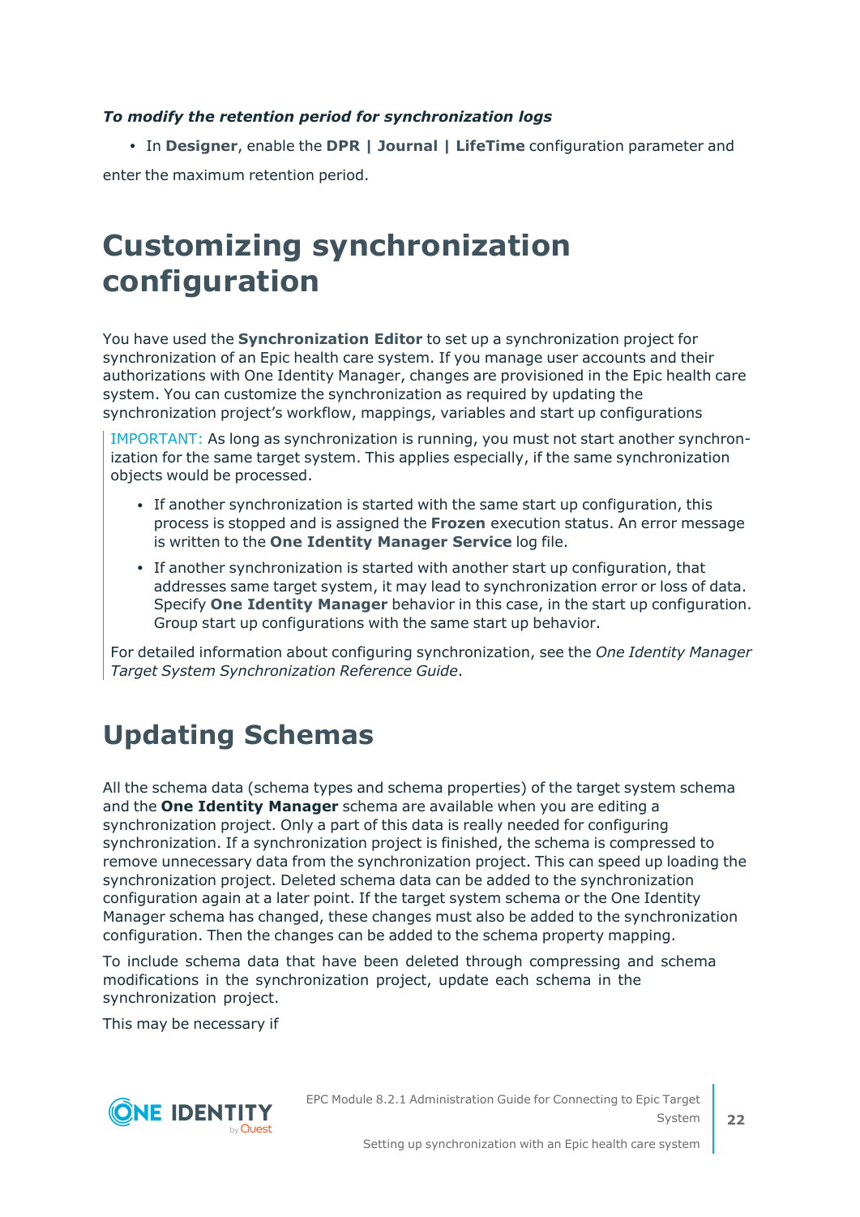***To modify the retention period for synchronization logs***

- In **Designer**, enable the **DPR | Journal | LifeTime** configuration parameter and

enter the maximum retention period.

# Customizing synchronization configuration

You have used the **Synchronization Editor** to set up a synchronization project for synchronization of an Epic health care system. If you manage user accounts and their authorizations with One Identity Manager, changes are provisioned in the Epic health care system. You can customize the synchronization as required by updating the synchronization project's workflow, mappings, variables and start up configurations

IMPORTANT: As long as synchronization is running, you must not start another synchronization for the same target system. This applies especially, if the same synchronization objects would be processed.

- If another synchronization is started with the same start up configuration, this process is stopped and is assigned the **Frozen** execution status. An error message is written to the **One Identity Manager Service** log file.
- If another synchronization is started with another start up configuration, that addresses same target system, it may lead to synchronization error or loss of data. Specify **One Identity Manager** behavior in this case, in the start up configuration. Group start up configurations with the same start up behavior.

For detailed information about configuring synchronization, see the *One Identity Manager Target System Synchronization Reference Guide*.

# Updating Schemas

All the schema data (schema types and schema properties) of the target system schema and the **One Identity Manager** schema are available when you are editing a synchronization project. Only a part of this data is really needed for configuring synchronization. If a synchronization project is finished, the schema is compressed to remove unnecessary data from the synchronization project. This can speed up loading the synchronization project. Deleted schema data can be added to the synchronization configuration again at a later point. If the target system schema or the One Identity Manager schema has changed, these changes must also be added to the synchronization configuration. Then the changes can be added to the schema property mapping.

To include schema data that have been deleted through compressing and schema modifications in the synchronization project, update each schema in the synchronization project.

This may be necessary if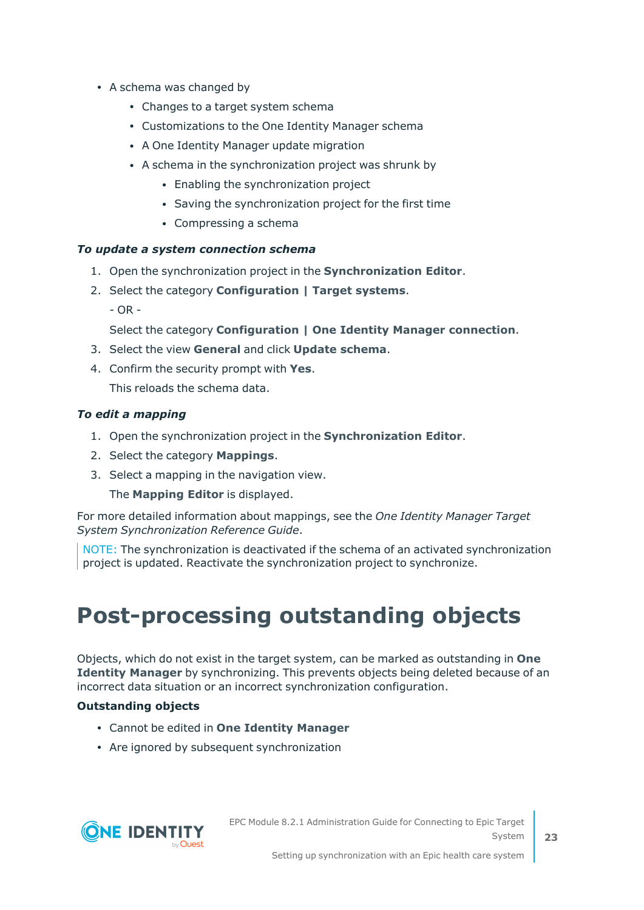- A schema was changed by
    - Changes to a target system schema
    - Customizations to the One Identity Manager schema
    - A One Identity Manager update migration
    - A schema in the synchronization project was shrunk by
        - Enabling the synchronization project
        - Saving the synchronization project for the first time
        - Compressing a schema

***To update a system connection schema***

1. Open the synchronization project in the **Synchronization Editor**.
2. Select the category **Configuration | Target systems**.

   \- OR -

   Select the category **Configuration | One Identity Manager connection**.
3. Select the view **General** and click **Update schema**.
4. Confirm the security prompt with **Yes**.

   This reloads the schema data.

***To edit a mapping***

1. Open the synchronization project in the **Synchronization Editor**.
2. Select the category **Mappings**.
3. Select a mapping in the navigation view.

   The **Mapping Editor** is displayed.

For more detailed information about mappings, see the *One Identity Manager Target System Synchronization Reference Guide*.

NOTE: The synchronization is deactivated if the schema of an activated synchronization project is updated. Reactivate the synchronization project to synchronize.

# Post-processing outstanding objects

Objects, which do not exist in the target system, can be marked as outstanding in **One Identity Manager** by synchronizing. This prevents objects being deleted because of an incorrect data situation or an incorrect synchronization configuration.

**Outstanding objects**

- Cannot be edited in **One Identity Manager**
- Are ignored by subsequent synchronization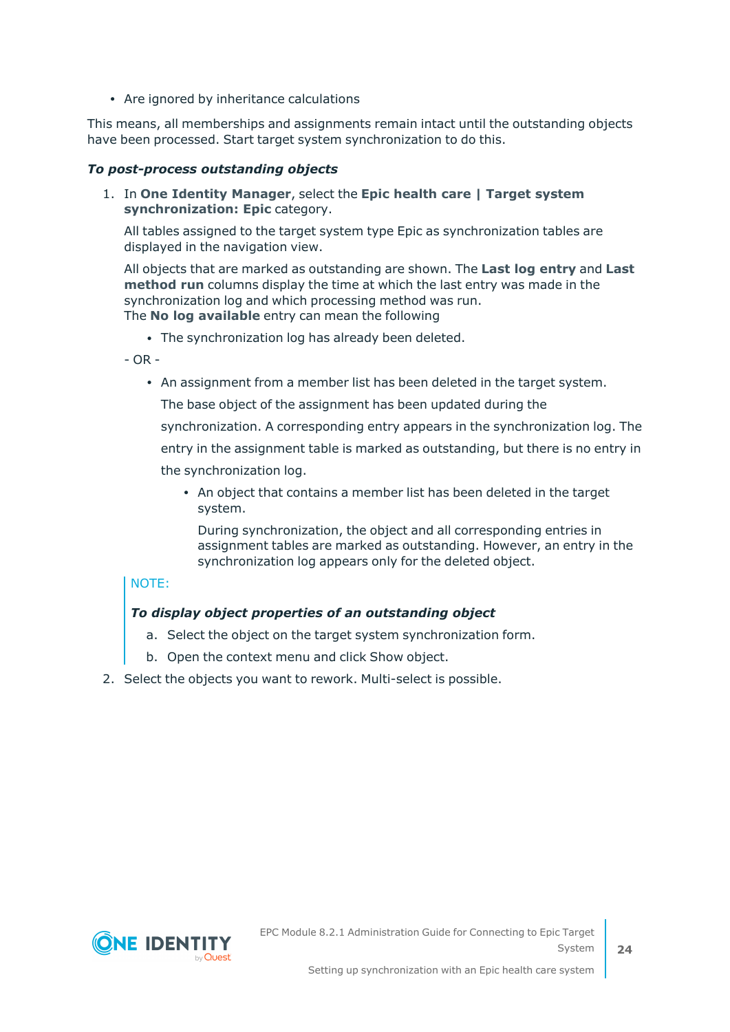- Are ignored by inheritance calculations

This means, all memberships and assignments remain intact until the outstanding objects have been processed. Start target system synchronization to do this.

***To post-process outstanding objects***

1. In **One Identity Manager**, select the **Epic health care | Target system synchronization: Epic** category.

   All tables assigned to the target system type Epic as synchronization tables are displayed in the navigation view.

   All objects that are marked as outstanding are shown. The **Last log entry** and **Last method run** columns display the time at which the last entry was made in the synchronization log and which processing method was run.
   The **No log available** entry can mean the following

   - The synchronization log has already been deleted.

   - OR -

   - An assignment from a member list has been deleted in the target system.

     The base object of the assignment has been updated during the synchronization. A corresponding entry appears in the synchronization log. The entry in the assignment table is marked as outstanding, but there is no entry in the synchronization log.

     - An object that contains a member list has been deleted in the target system.

       During synchronization, the object and all corresponding entries in assignment tables are marked as outstanding. However, an entry in the synchronization log appears only for the deleted object.

   NOTE:

   ***To display object properties of an outstanding object***

   a. Select the object on the target system synchronization form.
   b. Open the context menu and click Show object.

2. Select the objects you want to rework. Multi-select is possible.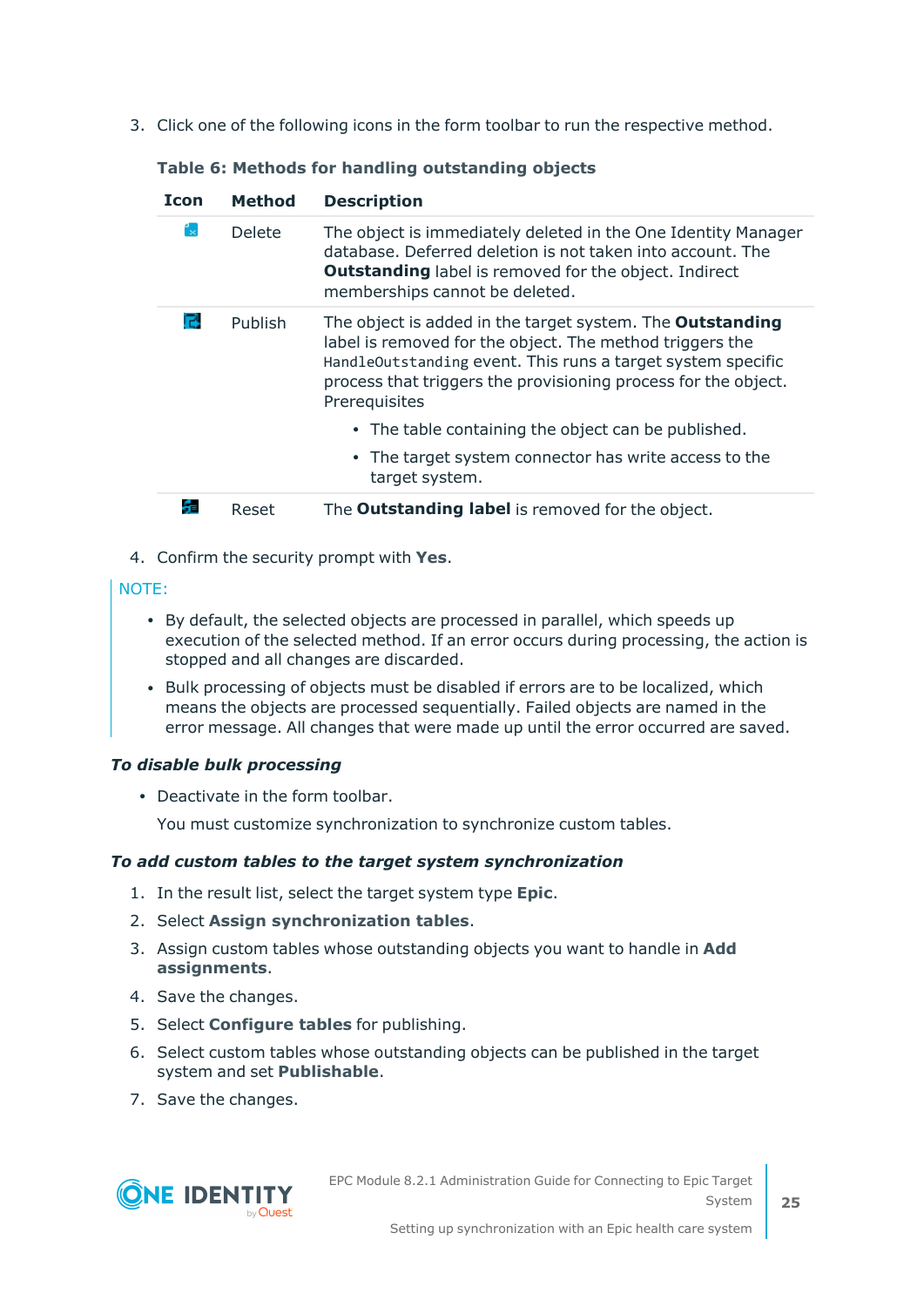3. Click one of the following icons in the form toolbar to run the respective method.

**Table 6: Methods for handling outstanding objects**

| Icon | Method | Description |
|---|---|---|
| | Delete | The object is immediately deleted in the One Identity Manager database. Deferred deletion is not taken into account. The **Outstanding** label is removed for the object. Indirect memberships cannot be deleted. |
| | Publish | The object is added in the target system. The **Outstanding** label is removed for the object. The method triggers the `HandleOutstanding` event. This runs a target system specific process that triggers the provisioning process for the object. Prerequisites<br>• The table containing the object can be published.<br>• The target system connector has write access to the target system. |
| | Reset | The **Outstanding label** is removed for the object. |

4. Confirm the security prompt with **Yes**.

NOTE:

- By default, the selected objects are processed in parallel, which speeds up execution of the selected method. If an error occurs during processing, the action is stopped and all changes are discarded.
- Bulk processing of objects must be disabled if errors are to be localized, which means the objects are processed sequentially. Failed objects are named in the error message. All changes that were made up until the error occurred are saved.

***To disable bulk processing***

- Deactivate in the form toolbar.

  You must customize synchronization to synchronize custom tables.

***To add custom tables to the target system synchronization***

1. In the result list, select the target system type **Epic**.
2. Select **Assign synchronization tables**.
3. Assign custom tables whose outstanding objects you want to handle in **Add assignments**.
4. Save the changes.
5. Select **Configure tables** for publishing.
6. Select custom tables whose outstanding objects can be published in the target system and set **Publishable**.
7. Save the changes.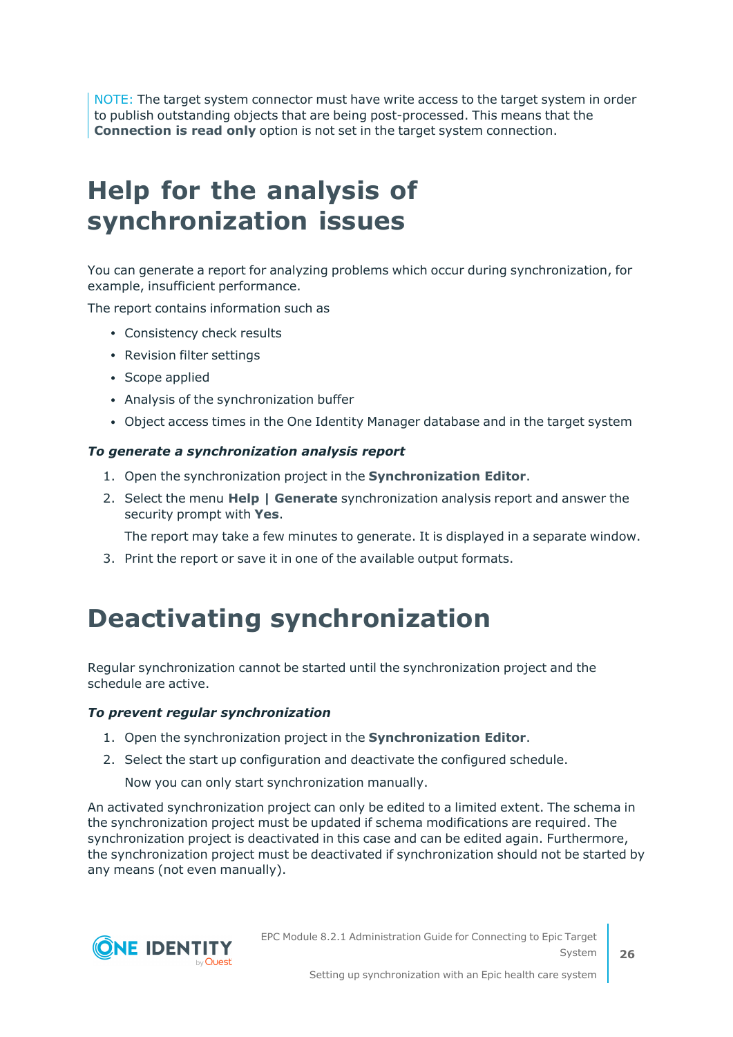NOTE: The target system connector must have write access to the target system in order to publish outstanding objects that are being post-processed. This means that the **Connection is read only** option is not set in the target system connection.

# Help for the analysis of synchronization issues

You can generate a report for analyzing problems which occur during synchronization, for example, insufficient performance.

The report contains information such as

- Consistency check results
- Revision filter settings
- Scope applied
- Analysis of the synchronization buffer
- Object access times in the One Identity Manager database and in the target system

***To generate a synchronization analysis report***

1. Open the synchronization project in the **Synchronization Editor**.
2. Select the menu **Help | Generate** synchronization analysis report and answer the security prompt with **Yes**.

   The report may take a few minutes to generate. It is displayed in a separate window.
3. Print the report or save it in one of the available output formats.

# Deactivating synchronization

Regular synchronization cannot be started until the synchronization project and the schedule are active.

***To prevent regular synchronization***

1. Open the synchronization project in the **Synchronization Editor**.
2. Select the start up configuration and deactivate the configured schedule.

   Now you can only start synchronization manually.

An activated synchronization project can only be edited to a limited extent. The schema in the synchronization project must be updated if schema modifications are required. The synchronization project is deactivated in this case and can be edited again. Furthermore, the synchronization project must be deactivated if synchronization should not be started by any means (not even manually).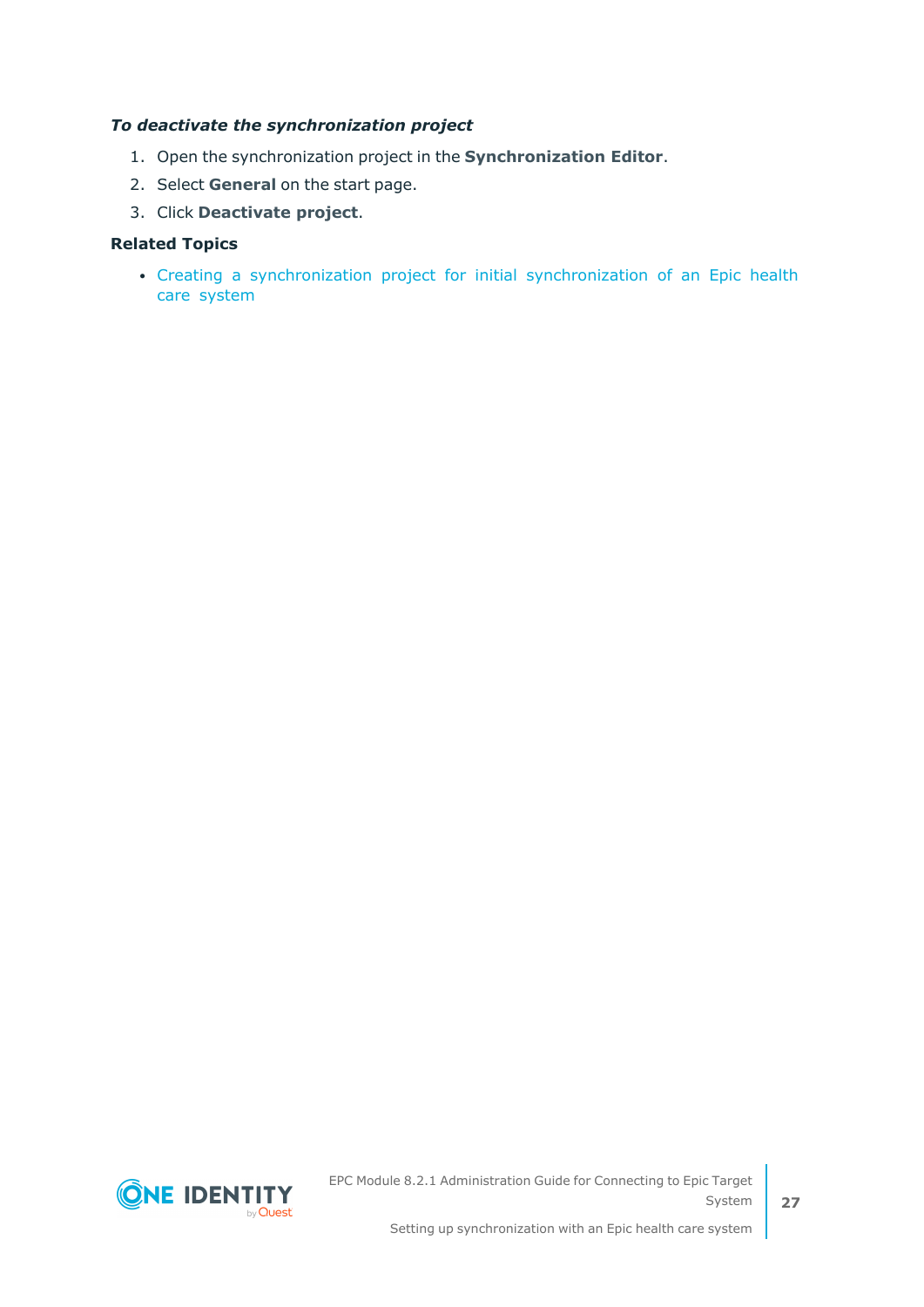*To deactivate the synchronization project*

1. Open the synchronization project in the **Synchronization Editor**.
2. Select **General** on the start page.
3. Click **Deactivate project**.

**Related Topics**

- Creating a synchronization project for initial synchronization of an Epic health care system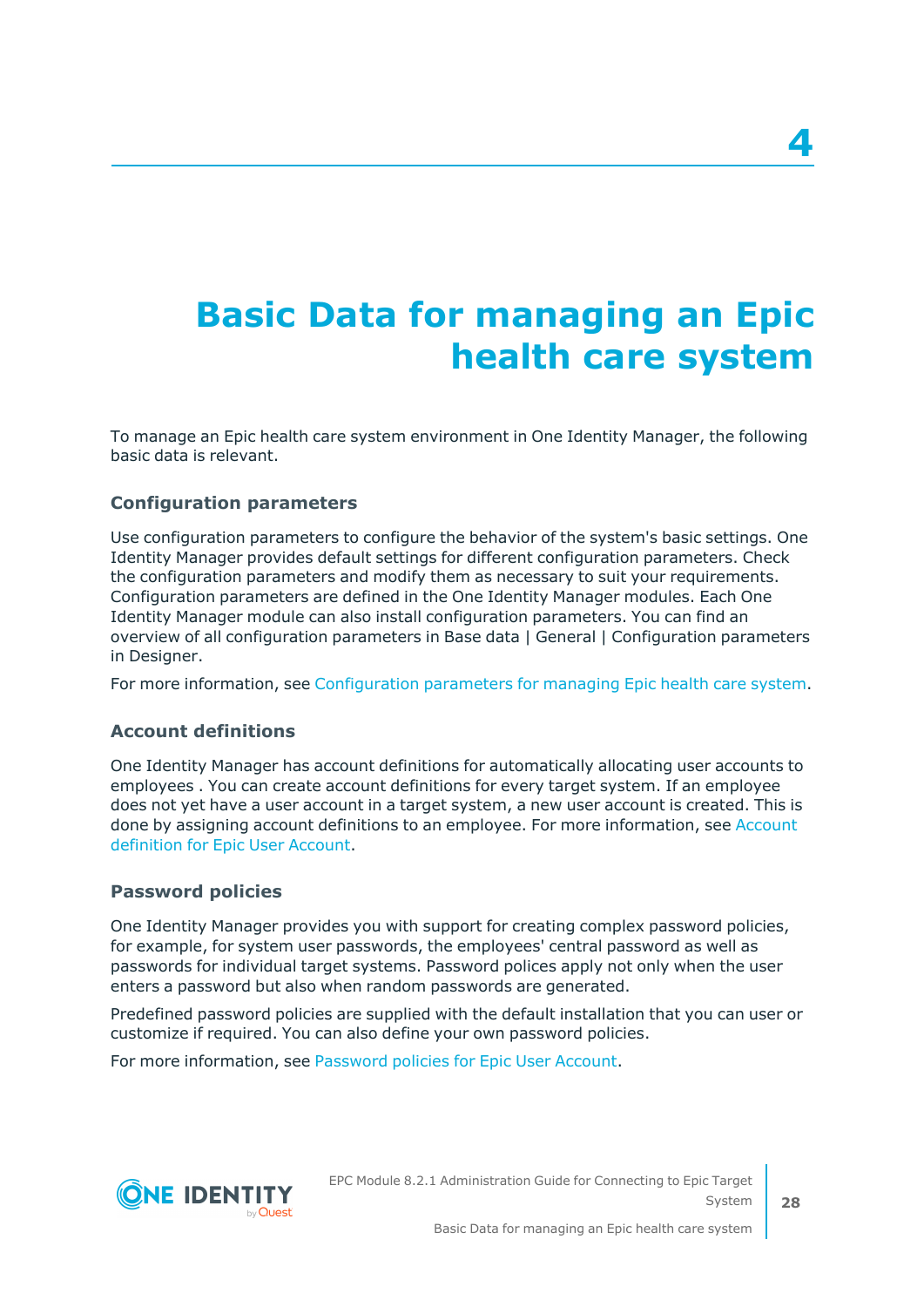# 4 Basic Data for managing an Epic health care system

To manage an Epic health care system environment in One Identity Manager, the following basic data is relevant.

### Configuration parameters

Use configuration parameters to configure the behavior of the system's basic settings. One Identity Manager provides default settings for different configuration parameters. Check the configuration parameters and modify them as necessary to suit your requirements. Configuration parameters are defined in the One Identity Manager modules. Each One Identity Manager module can also install configuration parameters. You can find an overview of all configuration parameters in Base data | General | Configuration parameters in Designer.

For more information, see Configuration parameters for managing Epic health care system.

### Account definitions

One Identity Manager has account definitions for automatically allocating user accounts to employees . You can create account definitions for every target system. If an employee does not yet have a user account in a target system, a new user account is created. This is done by assigning account definitions to an employee. For more information, see Account definition for Epic User Account.

### Password policies

One Identity Manager provides you with support for creating complex password policies, for example, for system user passwords, the employees' central password as well as passwords for individual target systems. Password polices apply not only when the user enters a password but also when random passwords are generated.

Predefined password policies are supplied with the default installation that you can user or customize if required. You can also define your own password policies.

For more information, see Password policies for Epic User Account.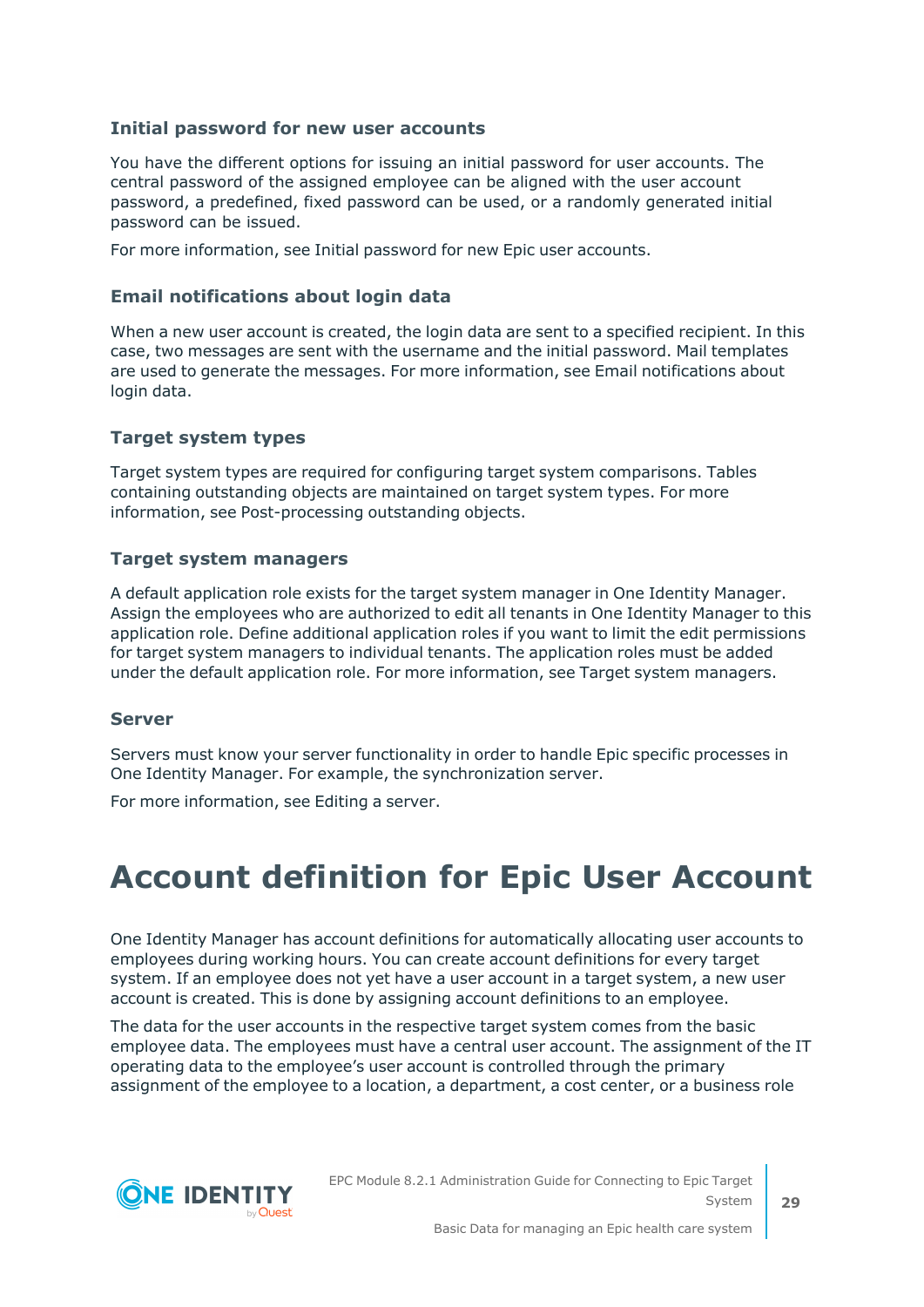### Initial password for new user accounts

You have the different options for issuing an initial password for user accounts. The central password of the assigned employee can be aligned with the user account password, a predefined, fixed password can be used, or a randomly generated initial password can be issued.

For more information, see Initial password for new Epic user accounts.

### Email notifications about login data

When a new user account is created, the login data are sent to a specified recipient. In this case, two messages are sent with the username and the initial password. Mail templates are used to generate the messages. For more information, see Email notifications about login data.

### Target system types

Target system types are required for configuring target system comparisons. Tables containing outstanding objects are maintained on target system types. For more information, see Post-processing outstanding objects.

### Target system managers

A default application role exists for the target system manager in One Identity Manager. Assign the employees who are authorized to edit all tenants in One Identity Manager to this application role. Define additional application roles if you want to limit the edit permissions for target system managers to individual tenants. The application roles must be added under the default application role. For more information, see Target system managers.

### Server

Servers must know your server functionality in order to handle Epic specific processes in One Identity Manager. For example, the synchronization server.

For more information, see Editing a server.

# Account definition for Epic User Account

One Identity Manager has account definitions for automatically allocating user accounts to employees during working hours. You can create account definitions for every target system. If an employee does not yet have a user account in a target system, a new user account is created. This is done by assigning account definitions to an employee.

The data for the user accounts in the respective target system comes from the basic employee data. The employees must have a central user account. The assignment of the IT operating data to the employee's user account is controlled through the primary assignment of the employee to a location, a department, a cost center, or a business role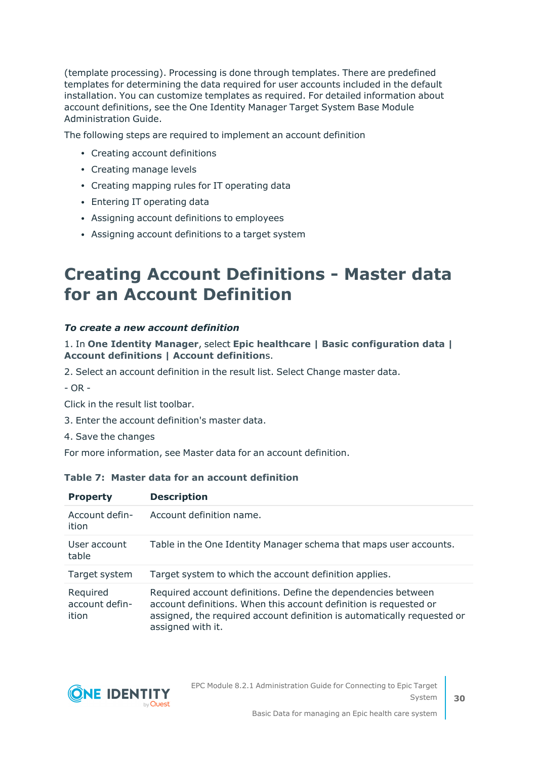(template processing). Processing is done through templates. There are predefined templates for determining the data required for user accounts included in the default installation. You can customize templates as required. For detailed information about account definitions, see the One Identity Manager Target System Base Module Administration Guide.

The following steps are required to implement an account definition

- Creating account definitions
- Creating manage levels
- Creating mapping rules for IT operating data
- Entering IT operating data
- Assigning account definitions to employees
- Assigning account definitions to a target system

# Creating Account Definitions - Master data for an Account Definition

***To create a new account definition***

1. In **One Identity Manager**, select **Epic healthcare | Basic configuration data | Account definitions | Account definition**s.

2. Select an account definition in the result list. Select Change master data.

- OR -

Click in the result list toolbar.

3. Enter the account definition's master data.

4. Save the changes

For more information, see Master data for an account definition.

**Table 7: Master data for an account definition**

| Property | Description |
|---|---|
| Account definition | Account definition name. |
| User account table | Table in the One Identity Manager schema that maps user accounts. |
| Target system | Target system to which the account definition applies. |
| Required account definition | Required account definitions. Define the dependencies between account definitions. When this account definition is requested or assigned, the required account definition is automatically requested or assigned with it. |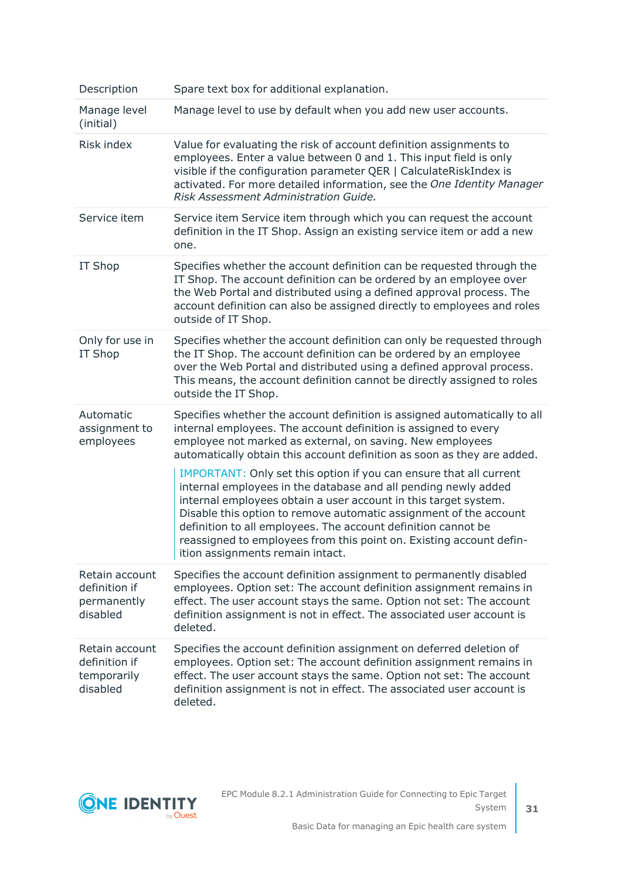| | |
|---|---|
| Description | Spare text box for additional explanation. |
| Manage level (initial) | Manage level to use by default when you add new user accounts. |
| Risk index | Value for evaluating the risk of account definition assignments to employees. Enter a value between 0 and 1. This input field is only visible if the configuration parameter QER \| CalculateRiskIndex is activated. For more detailed information, see the *One Identity Manager Risk Assessment Administration Guide.* |
| Service item | Service item Service item through which you can request the account definition in the IT Shop. Assign an existing service item or add a new one. |
| IT Shop | Specifies whether the account definition can be requested through the IT Shop. The account definition can be ordered by an employee over the Web Portal and distributed using a defined approval process. The account definition can also be assigned directly to employees and roles outside of IT Shop. |
| Only for use in IT Shop | Specifies whether the account definition can only be requested through the IT Shop. The account definition can be ordered by an employee over the Web Portal and distributed using a defined approval process. This means, the account definition cannot be directly assigned to roles outside the IT Shop. |
| Automatic assignment to employees | Specifies whether the account definition is assigned automatically to all internal employees. The account definition is assigned to every employee not marked as external, on saving. New employees automatically obtain this account definition as soon as they are added.<br><br>IMPORTANT: Only set this option if you can ensure that all current internal employees in the database and all pending newly added internal employees obtain a user account in this target system. Disable this option to remove automatic assignment of the account definition to all employees. The account definition cannot be reassigned to employees from this point on. Existing account definition assignments remain intact. |
| Retain account definition if permanently disabled | Specifies the account definition assignment to permanently disabled employees. Option set: The account definition assignment remains in effect. The user account stays the same. Option not set: The account definition assignment is not in effect. The associated user account is deleted. |
| Retain account definition if temporarily disabled | Specifies the account definition assignment on deferred deletion of employees. Option set: The account definition assignment remains in effect. The user account stays the same. Option not set: The account definition assignment is not in effect. The associated user account is deleted. |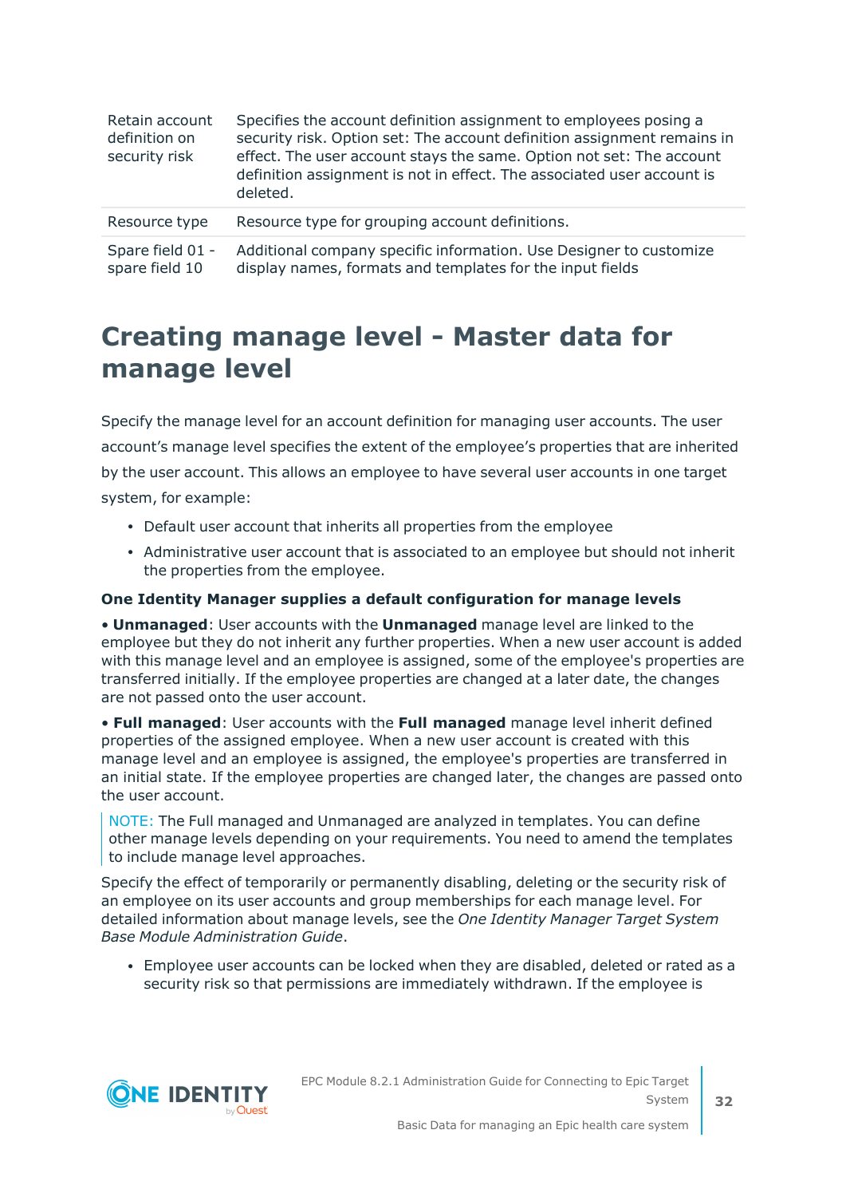| | |
|---|---|
| Retain account definition on security risk | Specifies the account definition assignment to employees posing a security risk. Option set: The account definition assignment remains in effect. The user account stays the same. Option not set: The account definition assignment is not in effect. The associated user account is deleted. |
| Resource type | Resource type for grouping account definitions. |
| Spare field 01 - spare field 10 | Additional company specific information. Use Designer to customize display names, formats and templates for the input fields |

# Creating manage level - Master data for manage level

Specify the manage level for an account definition for managing user accounts. The user account's manage level specifies the extent of the employee's properties that are inherited by the user account. This allows an employee to have several user accounts in one target system, for example:

- Default user account that inherits all properties from the employee
- Administrative user account that is associated to an employee but should not inherit the properties from the employee.

**One Identity Manager supplies a default configuration for manage levels**

• **Unmanaged**: User accounts with the **Unmanaged** manage level are linked to the employee but they do not inherit any further properties. When a new user account is added with this manage level and an employee is assigned, some of the employee's properties are transferred initially. If the employee properties are changed at a later date, the changes are not passed onto the user account.

• **Full managed**: User accounts with the **Full managed** manage level inherit defined properties of the assigned employee. When a new user account is created with this manage level and an employee is assigned, the employee's properties are transferred in an initial state. If the employee properties are changed later, the changes are passed onto the user account.

> NOTE: The Full managed and Unmanaged are analyzed in templates. You can define other manage levels depending on your requirements. You need to amend the templates to include manage level approaches.

Specify the effect of temporarily or permanently disabling, deleting or the security risk of an employee on its user accounts and group memberships for each manage level. For detailed information about manage levels, see the *One Identity Manager Target System Base Module Administration Guide*.

- Employee user accounts can be locked when they are disabled, deleted or rated as a security risk so that permissions are immediately withdrawn. If the employee is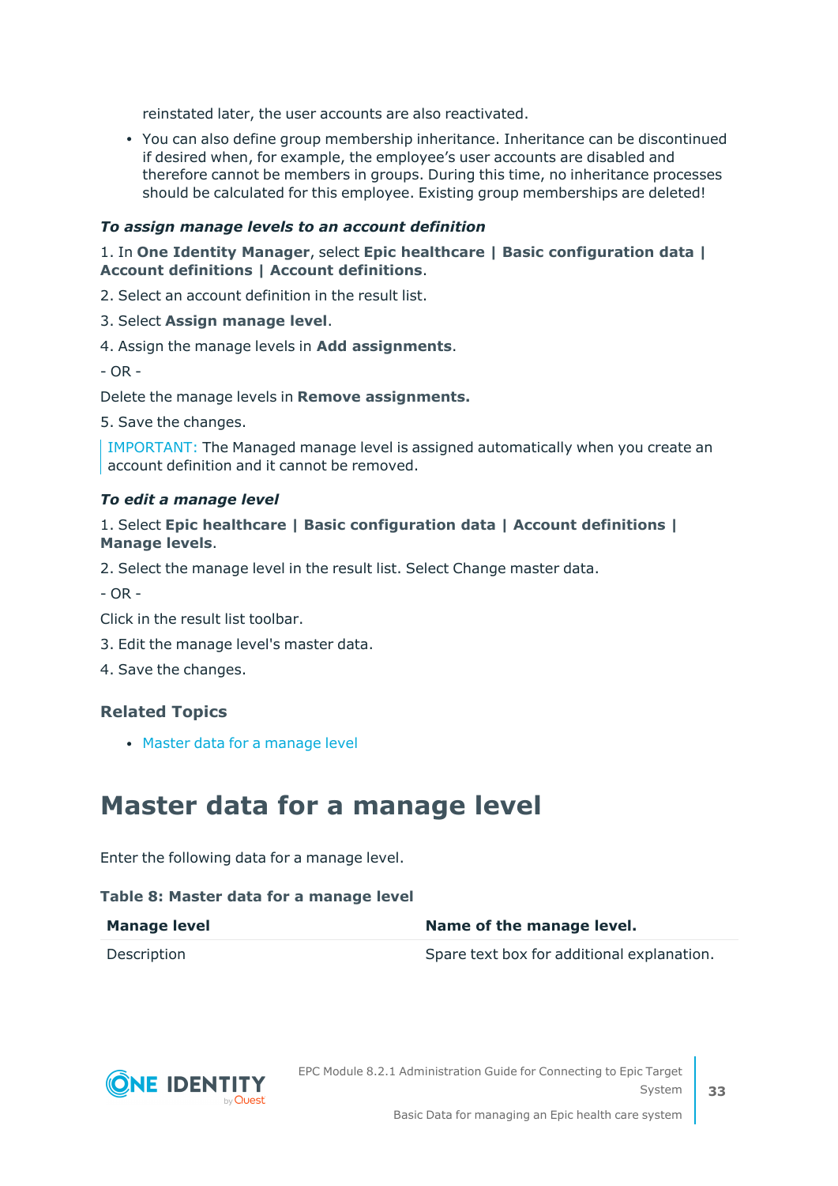reinstated later, the user accounts are also reactivated.

- You can also define group membership inheritance. Inheritance can be discontinued if desired when, for example, the employee’s user accounts are disabled and therefore cannot be members in groups. During this time, no inheritance processes should be calculated for this employee. Existing group memberships are deleted!

***To assign manage levels to an account definition***

1. In **One Identity Manager**, select **Epic healthcare | Basic configuration data | Account definitions | Account definitions**.
2. Select an account definition in the result list.
3. Select **Assign manage level**.
4. Assign the manage levels in **Add assignments**.

- OR -

Delete the manage levels in **Remove assignments.**

5. Save the changes.

> IMPORTANT: The Managed manage level is assigned automatically when you create an account definition and it cannot be removed.

***To edit a manage level***

1. Select **Epic healthcare | Basic configuration data | Account definitions | Manage levels**.
2. Select the manage level in the result list. Select Change master data.

- OR -

Click in the result list toolbar.

3. Edit the manage level's master data.
4. Save the changes.

### Related Topics

- Master data for a manage level

# Master data for a manage level

Enter the following data for a manage level.

**Table 8: Master data for a manage level**

| Manage level | Name of the manage level. |
|---|---|
| Description | Spare text box for additional explanation. |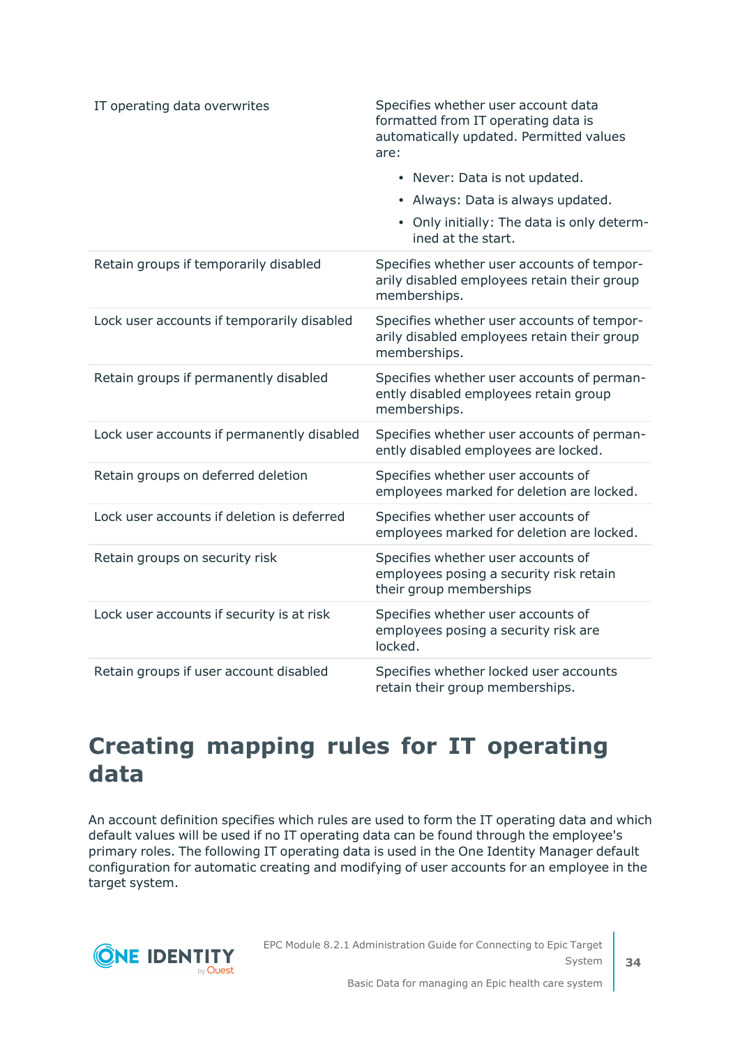| | |
|---|---|
| IT operating data overwrites | Specifies whether user account data formatted from IT operating data is automatically updated. Permitted values are:<br>• Never: Data is not updated.<br>• Always: Data is always updated.<br>• Only initially: The data is only determined at the start. |
| Retain groups if temporarily disabled | Specifies whether user accounts of temporarily disabled employees retain their group memberships. |
| Lock user accounts if temporarily disabled | Specifies whether user accounts of temporarily disabled employees retain their group memberships. |
| Retain groups if permanently disabled | Specifies whether user accounts of permanently disabled employees retain group memberships. |
| Lock user accounts if permanently disabled | Specifies whether user accounts of permanently disabled employees are locked. |
| Retain groups on deferred deletion | Specifies whether user accounts of employees marked for deletion are locked. |
| Lock user accounts if deletion is deferred | Specifies whether user accounts of employees marked for deletion are locked. |
| Retain groups on security risk | Specifies whether user accounts of employees posing a security risk retain their group memberships |
| Lock user accounts if security is at risk | Specifies whether user accounts of employees posing a security risk are locked. |
| Retain groups if user account disabled | Specifies whether locked user accounts retain their group memberships. |

# Creating mapping rules for IT operating data

An account definition specifies which rules are used to form the IT operating data and which default values will be used if no IT operating data can be found through the employee's primary roles. The following IT operating data is used in the One Identity Manager default configuration for automatic creating and modifying of user accounts for an employee in the target system.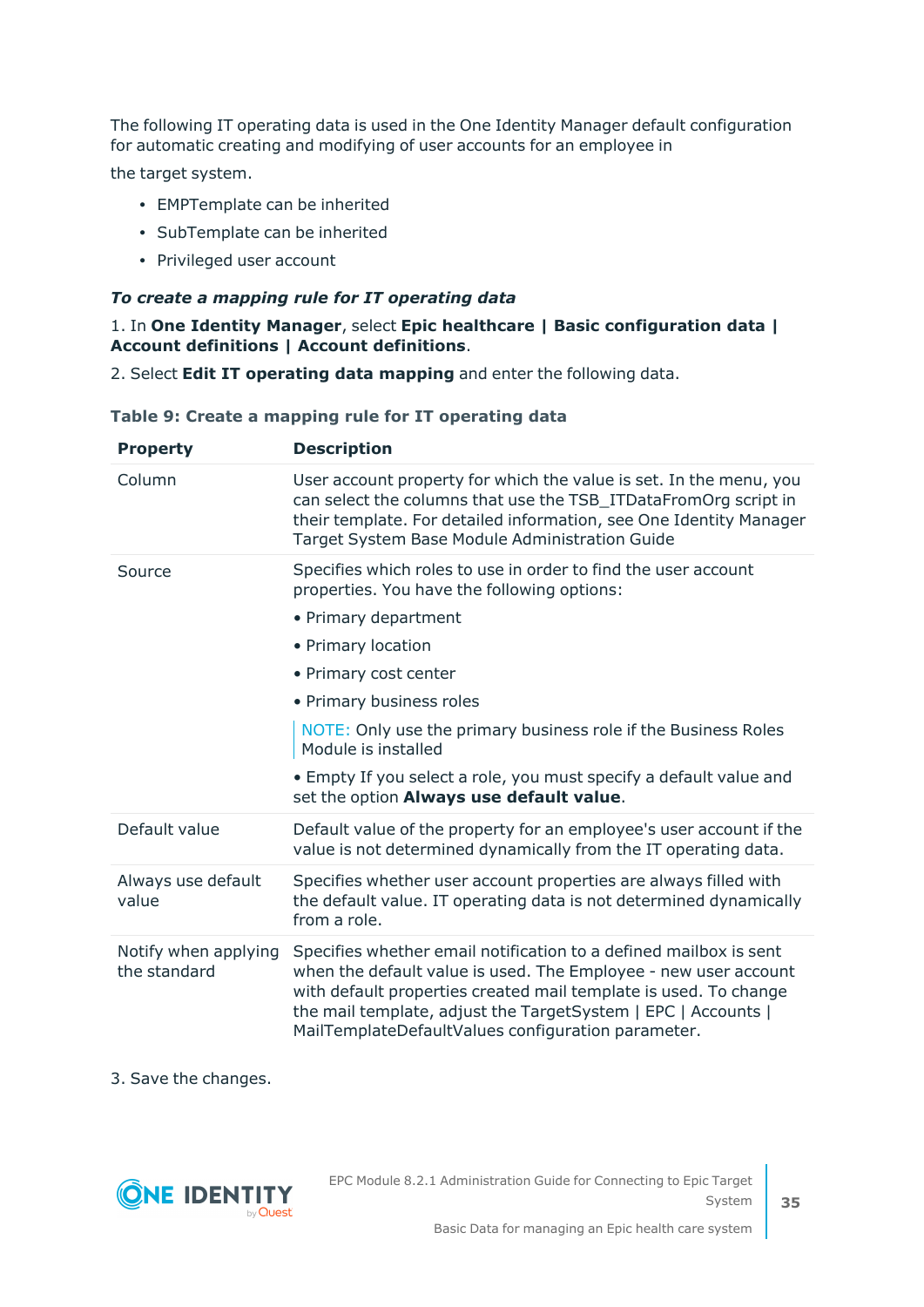The following IT operating data is used in the One Identity Manager default configuration for automatic creating and modifying of user accounts for an employee in

the target system.

- EMPTemplate can be inherited
- SubTemplate can be inherited
- Privileged user account

***To create a mapping rule for IT operating data***

1. In **One Identity Manager**, select **Epic healthcare | Basic configuration data | Account definitions | Account definitions**.

2. Select **Edit IT operating data mapping** and enter the following data.

**Table 9: Create a mapping rule for IT operating data**

| Property | Description |
|---|---|
| Column | User account property for which the value is set. In the menu, you can select the columns that use the TSB_ITDataFromOrg script in their template. For detailed information, see One Identity Manager Target System Base Module Administration Guide |
| Source | Specifies which roles to use in order to find the user account properties. You have the following options:<br>• Primary department<br>• Primary location<br>• Primary cost center<br>• Primary business roles<br>NOTE: Only use the primary business role if the Business Roles Module is installed<br>• Empty If you select a role, you must specify a default value and set the option **Always use default value**. |
| Default value | Default value of the property for an employee's user account if the value is not determined dynamically from the IT operating data. |
| Always use default value | Specifies whether user account properties are always filled with the default value. IT operating data is not determined dynamically from a role. |
| Notify when applying the standard | Specifies whether email notification to a defined mailbox is sent when the default value is used. The Employee - new user account with default properties created mail template is used. To change the mail template, adjust the TargetSystem \| EPC \| Accounts \| MailTemplateDefaultValues configuration parameter. |

3. Save the changes.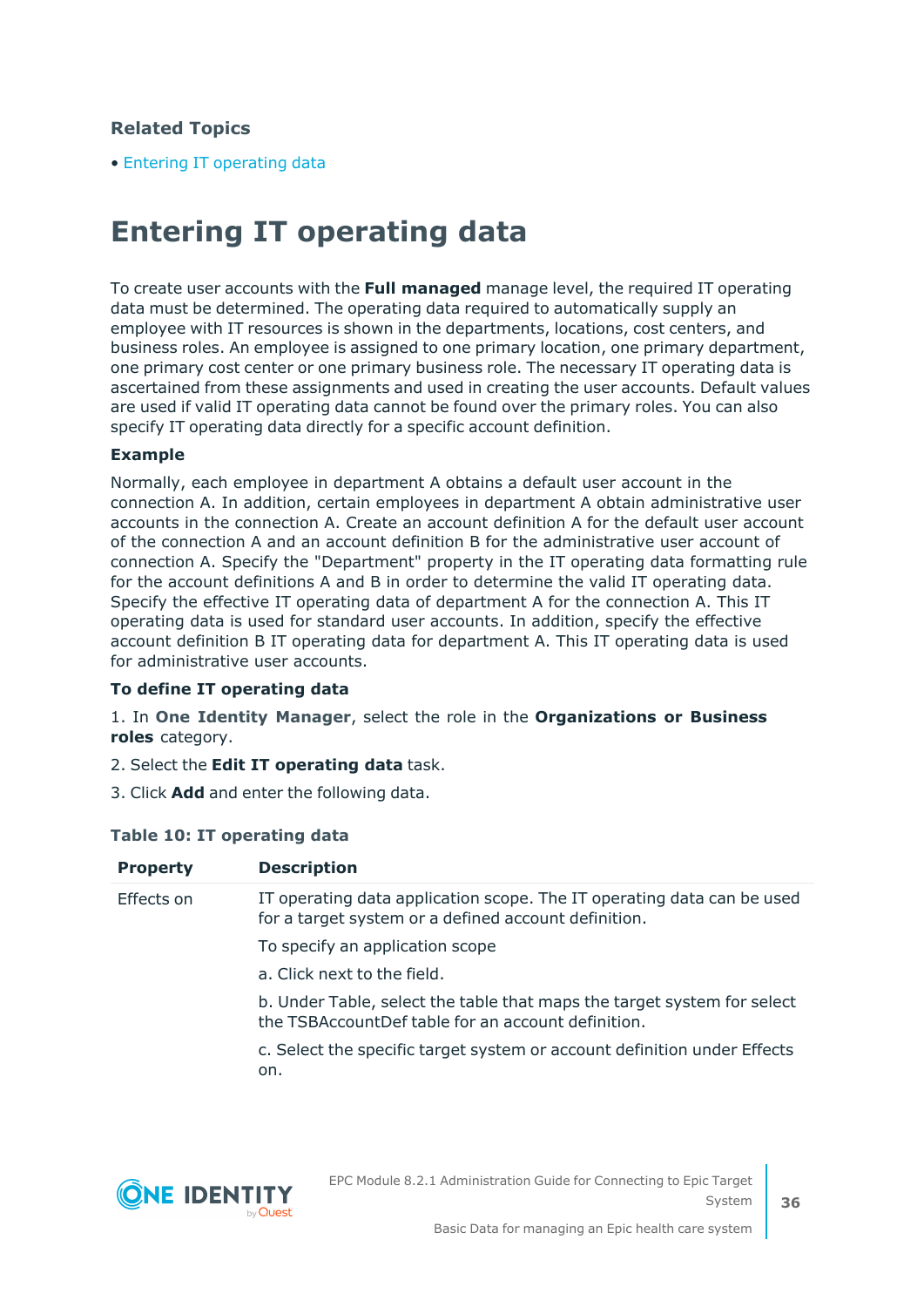### Related Topics

- Entering IT operating data

# Entering IT operating data

To create user accounts with the **Full managed** manage level, the required IT operating data must be determined. The operating data required to automatically supply an employee with IT resources is shown in the departments, locations, cost centers, and business roles. An employee is assigned to one primary location, one primary department, one primary cost center or one primary business role. The necessary IT operating data is ascertained from these assignments and used in creating the user accounts. Default values are used if valid IT operating data cannot be found over the primary roles. You can also specify IT operating data directly for a specific account definition.

**Example**

Normally, each employee in department A obtains a default user account in the connection A. In addition, certain employees in department A obtain administrative user accounts in the connection A. Create an account definition A for the default user account of the connection A and an account definition B for the administrative user account of connection A. Specify the "Department" property in the IT operating data formatting rule for the account definitions A and B in order to determine the valid IT operating data. Specify the effective IT operating data of department A for the connection A. This IT operating data is used for standard user accounts. In addition, specify the effective account definition B IT operating data for department A. This IT operating data is used for administrative user accounts.

**To define IT operating data**

1. In **One Identity Manager**, select the role in the **Organizations or Business roles** category.
2. Select the **Edit IT operating data** task.
3. Click **Add** and enter the following data.

**Table 10: IT operating data**

| Property | Description |
| --- | --- |
| Effects on | IT operating data application scope. The IT operating data can be used for a target system or a defined account definition.<br><br>To specify an application scope<br><br>a. Click next to the field.<br><br>b. Under Table, select the table that maps the target system for select the TSBAccountDef table for an account definition.<br><br>c. Select the specific target system or account definition under Effects on. |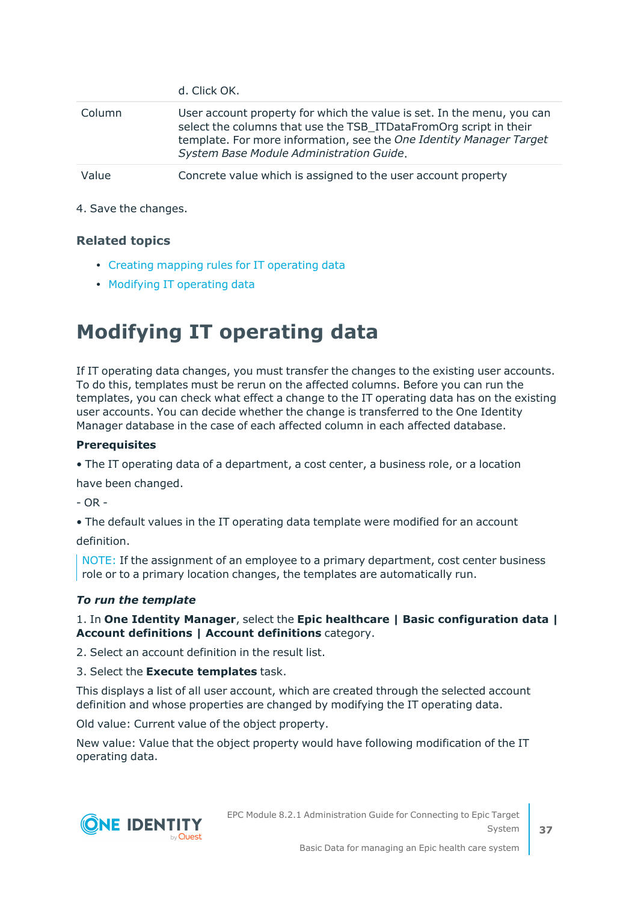| | |
|---|---|
| | d. Click OK. |
| Column | User account property for which the value is set. In the menu, you can select the columns that use the TSB_ITDataFromOrg script in their template. For more information, see the *One Identity Manager Target System Base Module Administration Guide*. |
| Value | Concrete value which is assigned to the user account property |

4. Save the changes.

### Related topics

- Creating mapping rules for IT operating data
- Modifying IT operating data

# Modifying IT operating data

If IT operating data changes, you must transfer the changes to the existing user accounts. To do this, templates must be rerun on the affected columns. Before you can run the templates, you can check what effect a change to the IT operating data has on the existing user accounts. You can decide whether the change is transferred to the One Identity Manager database in the case of each affected column in each affected database.

**Prerequisites**

- The IT operating data of a department, a cost center, a business role, or a location have been changed.

- OR -

- The default values in the IT operating data template were modified for an account definition.

NOTE: If the assignment of an employee to a primary department, cost center business role or to a primary location changes, the templates are automatically run.

***To run the template***

1. In **One Identity Manager**, select the **Epic healthcare | Basic configuration data | Account definitions | Account definitions** category.
2. Select an account definition in the result list.
3. Select the **Execute templates** task.

This displays a list of all user account, which are created through the selected account definition and whose properties are changed by modifying the IT operating data.

Old value: Current value of the object property.

New value: Value that the object property would have following modification of the IT operating data.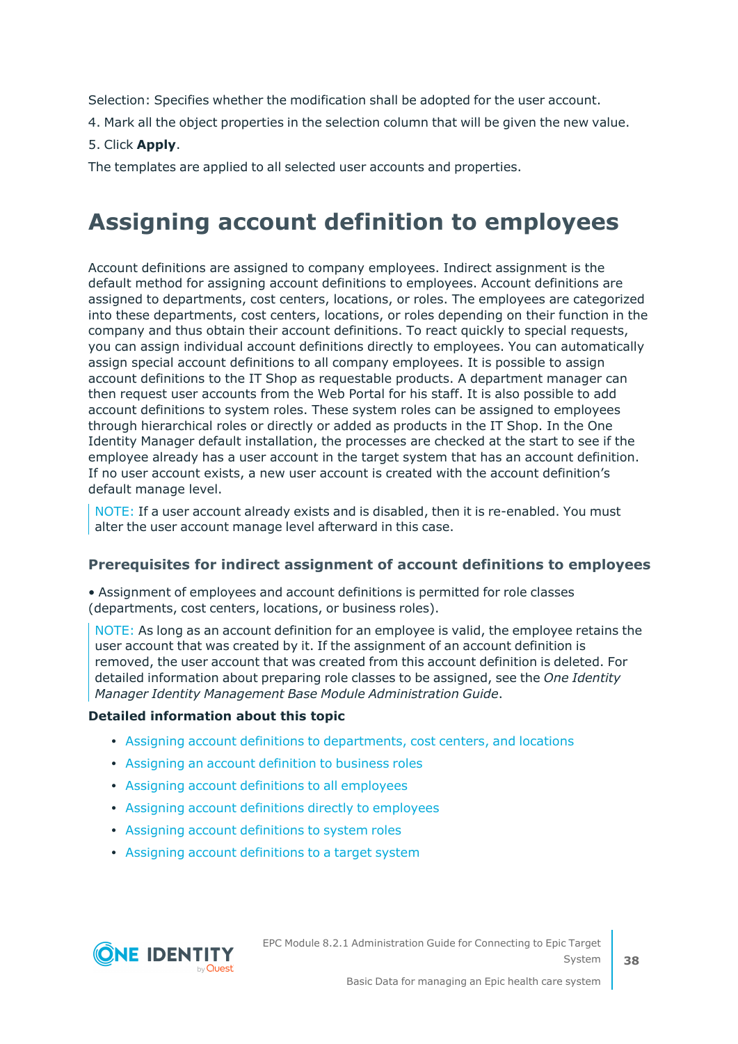Selection: Specifies whether the modification shall be adopted for the user account.

4. Mark all the object properties in the selection column that will be given the new value.

5. Click **Apply**.

The templates are applied to all selected user accounts and properties.

# Assigning account definition to employees

Account definitions are assigned to company employees. Indirect assignment is the default method for assigning account definitions to employees. Account definitions are assigned to departments, cost centers, locations, or roles. The employees are categorized into these departments, cost centers, locations, or roles depending on their function in the company and thus obtain their account definitions. To react quickly to special requests, you can assign individual account definitions directly to employees. You can automatically assign special account definitions to all company employees. It is possible to assign account definitions to the IT Shop as requestable products. A department manager can then request user accounts from the Web Portal for his staff. It is also possible to add account definitions to system roles. These system roles can be assigned to employees through hierarchical roles or directly or added as products in the IT Shop. In the One Identity Manager default installation, the processes are checked at the start to see if the employee already has a user account in the target system that has an account definition. If no user account exists, a new user account is created with the account definition's default manage level.

> NOTE: If a user account already exists and is disabled, then it is re-enabled. You must alter the user account manage level afterward in this case.

### Prerequisites for indirect assignment of account definitions to employees

- Assignment of employees and account definitions is permitted for role classes (departments, cost centers, locations, or business roles).

> NOTE: As long as an account definition for an employee is valid, the employee retains the user account that was created by it. If the assignment of an account definition is removed, the user account that was created from this account definition is deleted. For detailed information about preparing role classes to be assigned, see the *One Identity Manager Identity Management Base Module Administration Guide*.

**Detailed information about this topic**

- Assigning account definitions to departments, cost centers, and locations
- Assigning an account definition to business roles
- Assigning account definitions to all employees
- Assigning account definitions directly to employees
- Assigning account definitions to system roles
- Assigning account definitions to a target system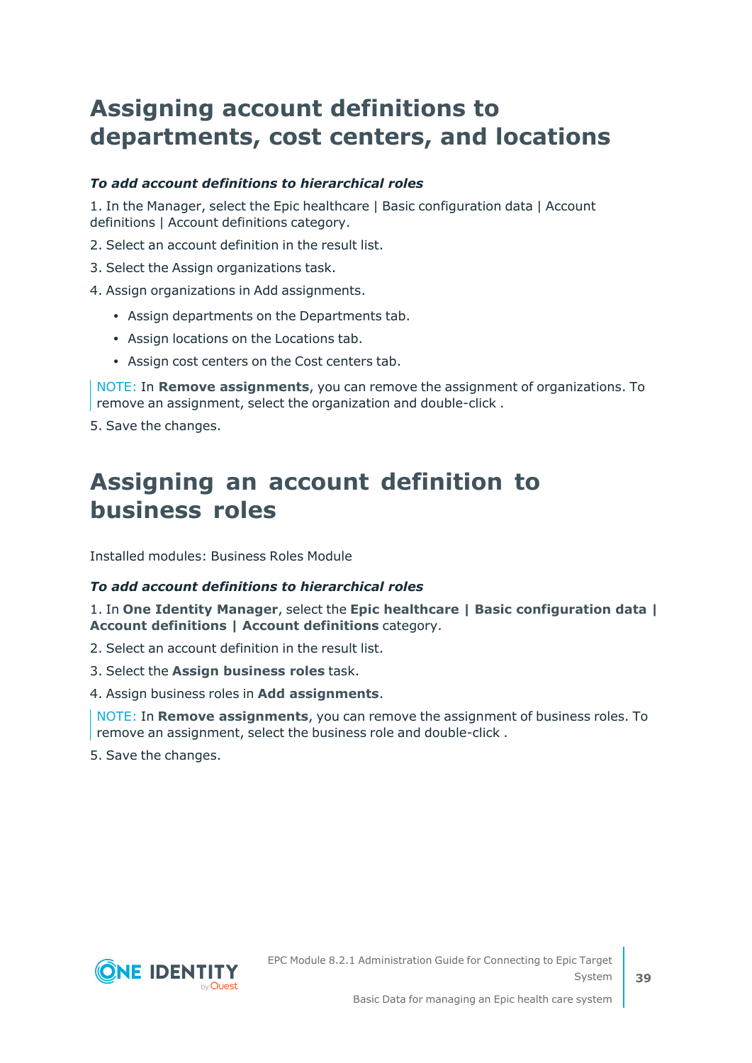# Assigning account definitions to departments, cost centers, and locations

***To add account definitions to hierarchical roles***

1. In the Manager, select the Epic healthcare | Basic configuration data | Account definitions | Account definitions category.
2. Select an account definition in the result list.
3. Select the Assign organizations task.
4. Assign organizations in Add assignments.
   - Assign departments on the Departments tab.
   - Assign locations on the Locations tab.
   - Assign cost centers on the Cost centers tab.

NOTE: In **Remove assignments**, you can remove the assignment of organizations. To remove an assignment, select the organization and double-click .

5. Save the changes.

# Assigning an account definition to business roles

Installed modules: Business Roles Module

***To add account definitions to hierarchical roles***

1. In **One Identity Manager**, select the **Epic healthcare | Basic configuration data | Account definitions | Account definitions** category.
2. Select an account definition in the result list.
3. Select the **Assign business roles** task.
4. Assign business roles in **Add assignments**.

NOTE: In **Remove assignments**, you can remove the assignment of business roles. To remove an assignment, select the business role and double-click .

5. Save the changes.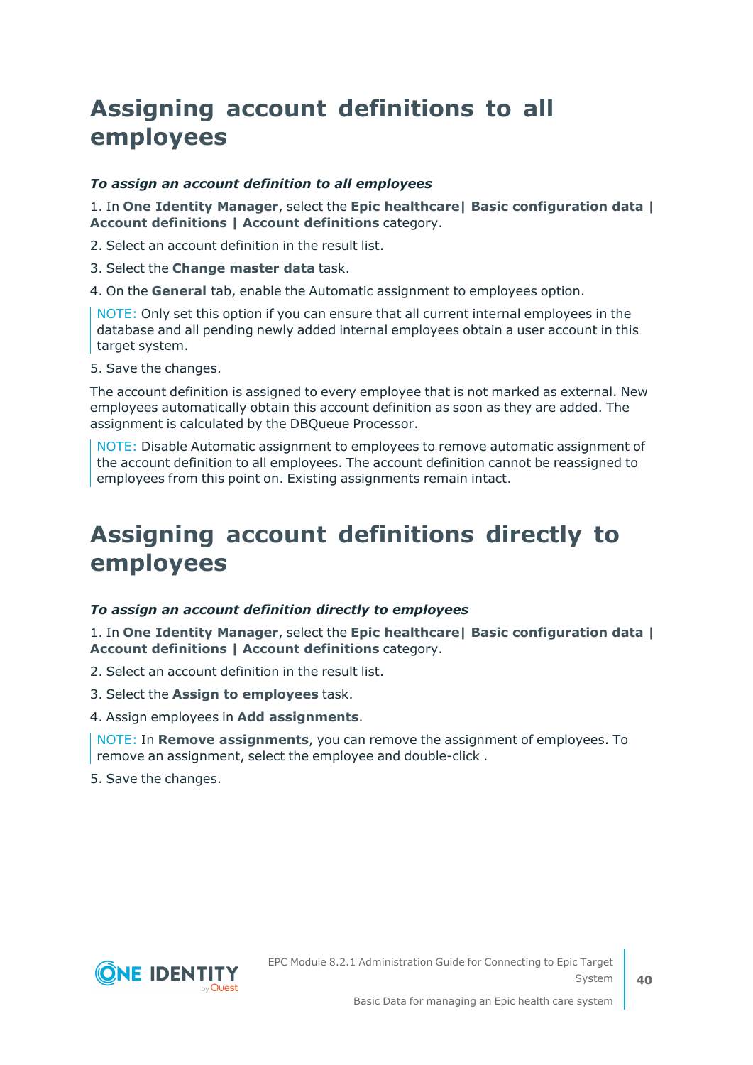# Assigning account definitions to all employees

***To assign an account definition to all employees***

1. In **One Identity Manager**, select the **Epic healthcare| Basic configuration data | Account definitions | Account definitions** category.
2. Select an account definition in the result list.
3. Select the **Change master data** task.
4. On the **General** tab, enable the Automatic assignment to employees option.

   NOTE: Only set this option if you can ensure that all current internal employees in the database and all pending newly added internal employees obtain a user account in this target system.
5. Save the changes.

The account definition is assigned to every employee that is not marked as external. New employees automatically obtain this account definition as soon as they are added. The assignment is calculated by the DBQueue Processor.

NOTE: Disable Automatic assignment to employees to remove automatic assignment of the account definition to all employees. The account definition cannot be reassigned to employees from this point on. Existing assignments remain intact.

# Assigning account definitions directly to employees

***To assign an account definition directly to employees***

1. In **One Identity Manager**, select the **Epic healthcare| Basic configuration data | Account definitions | Account definitions** category.
2. Select an account definition in the result list.
3. Select the **Assign to employees** task.
4. Assign employees in **Add assignments**.

   NOTE: In **Remove assignments**, you can remove the assignment of employees. To remove an assignment, select the employee and double-click .
5. Save the changes.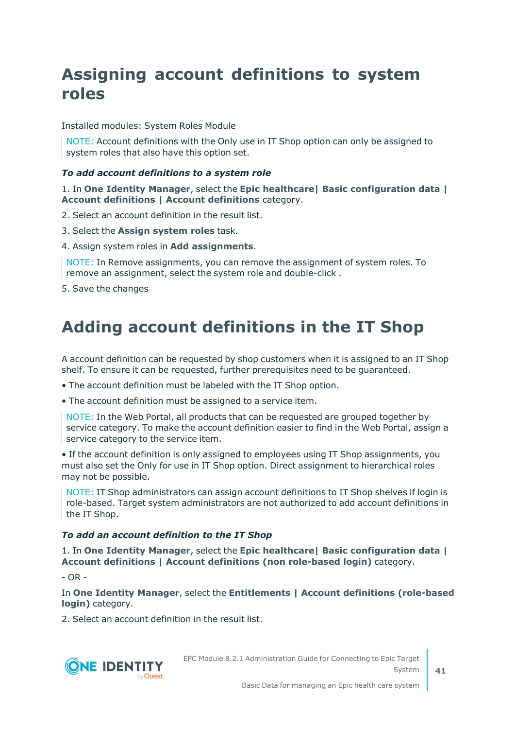# Assigning account definitions to system roles

Installed modules: System Roles Module

> NOTE: Account definitions with the Only use in IT Shop option can only be assigned to system roles that also have this option set.

***To add account definitions to a system role***

1. In **One Identity Manager**, select the **Epic healthcare| Basic configuration data | Account definitions | Account definitions** category.
2. Select an account definition in the result list.
3. Select the **Assign system roles** task.
4. Assign system roles in **Add assignments**.

> NOTE: In Remove assignments, you can remove the assignment of system roles. To remove an assignment, select the system role and double-click .

5. Save the changes

# Adding account definitions in the IT Shop

A account definition can be requested by shop customers when it is assigned to an IT Shop shelf. To ensure it can be requested, further prerequisites need to be guaranteed.

- The account definition must be labeled with the IT Shop option.
- The account definition must be assigned to a service item.

> NOTE: In the Web Portal, all products that can be requested are grouped together by service category. To make the account definition easier to find in the Web Portal, assign a service category to the service item.

- If the account definition is only assigned to employees using IT Shop assignments, you must also set the Only for use in IT Shop option. Direct assignment to hierarchical roles may not be possible.

> NOTE: IT Shop administrators can assign account definitions to IT Shop shelves if login is role-based. Target system administrators are not authorized to add account definitions in the IT Shop.

***To add an account definition to the IT Shop***

1. In **One Identity Manager**, select the **Epic healthcare| Basic configuration data | Account definitions | Account definitions (non role-based login)** category.

   - OR -

   In **One Identity Manager**, select the **Entitlements | Account definitions (role-based login)** category.

2. Select an account definition in the result list.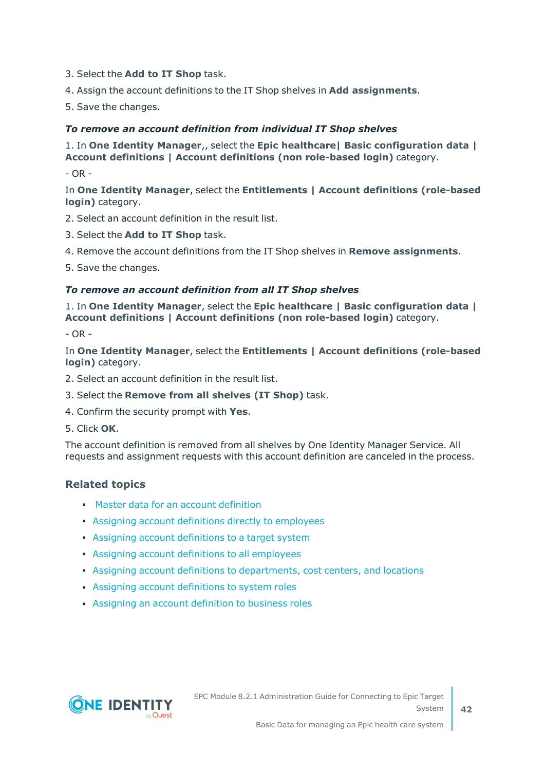3. Select the **Add to IT Shop** task.

4. Assign the account definitions to the IT Shop shelves in **Add assignments**.

5. Save the changes.

***To remove an account definition from individual IT Shop shelves***

1. In **One Identity Manager**,, select the **Epic healthcare| Basic configuration data | Account definitions | Account definitions (non role-based login)** category.

   - OR -

   In **One Identity Manager**, select the **Entitlements | Account definitions (role-based login)** category.

2. Select an account definition in the result list.

3. Select the **Add to IT Shop** task.

4. Remove the account definitions from the IT Shop shelves in **Remove assignments**.

5. Save the changes.

***To remove an account definition from all IT Shop shelves***

1. In **One Identity Manager**, select the **Epic healthcare | Basic configuration data | Account definitions | Account definitions (non role-based login)** category.

   - OR -

   In **One Identity Manager**, select the **Entitlements | Account definitions (role-based login)** category.

2. Select an account definition in the result list.

3. Select the **Remove from all shelves (IT Shop)** task.

4. Confirm the security prompt with **Yes**.

5. Click **OK**.

The account definition is removed from all shelves by One Identity Manager Service. All requests and assignment requests with this account definition are canceled in the process.

### Related topics

- Master data for an account definition
- Assigning account definitions directly to employees
- Assigning account definitions to a target system
- Assigning account definitions to all employees
- Assigning account definitions to departments, cost centers, and locations
- Assigning account definitions to system roles
- Assigning an account definition to business roles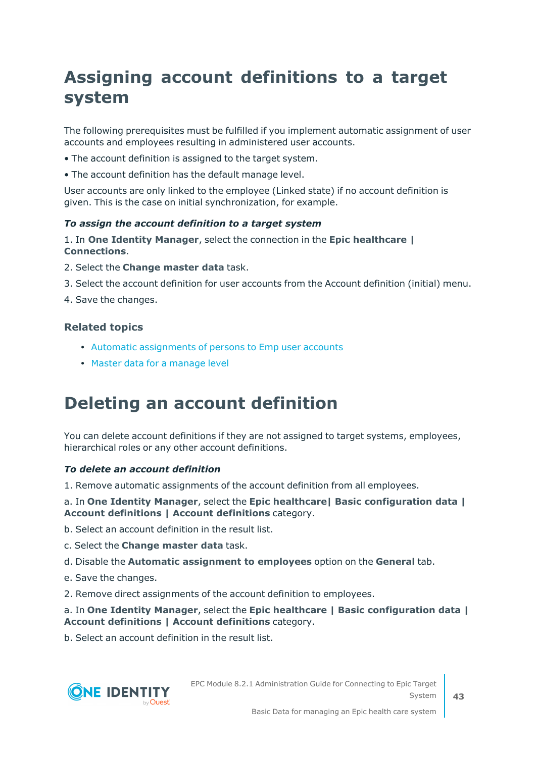# Assigning account definitions to a target system

The following prerequisites must be fulfilled if you implement automatic assignment of user accounts and employees resulting in administered user accounts.

- The account definition is assigned to the target system.
- The account definition has the default manage level.

User accounts are only linked to the employee (Linked state) if no account definition is given. This is the case on initial synchronization, for example.

***To assign the account definition to a target system***

1. In **One Identity Manager**, select the connection in the **Epic healthcare | Connections**.
2. Select the **Change master data** task.
3. Select the account definition for user accounts from the Account definition (initial) menu.
4. Save the changes.

### Related topics

- Automatic assignments of persons to Emp user accounts
- Master data for a manage level

# Deleting an account definition

You can delete account definitions if they are not assigned to target systems, employees, hierarchical roles or any other account definitions.

***To delete an account definition***

1. Remove automatic assignments of the account definition from all employees.

a. In **One Identity Manager**, select the **Epic healthcare| Basic configuration data | Account definitions | Account definitions** category.

b. Select an account definition in the result list.

c. Select the **Change master data** task.

d. Disable the **Automatic assignment to employees** option on the **General** tab.

e. Save the changes.

2. Remove direct assignments of the account definition to employees.

a. In **One Identity Manager**, select the **Epic healthcare | Basic configuration data | Account definitions | Account definitions** category.

b. Select an account definition in the result list.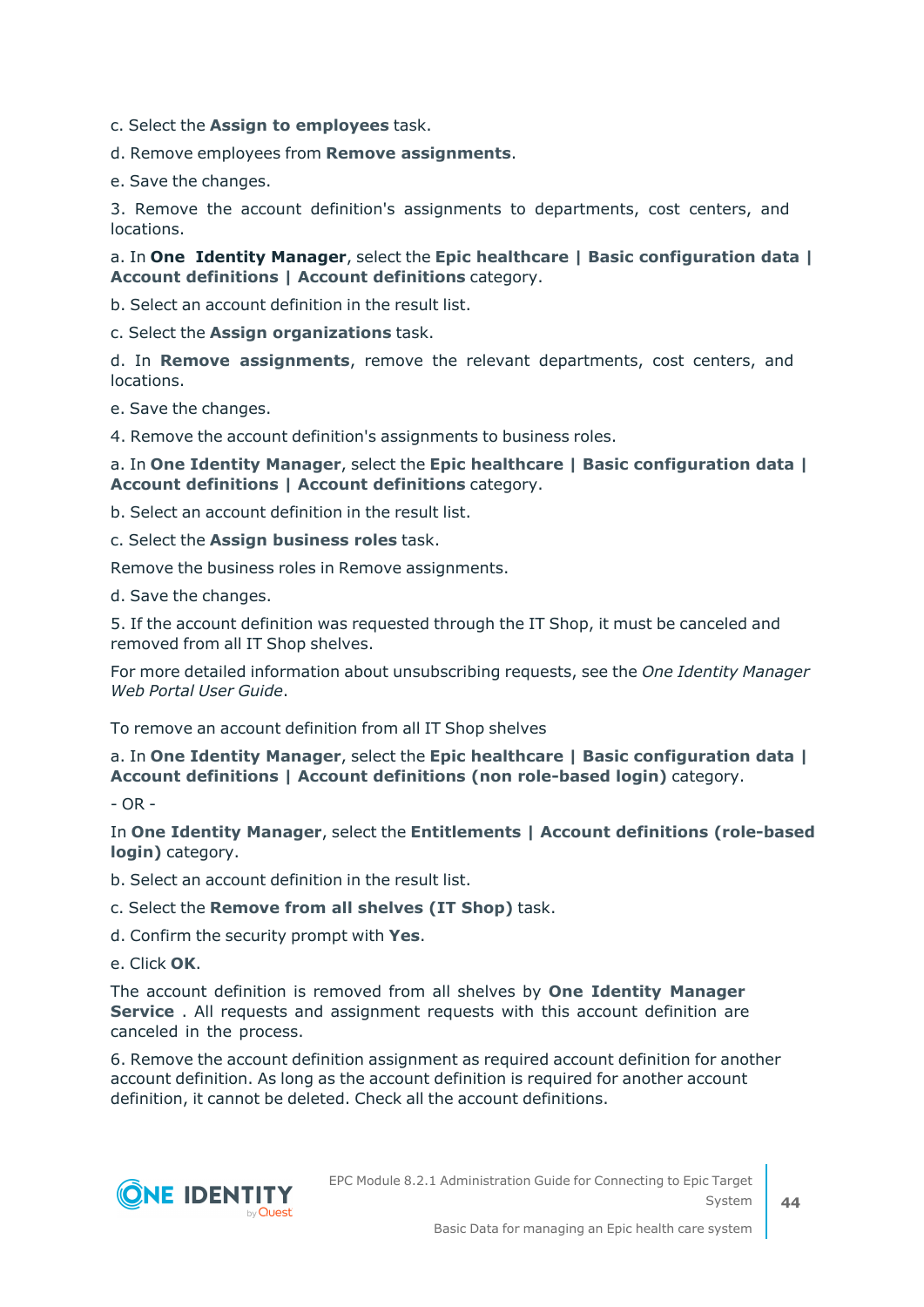c. Select the **Assign to employees** task.

d. Remove employees from **Remove assignments**.

e. Save the changes.

3. Remove the account definition's assignments to departments, cost centers, and locations.

a. In **One Identity Manager**, select the **Epic healthcare | Basic configuration data | Account definitions | Account definitions** category.

b. Select an account definition in the result list.

c. Select the **Assign organizations** task.

d. In **Remove assignments**, remove the relevant departments, cost centers, and locations.

e. Save the changes.

4. Remove the account definition's assignments to business roles.

a. In **One Identity Manager**, select the **Epic healthcare | Basic configuration data | Account definitions | Account definitions** category.

b. Select an account definition in the result list.

c. Select the **Assign business roles** task.

Remove the business roles in Remove assignments.

d. Save the changes.

5. If the account definition was requested through the IT Shop, it must be canceled and removed from all IT Shop shelves.

For more detailed information about unsubscribing requests, see the *One Identity Manager Web Portal User Guide*.

To remove an account definition from all IT Shop shelves

a. In **One Identity Manager**, select the **Epic healthcare | Basic configuration data | Account definitions | Account definitions (non role-based login)** category.

- OR -

In **One Identity Manager**, select the **Entitlements | Account definitions (role-based login)** category.

b. Select an account definition in the result list.

c. Select the **Remove from all shelves (IT Shop)** task.

d. Confirm the security prompt with **Yes**.

e. Click **OK**.

The account definition is removed from all shelves by **One Identity Manager Service** . All requests and assignment requests with this account definition are canceled in the process.

6. Remove the account definition assignment as required account definition for another account definition. As long as the account definition is required for another account definition, it cannot be deleted. Check all the account definitions.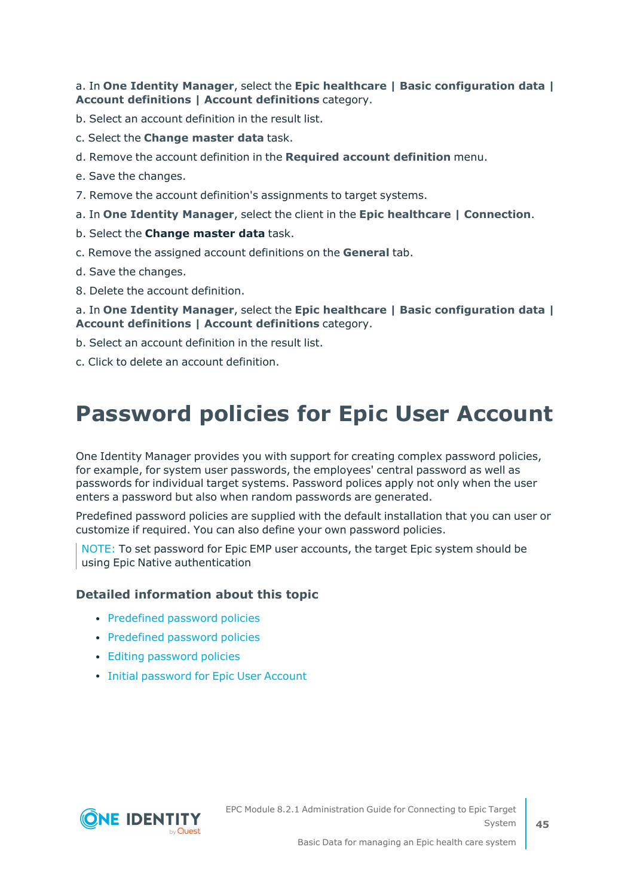a. In **One Identity Manager**, select the **Epic healthcare | Basic configuration data | Account definitions | Account definitions** category.

b. Select an account definition in the result list.

c. Select the **Change master data** task.

d. Remove the account definition in the **Required account definition** menu.

e. Save the changes.

7. Remove the account definition's assignments to target systems.

a. In **One Identity Manager**, select the client in the **Epic healthcare | Connection**.

b. Select the **Change master data** task.

c. Remove the assigned account definitions on the **General** tab.

d. Save the changes.

8. Delete the account definition.

a. In **One Identity Manager**, select the **Epic healthcare | Basic configuration data | Account definitions | Account definitions** category.

b. Select an account definition in the result list.

c. Click to delete an account definition.

# Password policies for Epic User Account

One Identity Manager provides you with support for creating complex password policies, for example, for system user passwords, the employees' central password as well as passwords for individual target systems. Password polices apply not only when the user enters a password but also when random passwords are generated.

Predefined password policies are supplied with the default installation that you can user or customize if required. You can also define your own password policies.

NOTE: To set password for Epic EMP user accounts, the target Epic system should be using Epic Native authentication

### Detailed information about this topic

- Predefined password policies
- Predefined password policies
- Editing password policies
- Initial password for Epic User Account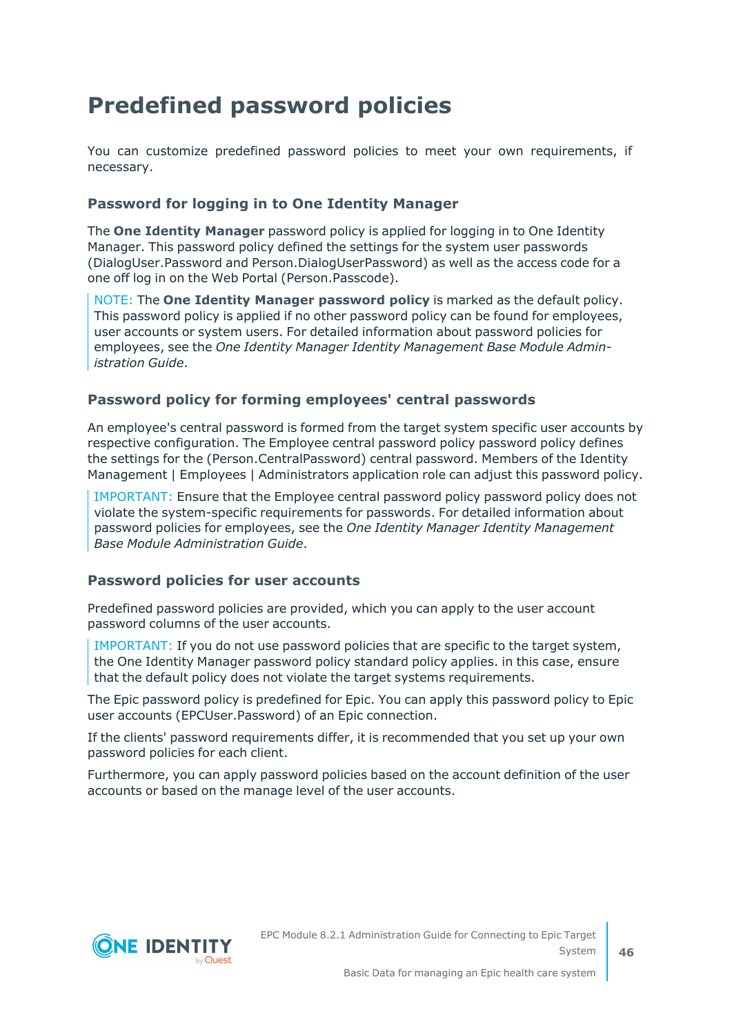# Predefined password policies

You can customize predefined password policies to meet your own requirements, if necessary.

### Password for logging in to One Identity Manager

The **One Identity Manager** password policy is applied for logging in to One Identity Manager. This password policy defined the settings for the system user passwords (DialogUser.Password and Person.DialogUserPassword) as well as the access code for a one off log in on the Web Portal (Person.Passcode).

> NOTE: The **One Identity Manager password policy** is marked as the default policy. This password policy is applied if no other password policy can be found for employees, user accounts or system users. For detailed information about password policies for employees, see the *One Identity Manager Identity Management Base Module Administration Guide*.

### Password policy for forming employees' central passwords

An employee's central password is formed from the target system specific user accounts by respective configuration. The Employee central password policy password policy defines the settings for the (Person.CentralPassword) central password. Members of the Identity Management | Employees | Administrators application role can adjust this password policy.

> IMPORTANT: Ensure that the Employee central password policy password policy does not violate the system-specific requirements for passwords. For detailed information about password policies for employees, see the *One Identity Manager Identity Management Base Module Administration Guide*.

### Password policies for user accounts

Predefined password policies are provided, which you can apply to the user account password columns of the user accounts.

> IMPORTANT: If you do not use password policies that are specific to the target system, the One Identity Manager password policy standard policy applies. in this case, ensure that the default policy does not violate the target systems requirements.

The Epic password policy is predefined for Epic. You can apply this password policy to Epic user accounts (EPCUser.Password) of an Epic connection.

If the clients' password requirements differ, it is recommended that you set up your own password policies for each client.

Furthermore, you can apply password policies based on the account definition of the user accounts or based on the manage level of the user accounts.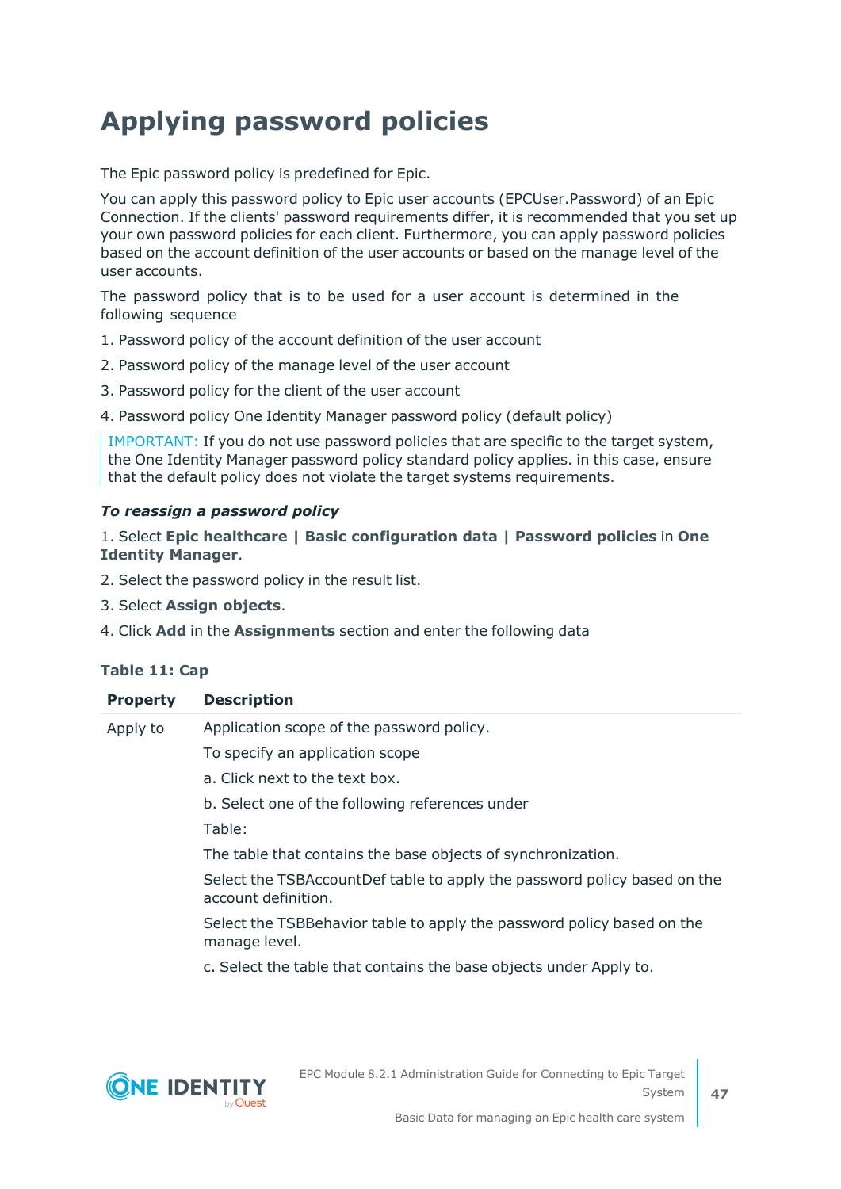# Applying password policies

The Epic password policy is predefined for Epic.

You can apply this password policy to Epic user accounts (EPCUser.Password) of an Epic Connection. If the clients' password requirements differ, it is recommended that you set up your own password policies for each client. Furthermore, you can apply password policies based on the account definition of the user accounts or based on the manage level of the user accounts.

The password policy that is to be used for a user account is determined in the following sequence

1. Password policy of the account definition of the user account
2. Password policy of the manage level of the user account
3. Password policy for the client of the user account
4. Password policy One Identity Manager password policy (default policy)

> IMPORTANT: If you do not use password policies that are specific to the target system, the One Identity Manager password policy standard policy applies. in this case, ensure that the default policy does not violate the target systems requirements.

***To reassign a password policy***

1. Select **Epic healthcare | Basic configuration data | Password policies** in **One Identity Manager**.
2. Select the password policy in the result list.
3. Select **Assign objects**.
4. Click **Add** in the **Assignments** section and enter the following data

**Table 11: Cap**

| Property | Description |
|---|---|
| Apply to | Application scope of the password policy.<br>To specify an application scope<br>a. Click next to the text box.<br>b. Select one of the following references under<br>Table:<br>The table that contains the base objects of synchronization.<br>Select the TSBAccountDef table to apply the password policy based on the account definition.<br>Select the TSBBehavior table to apply the password policy based on the manage level.<br>c. Select the table that contains the base objects under Apply to. |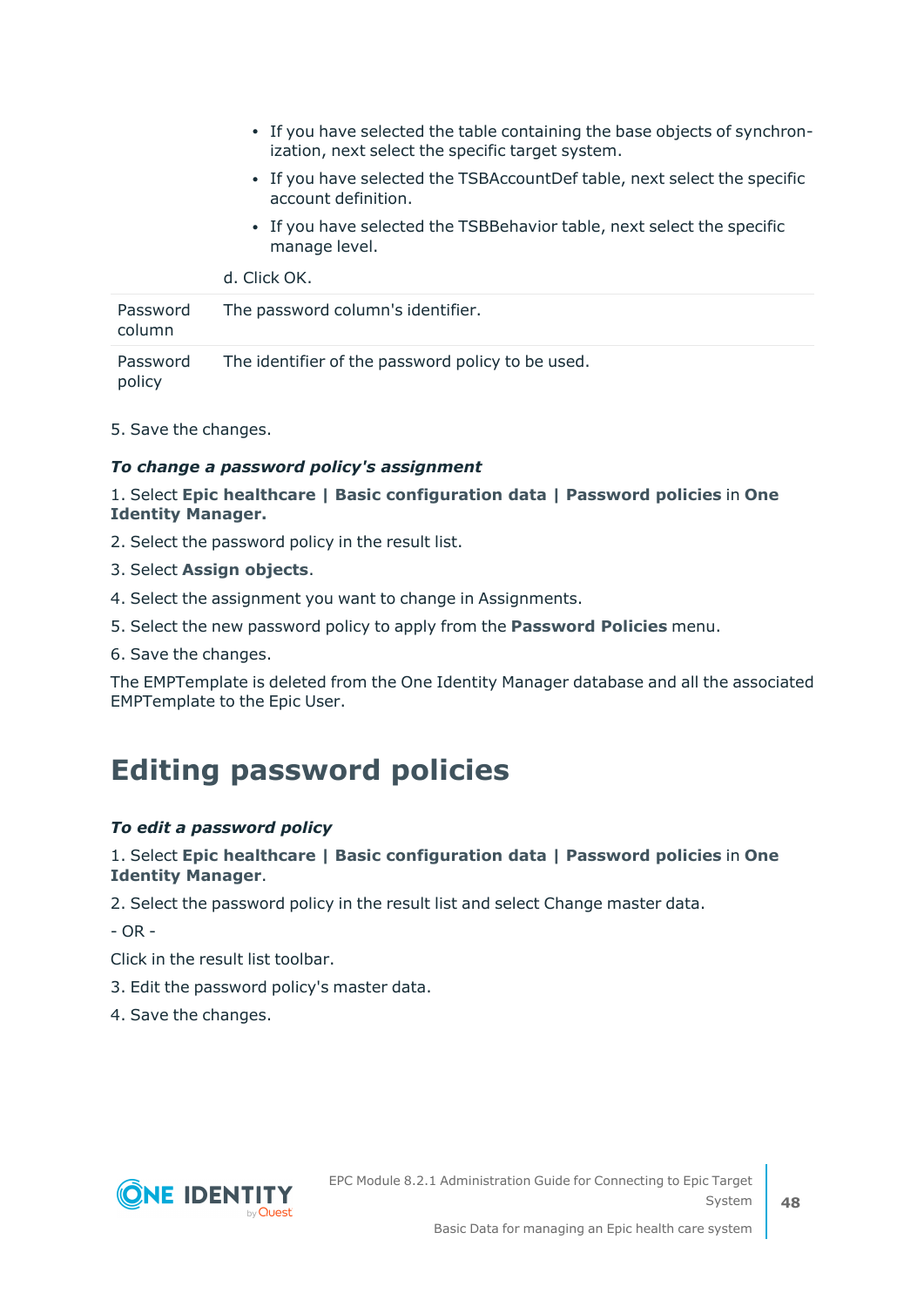| | |
|---|---|
| | • If you have selected the table containing the base objects of synchronization, next select the specific target system.<br>• If you have selected the TSBAccountDef table, next select the specific account definition.<br>• If you have selected the TSBBehavior table, next select the specific manage level.<br><br>d. Click OK. |
| Password column | The password column's identifier. |
| Password policy | The identifier of the password policy to be used. |

5. Save the changes.

***To change a password policy's assignment***

1. Select **Epic healthcare | Basic configuration data | Password policies** in **One Identity Manager.**
2. Select the password policy in the result list.
3. Select **Assign objects**.
4. Select the assignment you want to change in Assignments.
5. Select the new password policy to apply from the **Password Policies** menu.
6. Save the changes.

The EMPTemplate is deleted from the One Identity Manager database and all the associated EMPTemplate to the Epic User.

# Editing password policies

***To edit a password policy***

1. Select **Epic healthcare | Basic configuration data | Password policies** in **One Identity Manager**.
2. Select the password policy in the result list and select Change master data.

- OR -

Click in the result list toolbar.

3. Edit the password policy's master data.
4. Save the changes.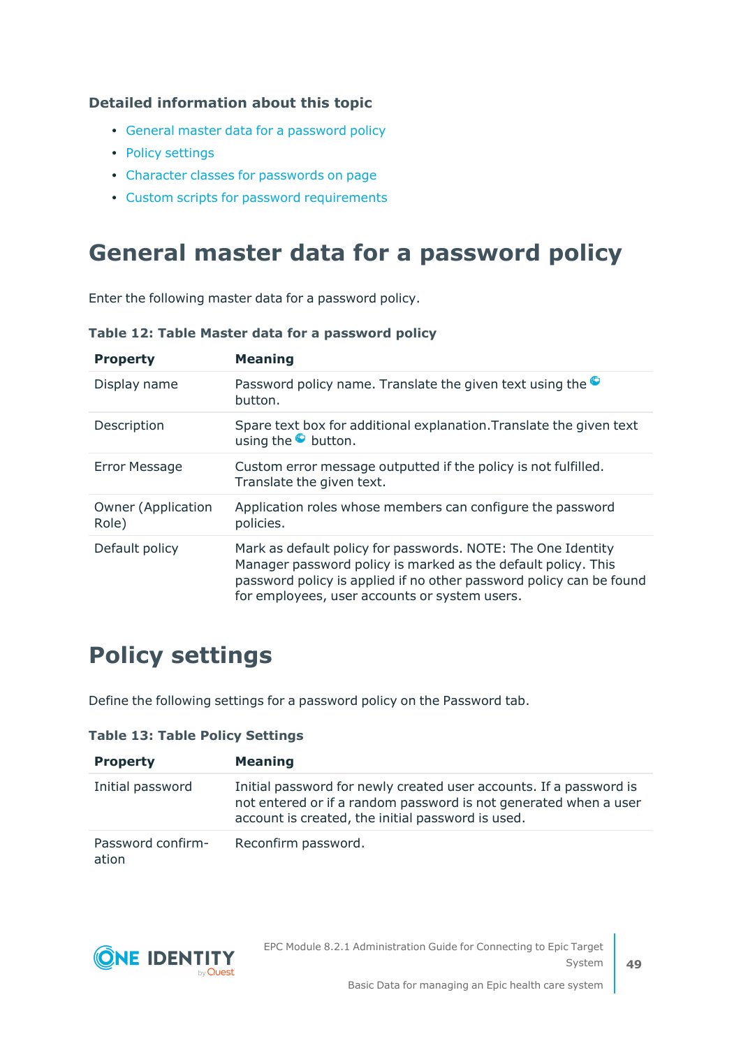### Detailed information about this topic

- General master data for a password policy
- Policy settings
- Character classes for passwords on page
- Custom scripts for password requirements

# General master data for a password policy

Enter the following master data for a password policy.

**Table 12: Table Master data for a password policy**

| Property | Meaning |
|---|---|
| Display name | Password policy name. Translate the given text using the button. |
| Description | Spare text box for additional explanation.Translate the given text using the button. |
| Error Message | Custom error message outputted if the policy is not fulfilled. Translate the given text. |
| Owner (Application Role) | Application roles whose members can configure the password policies. |
| Default policy | Mark as default policy for passwords. NOTE: The One Identity Manager password policy is marked as the default policy. This password policy is applied if no other password policy can be found for employees, user accounts or system users. |

# Policy settings

Define the following settings for a password policy on the Password tab.

**Table 13: Table Policy Settings**

| Property | Meaning |
|---|---|
| Initial password | Initial password for newly created user accounts. If a password is not entered or if a random password is not generated when a user account is created, the initial password is used. |
| Password confirmation | Reconfirm password. |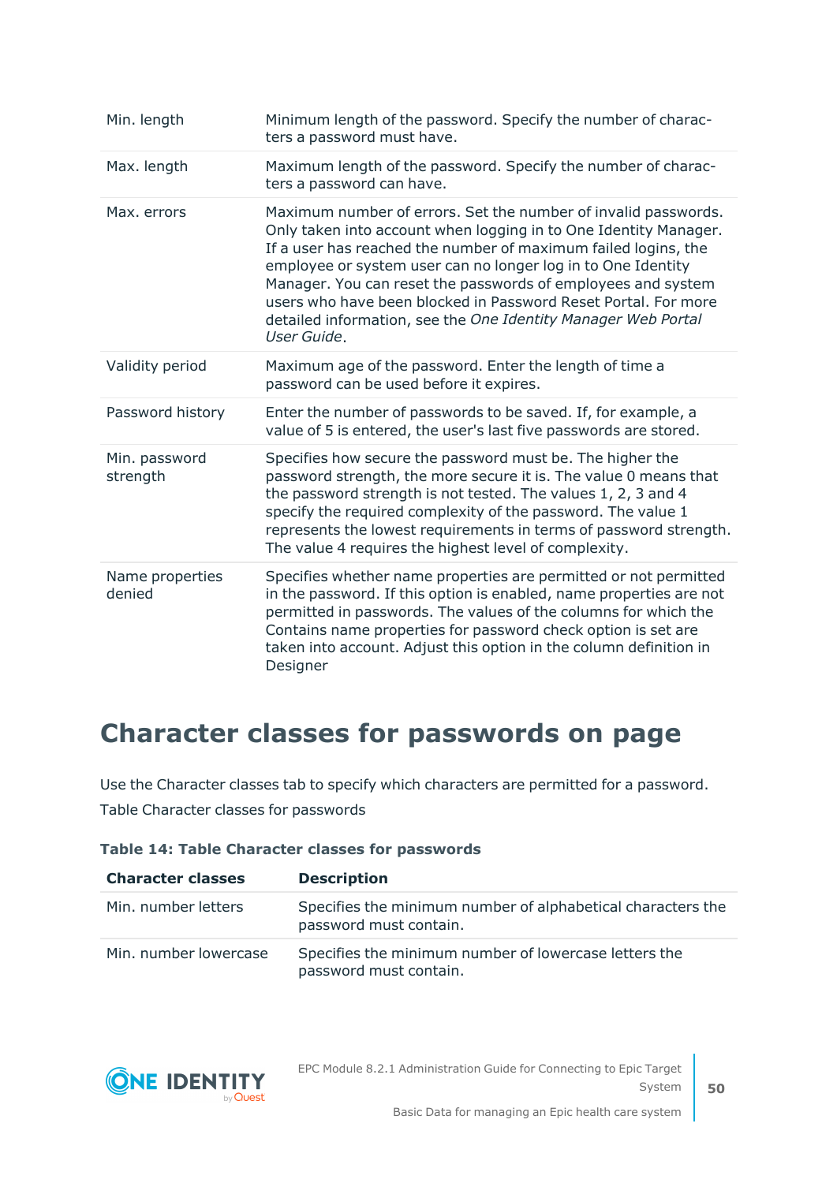| Min. length | Minimum length of the password. Specify the number of characters a password must have. |
|---|---|
| Max. length | Maximum length of the password. Specify the number of characters a password can have. |
| Max. errors | Maximum number of errors. Set the number of invalid passwords. Only taken into account when logging in to One Identity Manager. If a user has reached the number of maximum failed logins, the employee or system user can no longer log in to One Identity Manager. You can reset the passwords of employees and system users who have been blocked in Password Reset Portal. For more detailed information, see the *One Identity Manager Web Portal User Guide*. |
| Validity period | Maximum age of the password. Enter the length of time a password can be used before it expires. |
| Password history | Enter the number of passwords to be saved. If, for example, a value of 5 is entered, the user's last five passwords are stored. |
| Min. password strength | Specifies how secure the password must be. The higher the password strength, the more secure it is. The value 0 means that the password strength is not tested. The values 1, 2, 3 and 4 specify the required complexity of the password. The value 1 represents the lowest requirements in terms of password strength. The value 4 requires the highest level of complexity. |
| Name properties denied | Specifies whether name properties are permitted or not permitted in the password. If this option is enabled, name properties are not permitted in passwords. The values of the columns for which the Contains name properties for password check option is set are taken into account. Adjust this option in the column definition in Designer |

# Character classes for passwords on page

Use the Character classes tab to specify which characters are permitted for a password.

Table Character classes for passwords

**Table 14: Table Character classes for passwords**

| Character classes | Description |
|---|---|
| Min. number letters | Specifies the minimum number of alphabetical characters the password must contain. |
| Min. number lowercase | Specifies the minimum number of lowercase letters the password must contain. |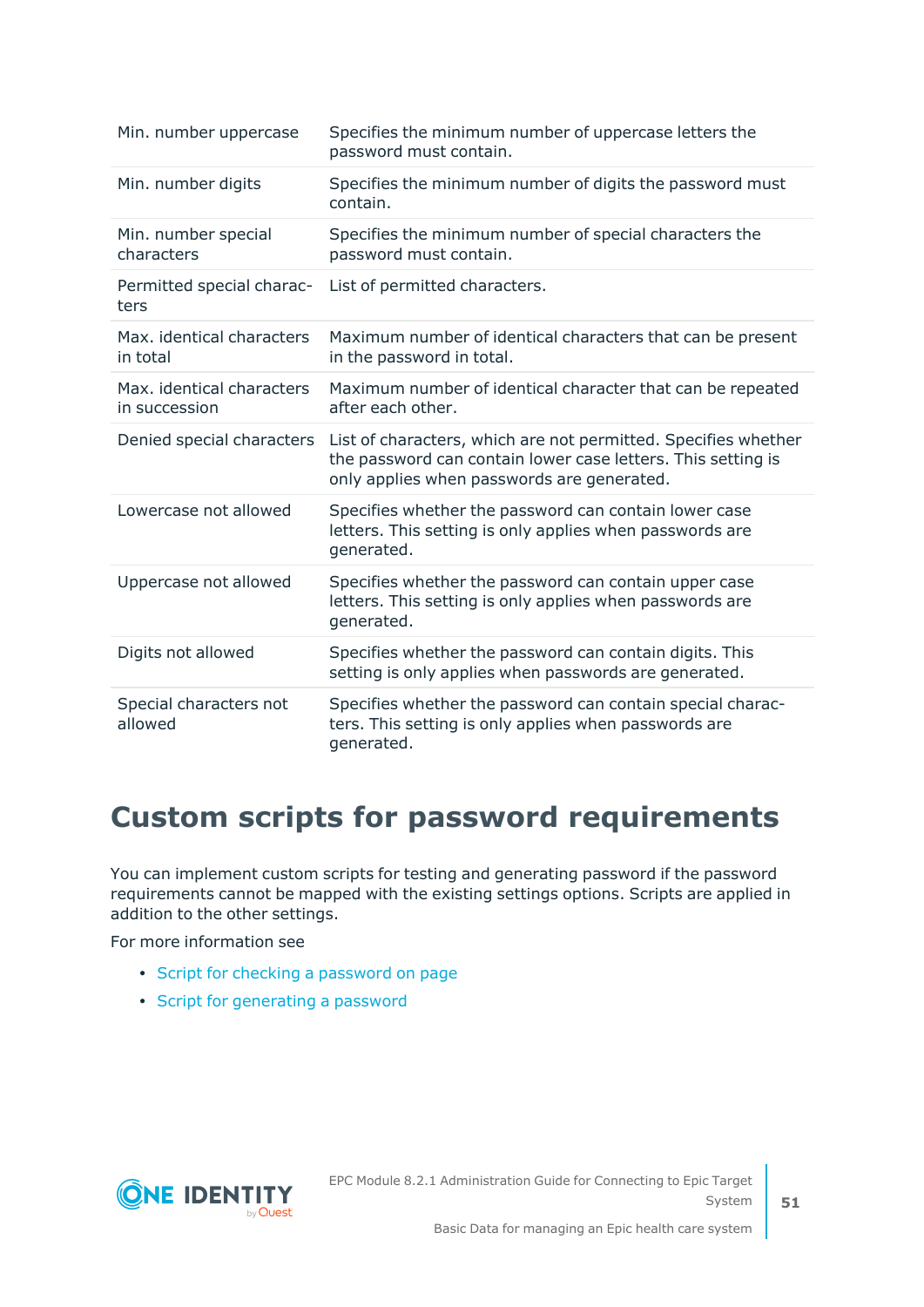| | |
|---|---|
| Min. number uppercase | Specifies the minimum number of uppercase letters the password must contain. |
| Min. number digits | Specifies the minimum number of digits the password must contain. |
| Min. number special characters | Specifies the minimum number of special characters the password must contain. |
| Permitted special characters | List of permitted characters. |
| Max. identical characters in total | Maximum number of identical characters that can be present in the password in total. |
| Max. identical characters in succession | Maximum number of identical character that can be repeated after each other. |
| Denied special characters | List of characters, which are not permitted. Specifies whether the password can contain lower case letters. This setting is only applies when passwords are generated. |
| Lowercase not allowed | Specifies whether the password can contain lower case letters. This setting is only applies when passwords are generated. |
| Uppercase not allowed | Specifies whether the password can contain upper case letters. This setting is only applies when passwords are generated. |
| Digits not allowed | Specifies whether the password can contain digits. This setting is only applies when passwords are generated. |
| Special characters not allowed | Specifies whether the password can contain special characters. This setting is only applies when passwords are generated. |

# Custom scripts for password requirements

You can implement custom scripts for testing and generating password if the password requirements cannot be mapped with the existing settings options. Scripts are applied in addition to the other settings.

For more information see

- Script for checking a password on page
- Script for generating a password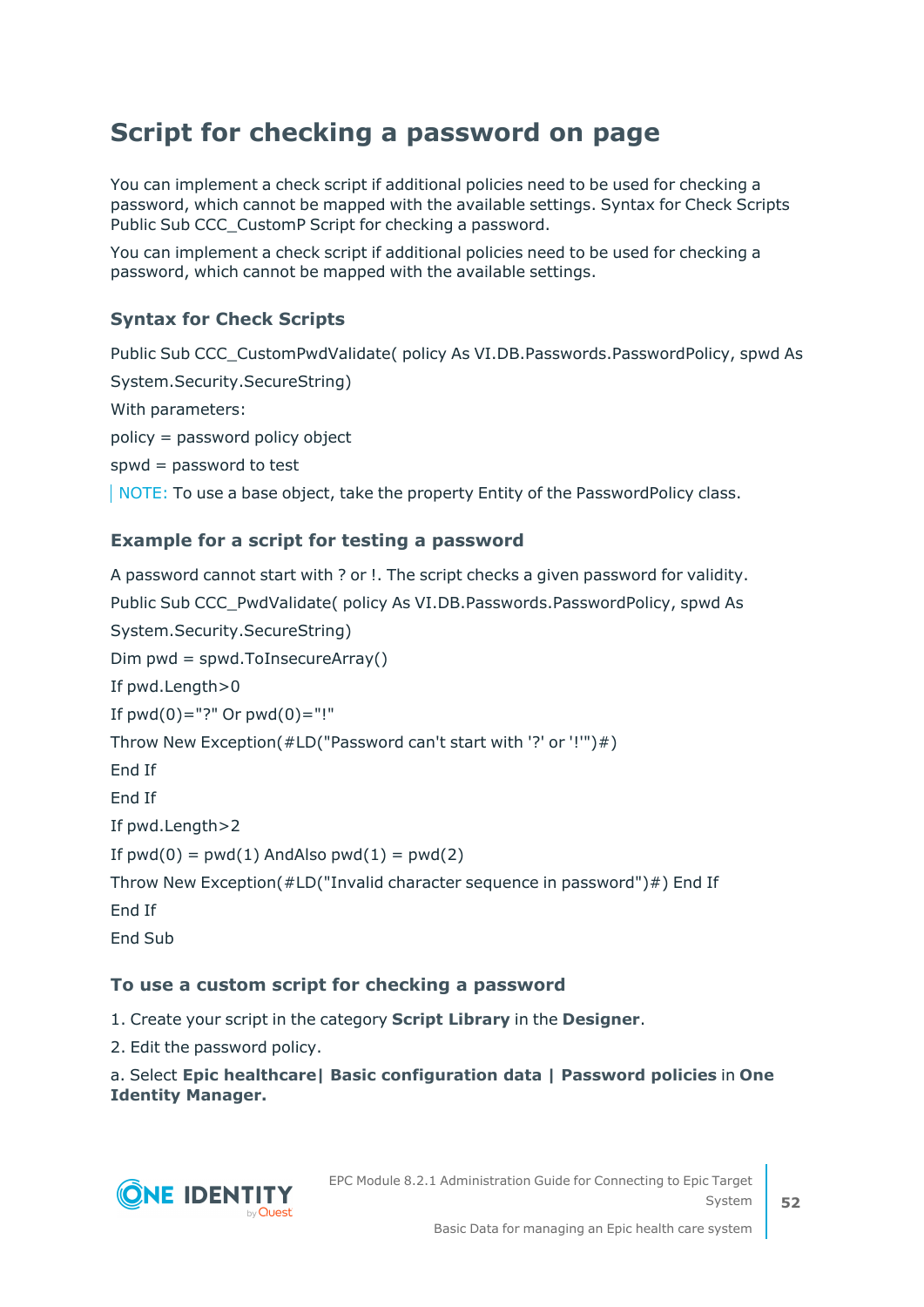# Script for checking a password on page

You can implement a check script if additional policies need to be used for checking a password, which cannot be mapped with the available settings. Syntax for Check Scripts Public Sub CCC_CustomP Script for checking a password.

You can implement a check script if additional policies need to be used for checking a password, which cannot be mapped with the available settings.

### Syntax for Check Scripts

```
Public Sub CCC_CustomPwdValidate( policy As VI.DB.Passwords.PasswordPolicy, spwd As
System.Security.SecureString)
```

With parameters:

policy = password policy object

spwd = password to test

NOTE: To use a base object, take the property Entity of the PasswordPolicy class.

### Example for a script for testing a password

A password cannot start with ? or !. The script checks a given password for validity.

```
Public Sub CCC_PwdValidate( policy As VI.DB.Passwords.PasswordPolicy, spwd As
System.Security.SecureString)
Dim pwd = spwd.ToInsecureArray()
If pwd.Length>0
If pwd(0)="?" Or pwd(0)="!"
Throw New Exception(#LD("Password can't start with '?' or '!'")#)
End If
End If
If pwd.Length>2
If pwd(0) = pwd(1) AndAlso pwd(1) = pwd(2)
Throw New Exception(#LD("Invalid character sequence in password")#) End If
End If
End Sub
```

### To use a custom script for checking a password

1. Create your script in the category **Script Library** in the **Designer**.
2. Edit the password policy.

a. Select **Epic healthcare| Basic configuration data | Password policies** in **One Identity Manager.**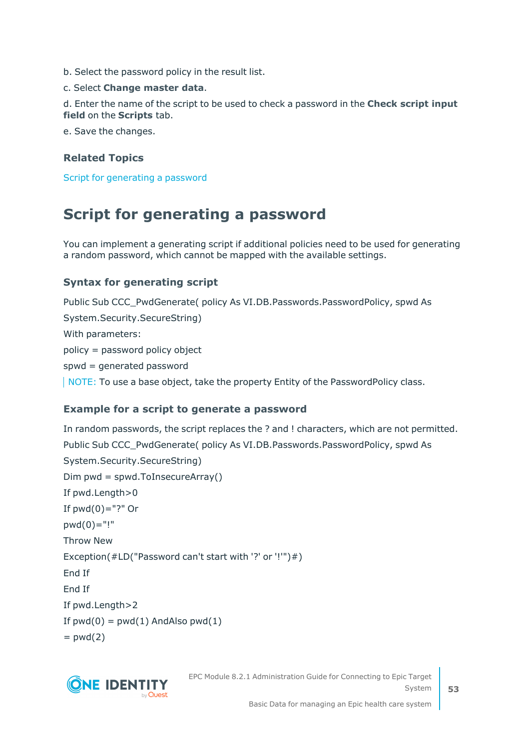b. Select the password policy in the result list.

c. Select **Change master data**.

d. Enter the name of the script to be used to check a password in the **Check script input field** on the **Scripts** tab.

e. Save the changes.

### Related Topics

Script for generating a password

## Script for generating a password

You can implement a generating script if additional policies need to be used for generating a random password, which cannot be mapped with the available settings.

### Syntax for generating script

Public Sub CCC_PwdGenerate( policy As VI.DB.Passwords.PasswordPolicy, spwd As System.Security.SecureString)

With parameters:

policy = password policy object

spwd = generated password

NOTE: To use a base object, take the property Entity of the PasswordPolicy class.

### Example for a script to generate a password

In random passwords, the script replaces the ? and ! characters, which are not permitted.

```
Public Sub CCC_PwdGenerate( policy As VI.DB.Passwords.PasswordPolicy, spwd As
System.Security.SecureString)
Dim pwd = spwd.ToInsecureArray()
If pwd.Length>0
If pwd(0)="?" Or
pwd(0)="!"
Throw New
Exception(#LD("Password can't start with '?' or '!'")#)
End If
End If
If pwd.Length>2
If pwd(0) = pwd(1) AndAlso pwd(1)
= pwd(2)
```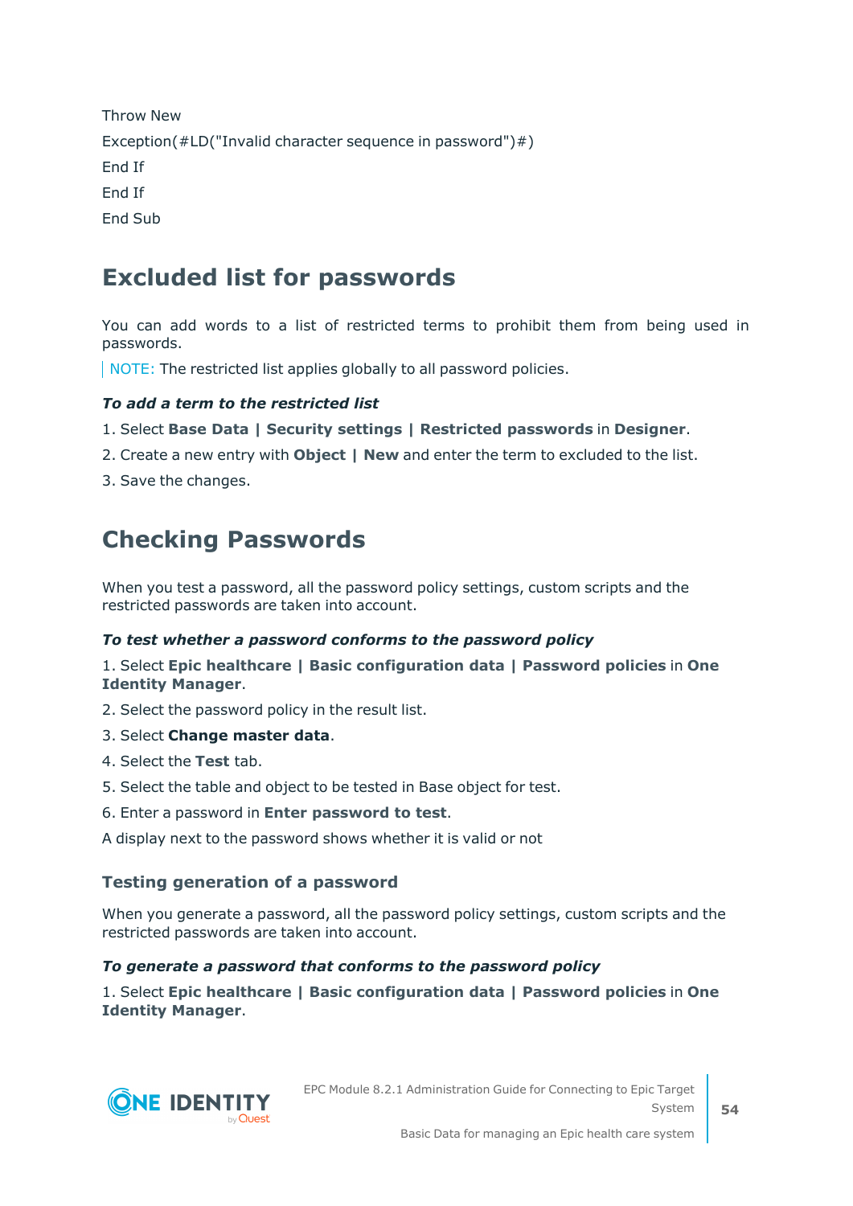```
Throw New
Exception(#LD("Invalid character sequence in password")#)
End If
End If
End Sub
```

## Excluded list for passwords

You can add words to a list of restricted terms to prohibit them from being used in passwords.

NOTE: The restricted list applies globally to all password policies.

***To add a term to the restricted list***

1. Select **Base Data | Security settings | Restricted passwords** in **Designer**.
2. Create a new entry with **Object | New** and enter the term to excluded to the list.
3. Save the changes.

## Checking Passwords

When you test a password, all the password policy settings, custom scripts and the restricted passwords are taken into account.

***To test whether a password conforms to the password policy***

1. Select **Epic healthcare | Basic configuration data | Password policies** in **One Identity Manager**.
2. Select the password policy in the result list.
3. Select **Change master data**.
4. Select the **Test** tab.
5. Select the table and object to be tested in Base object for test.
6. Enter a password in **Enter password to test**.

A display next to the password shows whether it is valid or not

### Testing generation of a password

When you generate a password, all the password policy settings, custom scripts and the restricted passwords are taken into account.

***To generate a password that conforms to the password policy***

1. Select **Epic healthcare | Basic configuration data | Password policies** in **One Identity Manager**.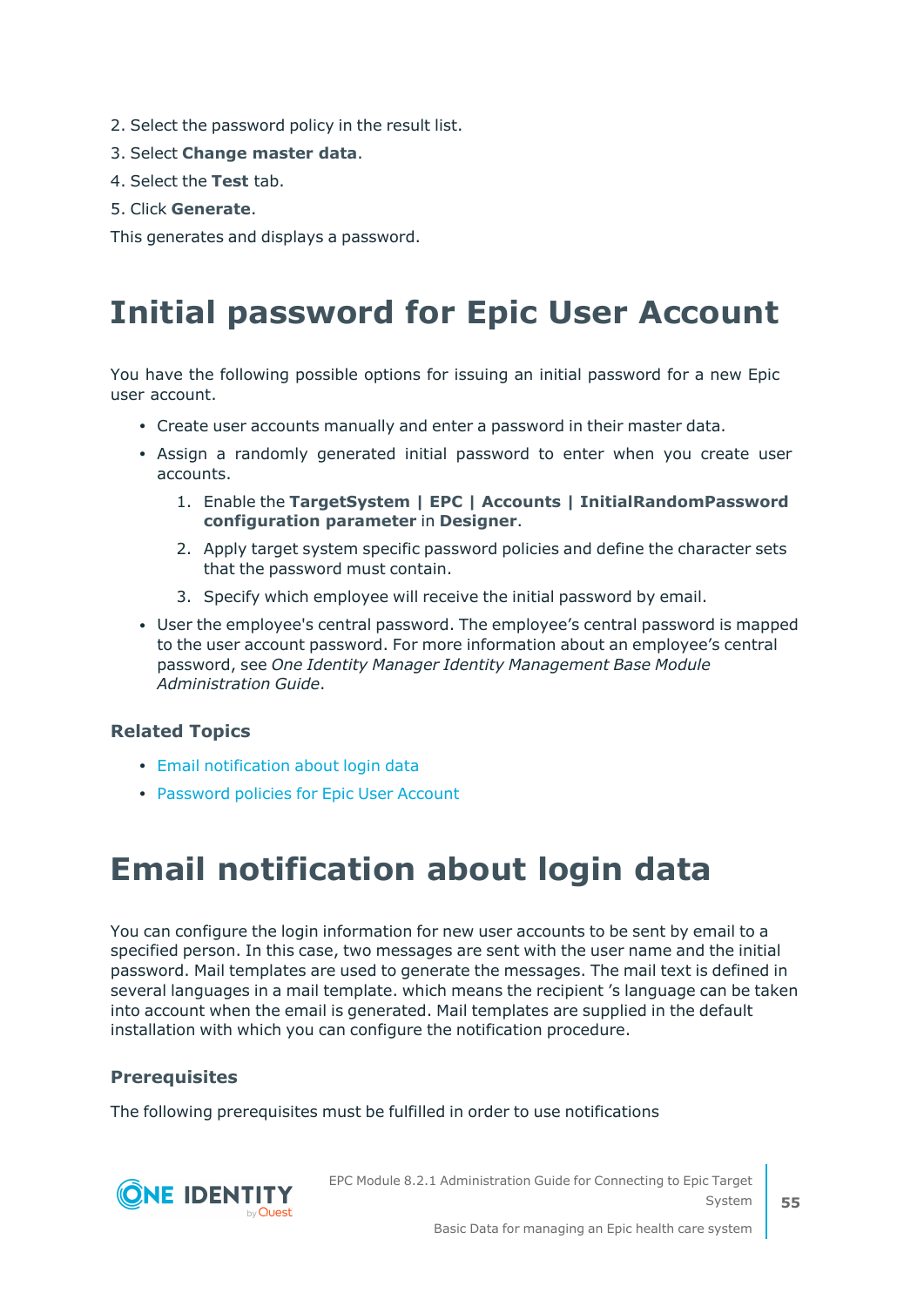2. Select the password policy in the result list.
3. Select **Change master data**.
4. Select the **Test** tab.
5. Click **Generate**.

This generates and displays a password.

# Initial password for Epic User Account

You have the following possible options for issuing an initial password for a new Epic user account.

- Create user accounts manually and enter a password in their master data.
- Assign a randomly generated initial password to enter when you create user accounts.
    1. Enable the **TargetSystem | EPC | Accounts | InitialRandomPassword configuration parameter** in **Designer**.
    2. Apply target system specific password policies and define the character sets that the password must contain.
    3. Specify which employee will receive the initial password by email.
- User the employee's central password. The employee's central password is mapped to the user account password. For more information about an employee's central password, see *One Identity Manager Identity Management Base Module Administration Guide*.

### Related Topics

- Email notification about login data
- Password policies for Epic User Account

# Email notification about login data

You can configure the login information for new user accounts to be sent by email to a specified person. In this case, two messages are sent with the user name and the initial password. Mail templates are used to generate the messages. The mail text is defined in several languages in a mail template. which means the recipient 's language can be taken into account when the email is generated. Mail templates are supplied in the default installation with which you can configure the notification procedure.

### Prerequisites

The following prerequisites must be fulfilled in order to use notifications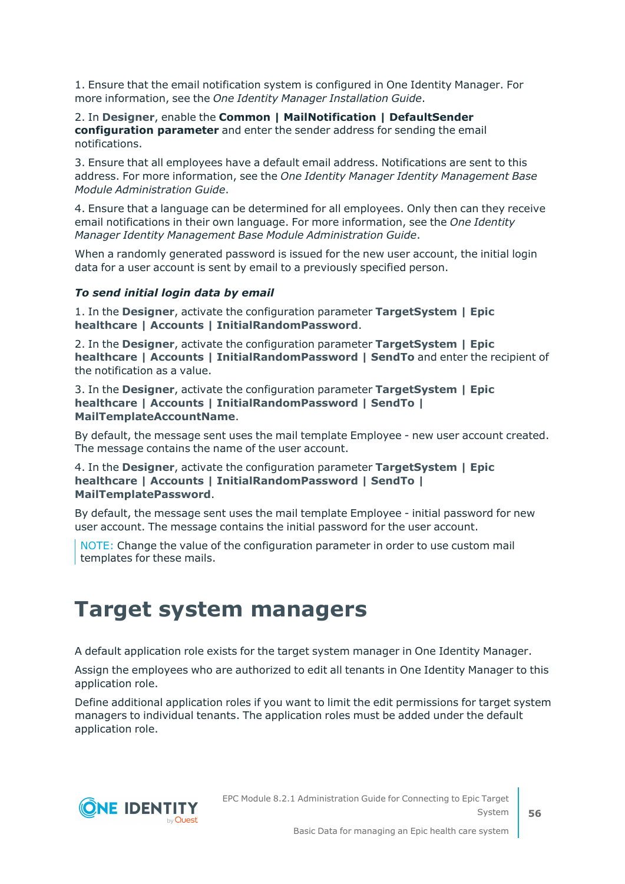1. Ensure that the email notification system is configured in One Identity Manager. For more information, see the *One Identity Manager Installation Guide*.

2. In **Designer**, enable the **Common | MailNotification | DefaultSender configuration parameter** and enter the sender address for sending the email notifications.

3. Ensure that all employees have a default email address. Notifications are sent to this address. For more information, see the *One Identity Manager Identity Management Base Module Administration Guide*.

4. Ensure that a language can be determined for all employees. Only then can they receive email notifications in their own language. For more information, see the *One Identity Manager Identity Management Base Module Administration Guide*.

When a randomly generated password is issued for the new user account, the initial login data for a user account is sent by email to a previously specified person.

***To send initial login data by email***

1. In the **Designer**, activate the configuration parameter **TargetSystem | Epic healthcare | Accounts | InitialRandomPassword**.

2. In the **Designer**, activate the configuration parameter **TargetSystem | Epic healthcare | Accounts | InitialRandomPassword | SendTo** and enter the recipient of the notification as a value.

3. In the **Designer**, activate the configuration parameter **TargetSystem | Epic healthcare | Accounts | InitialRandomPassword | SendTo | MailTemplateAccountName**.

   By default, the message sent uses the mail template Employee - new user account created. The message contains the name of the user account.

4. In the **Designer**, activate the configuration parameter **TargetSystem | Epic healthcare | Accounts | InitialRandomPassword | SendTo | MailTemplatePassword**.

   By default, the message sent uses the mail template Employee - initial password for new user account. The message contains the initial password for the user account.

> NOTE: Change the value of the configuration parameter in order to use custom mail templates for these mails.

# Target system managers

A default application role exists for the target system manager in One Identity Manager.

Assign the employees who are authorized to edit all tenants in One Identity Manager to this application role.

Define additional application roles if you want to limit the edit permissions for target system managers to individual tenants. The application roles must be added under the default application role.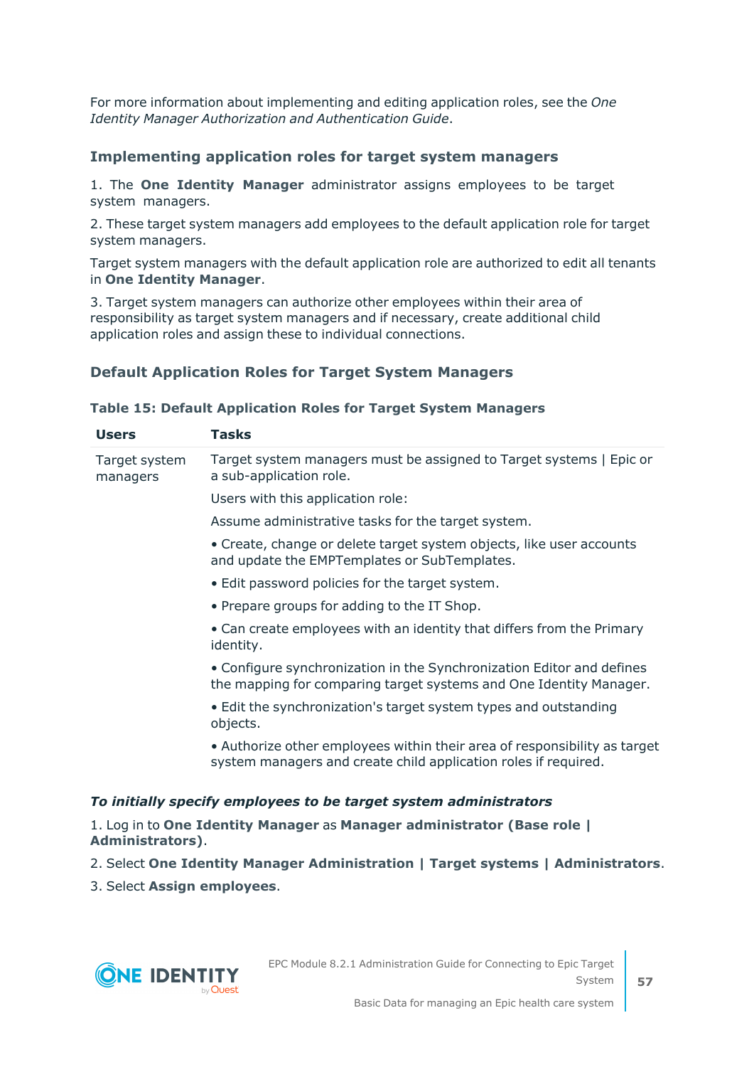For more information about implementing and editing application roles, see the *One Identity Manager Authorization and Authentication Guide*.

### Implementing application roles for target system managers

1. The **One Identity Manager** administrator assigns employees to be target system managers.

2. These target system managers add employees to the default application role for target system managers.

Target system managers with the default application role are authorized to edit all tenants in **One Identity Manager**.

3. Target system managers can authorize other employees within their area of responsibility as target system managers and if necessary, create additional child application roles and assign these to individual connections.

### Default Application Roles for Target System Managers

**Table 15: Default Application Roles for Target System Managers**

| Users | Tasks |
|---|---|
| Target system managers | Target system managers must be assigned to Target systems \| Epic or a sub-application role.<br><br>Users with this application role:<br><br>Assume administrative tasks for the target system.<br><br>• Create, change or delete target system objects, like user accounts and update the EMPTemplates or SubTemplates.<br><br>• Edit password policies for the target system.<br><br>• Prepare groups for adding to the IT Shop.<br><br>• Can create employees with an identity that differs from the Primary identity.<br><br>• Configure synchronization in the Synchronization Editor and defines the mapping for comparing target systems and One Identity Manager.<br><br>• Edit the synchronization's target system types and outstanding objects.<br><br>• Authorize other employees within their area of responsibility as target system managers and create child application roles if required. |

***To initially specify employees to be target system administrators***

1. Log in to **One Identity Manager** as **Manager administrator (Base role | Administrators)**.
2. Select **One Identity Manager Administration | Target systems | Administrators**.
3. Select **Assign employees**.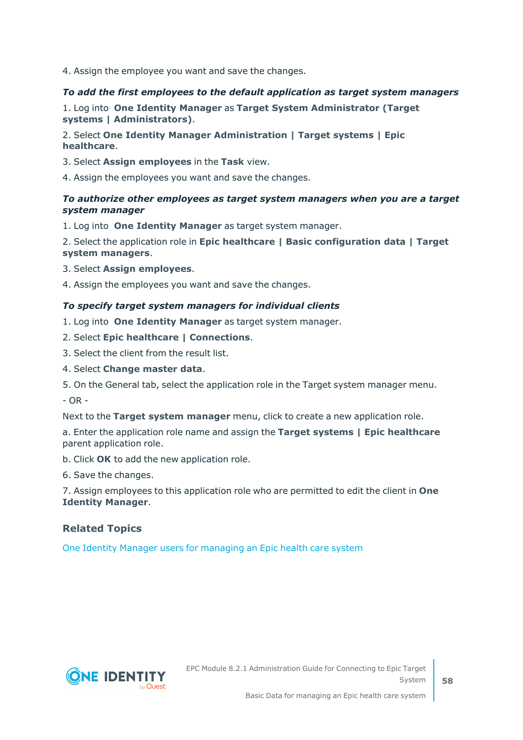4. Assign the employee you want and save the changes.

***To add the first employees to the default application as target system managers***

1. Log into **One Identity Manager** as **Target System Administrator (Target systems | Administrators)**.
2. Select **One Identity Manager Administration | Target systems | Epic healthcare**.
3. Select **Assign employees** in the **Task** view.
4. Assign the employees you want and save the changes.

***To authorize other employees as target system managers when you are a target system manager***

1. Log into **One Identity Manager** as target system manager.
2. Select the application role in **Epic healthcare | Basic configuration data | Target system managers**.
3. Select **Assign employees**.
4. Assign the employees you want and save the changes.

***To specify target system managers for individual clients***

1. Log into **One Identity Manager** as target system manager.
2. Select **Epic healthcare | Connections**.
3. Select the client from the result list.
4. Select **Change master data**.
5. On the General tab, select the application role in the Target system manager menu.

- OR -

Next to the **Target system manager** menu, click to create a new application role.

a. Enter the application role name and assign the **Target systems | Epic healthcare** parent application role.

b. Click **OK** to add the new application role.

6. Save the changes.
7. Assign employees to this application role who are permitted to edit the client in **One Identity Manager**.

### Related Topics

One Identity Manager users for managing an Epic health care system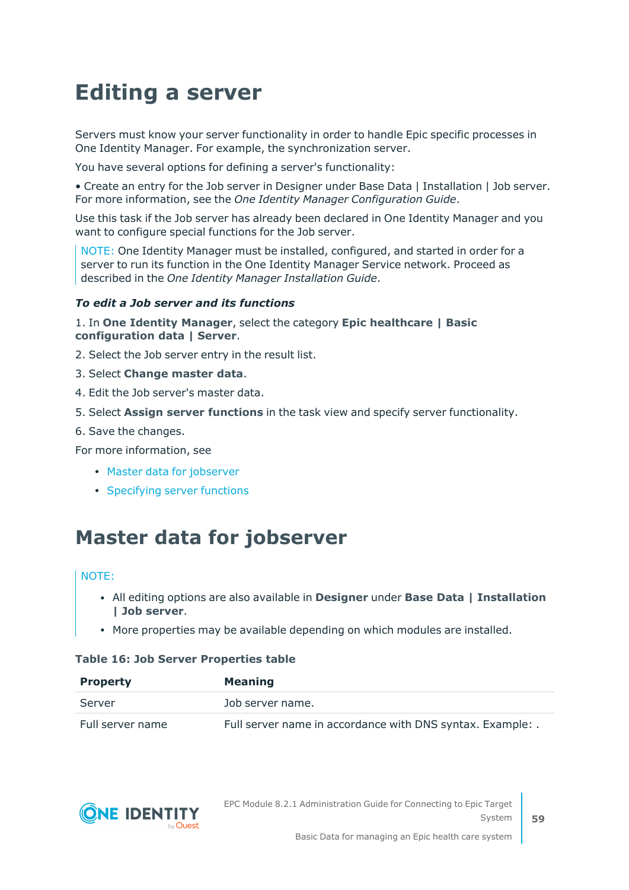# Editing a server

Servers must know your server functionality in order to handle Epic specific processes in One Identity Manager. For example, the synchronization server.

You have several options for defining a server's functionality:

• Create an entry for the Job server in Designer under Base Data | Installation | Job server. For more information, see the *One Identity Manager Configuration Guide*.

Use this task if the Job server has already been declared in One Identity Manager and you want to configure special functions for the Job server.

> NOTE: One Identity Manager must be installed, configured, and started in order for a server to run its function in the One Identity Manager Service network. Proceed as described in the *One Identity Manager Installation Guide*.

***To edit a Job server and its functions***

1. In **One Identity Manager**, select the category **Epic healthcare | Basic configuration data | Server**.
2. Select the Job server entry in the result list.
3. Select **Change master data**.
4. Edit the Job server's master data.
5. Select **Assign server functions** in the task view and specify server functionality.
6. Save the changes.

For more information, see

- Master data for jobserver
- Specifying server functions

# Master data for jobserver

> NOTE:
>
> - All editing options are also available in **Designer** under **Base Data | Installation | Job server**.
> - More properties may be available depending on which modules are installed.

**Table 16: Job Server Properties table**

| Property | Meaning |
|---|---|
| Server | Job server name. |
| Full server name | Full server name in accordance with DNS syntax. Example: . |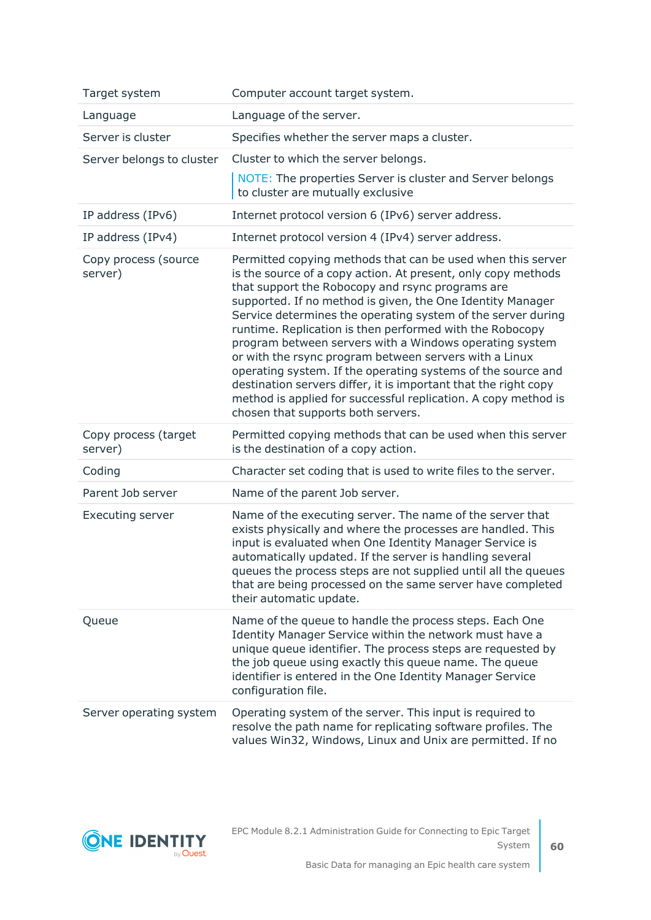| | |
|---|---|
| Target system | Computer account target system. |
| Language | Language of the server. |
| Server is cluster | Specifies whether the server maps a cluster. |
| Server belongs to cluster | Cluster to which the server belongs.<br><br>NOTE: The properties Server is cluster and Server belongs to cluster are mutually exclusive |
| IP address (IPv6) | Internet protocol version 6 (IPv6) server address. |
| IP address (IPv4) | Internet protocol version 4 (IPv4) server address. |
| Copy process (source server) | Permitted copying methods that can be used when this server is the source of a copy action. At present, only copy methods that support the Robocopy and rsync programs are supported. If no method is given, the One Identity Manager Service determines the operating system of the server during runtime. Replication is then performed with the Robocopy program between servers with a Windows operating system or with the rsync program between servers with a Linux operating system. If the operating systems of the source and destination servers differ, it is important that the right copy method is applied for successful replication. A copy method is chosen that supports both servers. |
| Copy process (target server) | Permitted copying methods that can be used when this server is the destination of a copy action. |
| Coding | Character set coding that is used to write files to the server. |
| Parent Job server | Name of the parent Job server. |
| Executing server | Name of the executing server. The name of the server that exists physically and where the processes are handled. This input is evaluated when One Identity Manager Service is automatically updated. If the server is handling several queues the process steps are not supplied until all the queues that are being processed on the same server have completed their automatic update. |
| Queue | Name of the queue to handle the process steps. Each One Identity Manager Service within the network must have a unique queue identifier. The process steps are requested by the job queue using exactly this queue name. The queue identifier is entered in the One Identity Manager Service configuration file. |
| Server operating system | Operating system of the server. This input is required to resolve the path name for replicating software profiles. The values Win32, Windows, Linux and Unix are permitted. If no |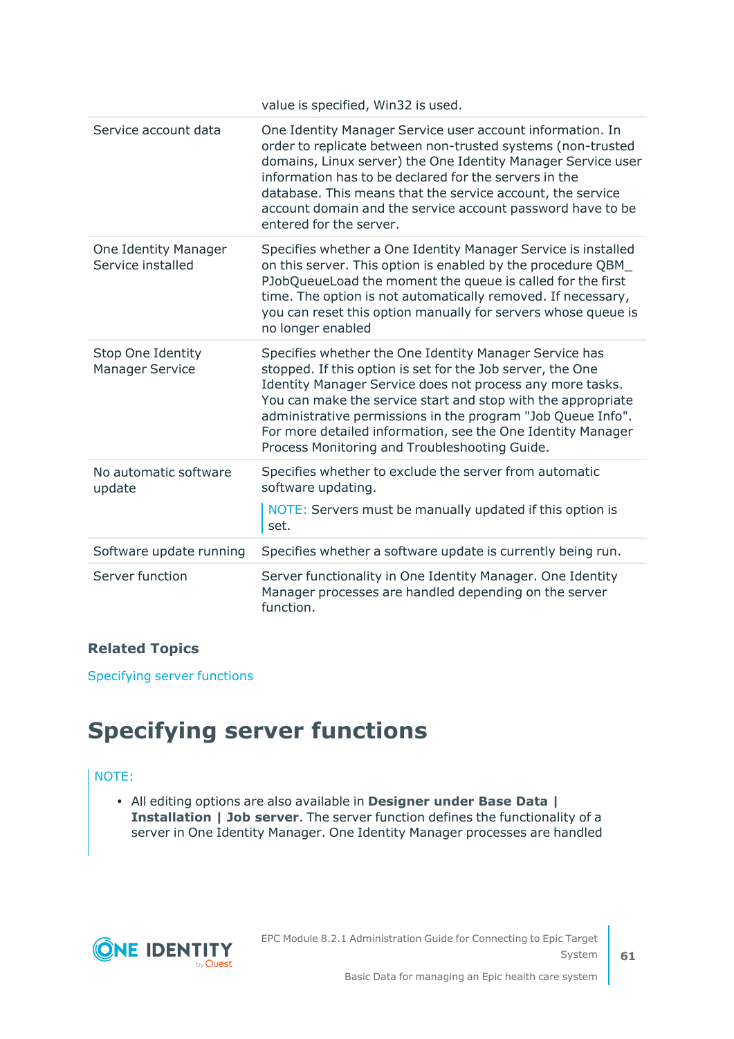| | |
|---|---|
| | value is specified, Win32 is used. |
| Service account data | One Identity Manager Service user account information. In order to replicate between non-trusted systems (non-trusted domains, Linux server) the One Identity Manager Service user information has to be declared for the servers in the database. This means that the service account, the service account domain and the service account password have to be entered for the server. |
| One Identity Manager Service installed | Specifies whether a One Identity Manager Service is installed on this server. This option is enabled by the procedure QBM_PJobQueueLoad the moment the queue is called for the first time. The option is not automatically removed. If necessary, you can reset this option manually for servers whose queue is no longer enabled |
| Stop One Identity Manager Service | Specifies whether the One Identity Manager Service has stopped. If this option is set for the Job server, the One Identity Manager Service does not process any more tasks. You can make the service start and stop with the appropriate administrative permissions in the program "Job Queue Info". For more detailed information, see the One Identity Manager Process Monitoring and Troubleshooting Guide. |
| No automatic software update | Specifies whether to exclude the server from automatic software updating. NOTE: Servers must be manually updated if this option is set. |
| Software update running | Specifies whether a software update is currently being run. |
| Server function | Server functionality in One Identity Manager. One Identity Manager processes are handled depending on the server function. |

### Related Topics

Specifying server functions

# Specifying server functions

NOTE:

- All editing options are also available in **Designer under Base Data | Installation | Job server**. The server function defines the functionality of a server in One Identity Manager. One Identity Manager processes are handled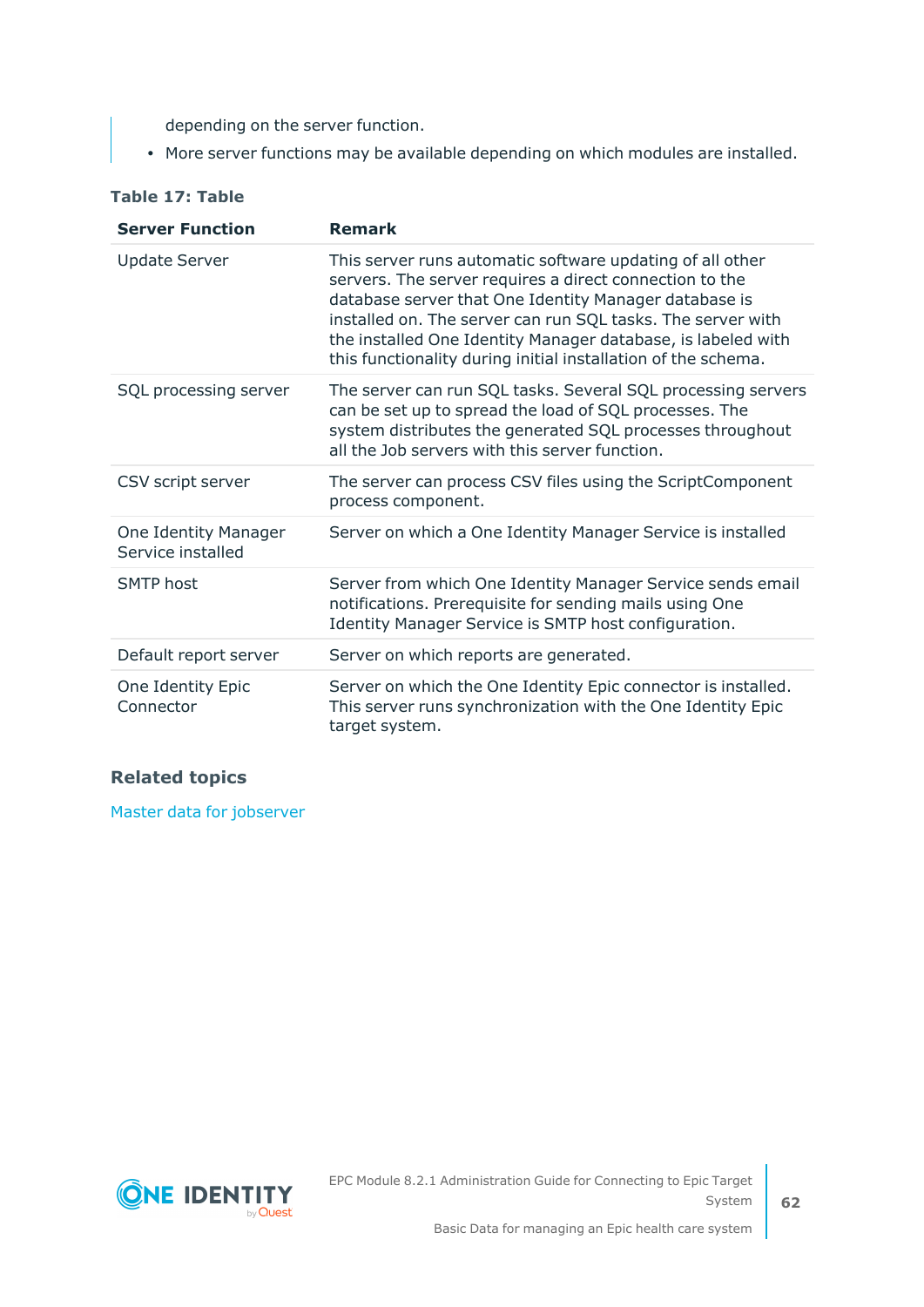depending on the server function.

- More server functions may be available depending on which modules are installed.

**Table 17: Table**

| Server Function | Remark |
|---|---|
| Update Server | This server runs automatic software updating of all other servers. The server requires a direct connection to the database server that One Identity Manager database is installed on. The server can run SQL tasks. The server with the installed One Identity Manager database, is labeled with this functionality during initial installation of the schema. |
| SQL processing server | The server can run SQL tasks. Several SQL processing servers can be set up to spread the load of SQL processes. The system distributes the generated SQL processes throughout all the Job servers with this server function. |
| CSV script server | The server can process CSV files using the ScriptComponent process component. |
| One Identity Manager Service installed | Server on which a One Identity Manager Service is installed |
| SMTP host | Server from which One Identity Manager Service sends email notifications. Prerequisite for sending mails using One Identity Manager Service is SMTP host configuration. |
| Default report server | Server on which reports are generated. |
| One Identity Epic Connector | Server on which the One Identity Epic connector is installed. This server runs synchronization with the One Identity Epic target system. |

### Related topics

Master data for jobserver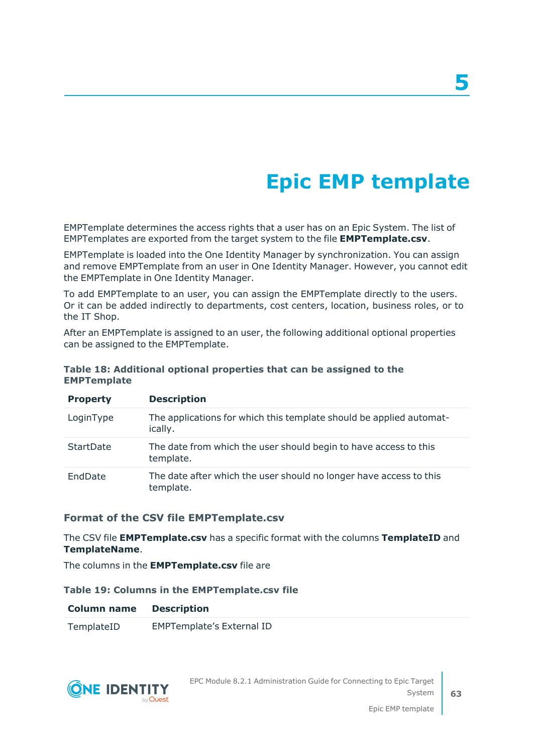# 5

# Epic EMP template

EMPTemplate determines the access rights that a user has on an Epic System. The list of EMPTemplates are exported from the target system to the file **EMPTemplate.csv**.

EMPTemplate is loaded into the One Identity Manager by synchronization. You can assign and remove EMPTemplate from an user in One Identity Manager. However, you cannot edit the EMPTemplate in One Identity Manager.

To add EMPTemplate to an user, you can assign the EMPTemplate directly to the users. Or it can be added indirectly to departments, cost centers, location, business roles, or to the IT Shop.

After an EMPTemplate is assigned to an user, the following additional optional properties can be assigned to the EMPTemplate.

**Table 18: Additional optional properties that can be assigned to the EMPTemplate**

| Property | Description |
|---|---|
| LoginType | The applications for which this template should be applied automatically. |
| StartDate | The date from which the user should begin to have access to this template. |
| EndDate | The date after which the user should no longer have access to this template. |

### Format of the CSV file EMPTemplate.csv

The CSV file **EMPTemplate.csv** has a specific format with the columns **TemplateID** and **TemplateName**.

The columns in the **EMPTemplate.csv** file are

**Table 19: Columns in the EMPTemplate.csv file**

| Column name | Description |
|---|---|
| TemplateID | EMPTemplate’s External ID |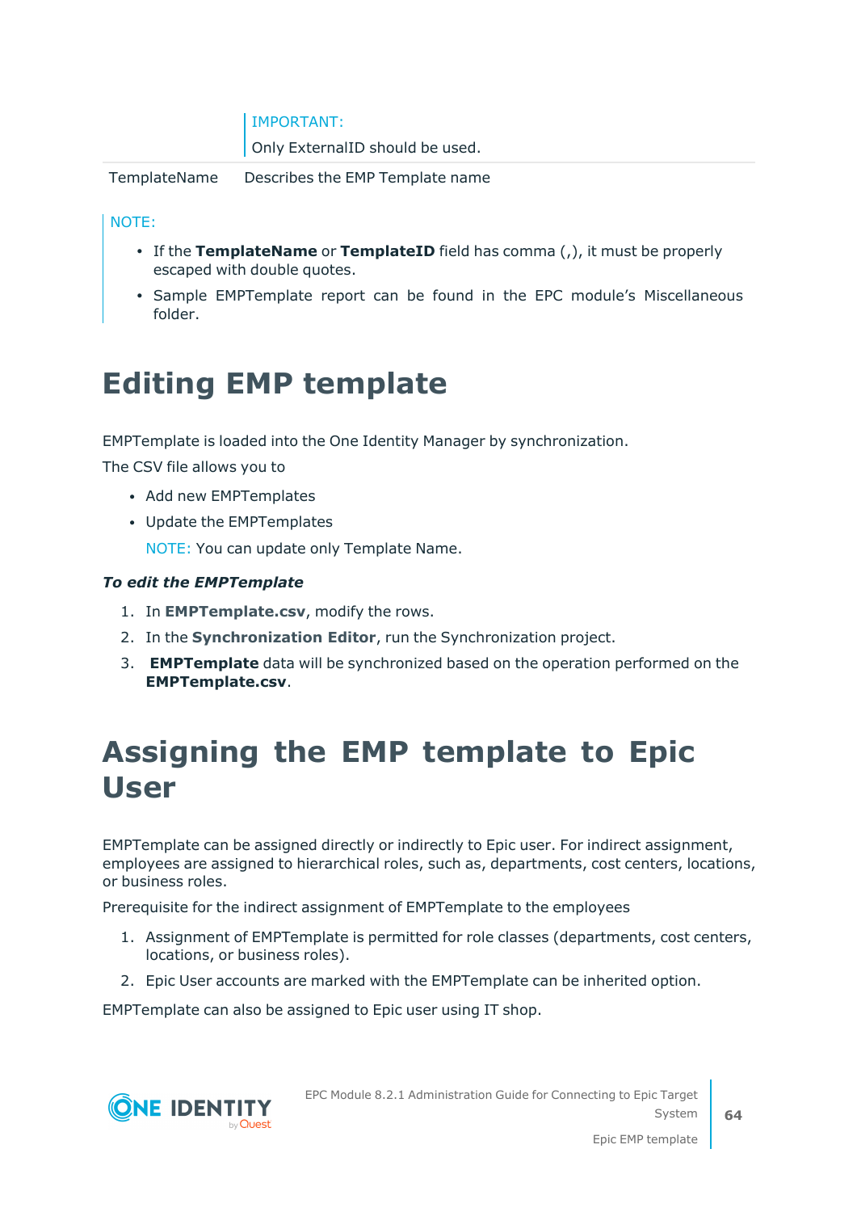| | |
|---|---|
| | IMPORTANT:<br>Only ExternalID should be used. |
| TemplateName | Describes the EMP Template name |

NOTE:

- If the **TemplateName** or **TemplateID** field has comma (,), it must be properly escaped with double quotes.
- Sample EMPTemplate report can be found in the EPC module's Miscellaneous folder.

# Editing EMP template

EMPTemplate is loaded into the One Identity Manager by synchronization.

The CSV file allows you to

- Add new EMPTemplates
- Update the EMPTemplates

  NOTE: You can update only Template Name.

***To edit the EMPTemplate***

1. In **EMPTemplate.csv**, modify the rows.
2. In the **Synchronization Editor**, run the Synchronization project.
3. **EMPTemplate** data will be synchronized based on the operation performed on the **EMPTemplate.csv**.

# Assigning the EMP template to Epic User

EMPTemplate can be assigned directly or indirectly to Epic user. For indirect assignment, employees are assigned to hierarchical roles, such as, departments, cost centers, locations, or business roles.

Prerequisite for the indirect assignment of EMPTemplate to the employees

1. Assignment of EMPTemplate is permitted for role classes (departments, cost centers, locations, or business roles).
2. Epic User accounts are marked with the EMPTemplate can be inherited option.

EMPTemplate can also be assigned to Epic user using IT shop.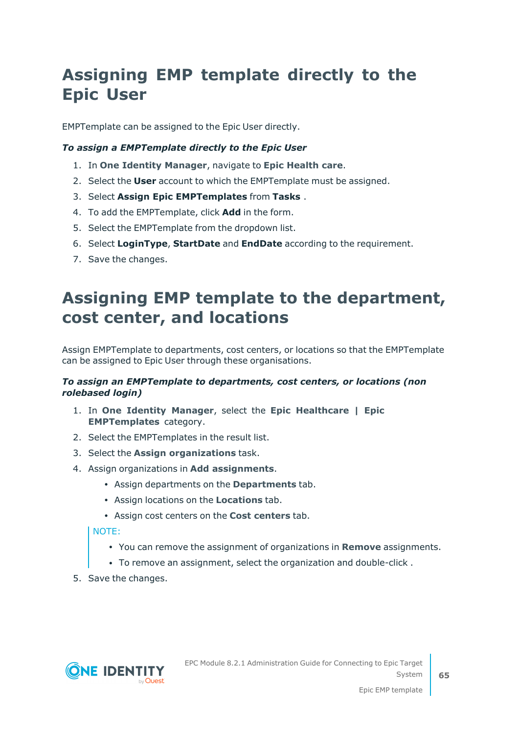# Assigning EMP template directly to the Epic User

EMPTemplate can be assigned to the Epic User directly.

***To assign a EMPTemplate directly to the Epic User***

1. In **One Identity Manager**, navigate to **Epic Health care**.
2. Select the **User** account to which the EMPTemplate must be assigned.
3. Select **Assign Epic EMPTemplates** from **Tasks** .
4. To add the EMPTemplate, click **Add** in the form.
5. Select the EMPTemplate from the dropdown list.
6. Select **LoginType**, **StartDate** and **EndDate** according to the requirement.
7. Save the changes.

# Assigning EMP template to the department, cost center, and locations

Assign EMPTemplate to departments, cost centers, or locations so that the EMPTemplate can be assigned to Epic User through these organisations.

***To assign an EMPTemplate to departments, cost centers, or locations (non rolebased login)***

1. In **One Identity Manager**, select the **Epic Healthcare | Epic EMPTemplates** category.
2. Select the EMPTemplates in the result list.
3. Select the **Assign organizations** task.
4. Assign organizations in **Add assignments**.
   - Assign departments on the **Departments** tab.
   - Assign locations on the **Locations** tab.
   - Assign cost centers on the **Cost centers** tab.

   NOTE:

   - You can remove the assignment of organizations in **Remove** assignments.
   - To remove an assignment, select the organization and double-click .
5. Save the changes.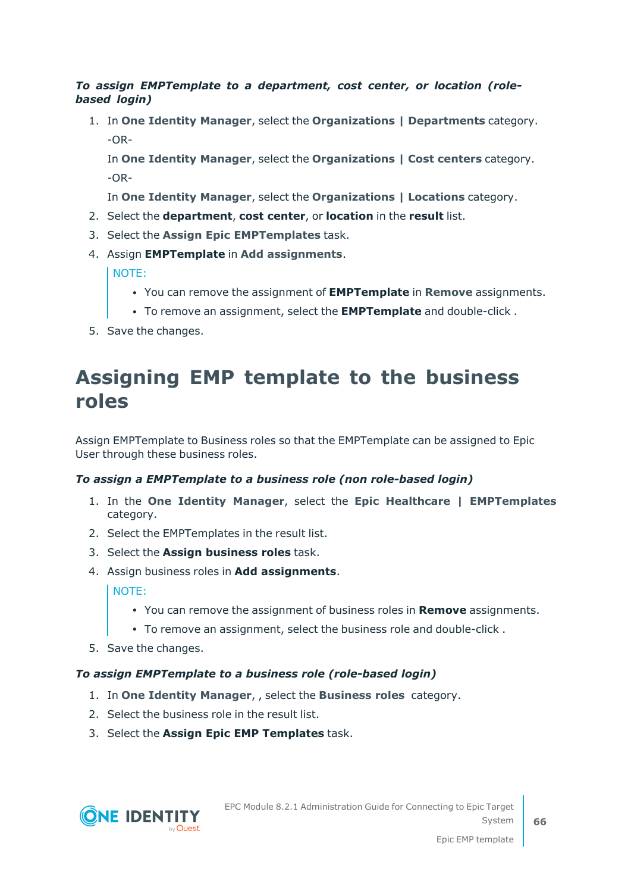***To assign EMPTemplate to a department, cost center, or location (role-based login)***

1. In **One Identity Manager**, select the **Organizations | Departments** category.

   -OR-

   In **One Identity Manager**, select the **Organizations | Cost centers** category.

   -OR-

   In **One Identity Manager**, select the **Organizations | Locations** category.
2. Select the **department**, **cost center**, or **location** in the **result** list.
3. Select the **Assign Epic EMPTemplates** task.
4. Assign **EMPTemplate** in **Add assignments**.

   NOTE:

   - You can remove the assignment of **EMPTemplate** in **Remove** assignments.
   - To remove an assignment, select the **EMPTemplate** and double-click .
5. Save the changes.

# Assigning EMP template to the business roles

Assign EMPTemplate to Business roles so that the EMPTemplate can be assigned to Epic User through these business roles.

***To assign a EMPTemplate to a business role (non role-based login)***

1. In the **One Identity Manager**, select the **Epic Healthcare | EMPTemplates** category.
2. Select the EMPTemplates in the result list.
3. Select the **Assign business roles** task.
4. Assign business roles in **Add assignments**.

   NOTE:

   - You can remove the assignment of business roles in **Remove** assignments.
   - To remove an assignment, select the business role and double-click .
5. Save the changes.

***To assign EMPTemplate to a business role (role-based login)***

1. In **One Identity Manager**, , select the **Business roles** category.
2. Select the business role in the result list.
3. Select the **Assign Epic EMP Templates** task.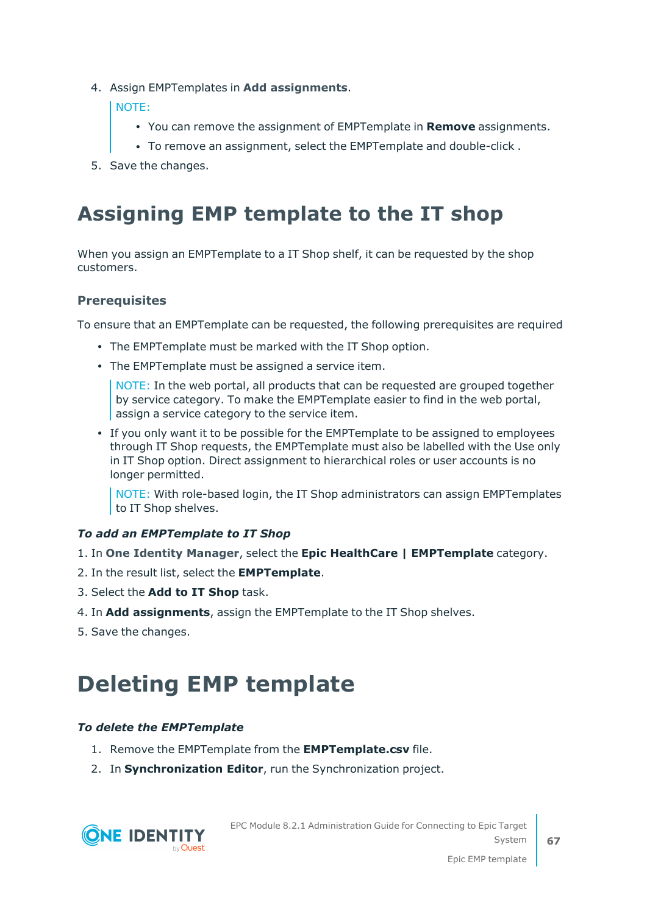4. Assign EMPTemplates in **Add assignments**.

   > NOTE:
   > - You can remove the assignment of EMPTemplate in **Remove** assignments.
   > - To remove an assignment, select the EMPTemplate and double-click .

5. Save the changes.

# Assigning EMP template to the IT shop

When you assign an EMPTemplate to a IT Shop shelf, it can be requested by the shop customers.

### Prerequisites

To ensure that an EMPTemplate can be requested, the following prerequisites are required

- The EMPTemplate must be marked with the IT Shop option.
- The EMPTemplate must be assigned a service item.

  > NOTE: In the web portal, all products that can be requested are grouped together by service category. To make the EMPTemplate easier to find in the web portal, assign a service category to the service item.

- If you only want it to be possible for the EMPTemplate to be assigned to employees through IT Shop requests, the EMPTemplate must also be labelled with the Use only in IT Shop option. Direct assignment to hierarchical roles or user accounts is no longer permitted.

  > NOTE: With role-based login, the IT Shop administrators can assign EMPTemplates to IT Shop shelves.

***To add an EMPTemplate to IT Shop***

1. In **One Identity Manager**, select the **Epic HealthCare | EMPTemplate** category.
2. In the result list, select the **EMPTemplate**.
3. Select the **Add to IT Shop** task.
4. In **Add assignments**, assign the EMPTemplate to the IT Shop shelves.
5. Save the changes.

# Deleting EMP template

***To delete the EMPTemplate***

1. Remove the EMPTemplate from the **EMPTemplate.csv** file.
2. In **Synchronization Editor**, run the Synchronization project.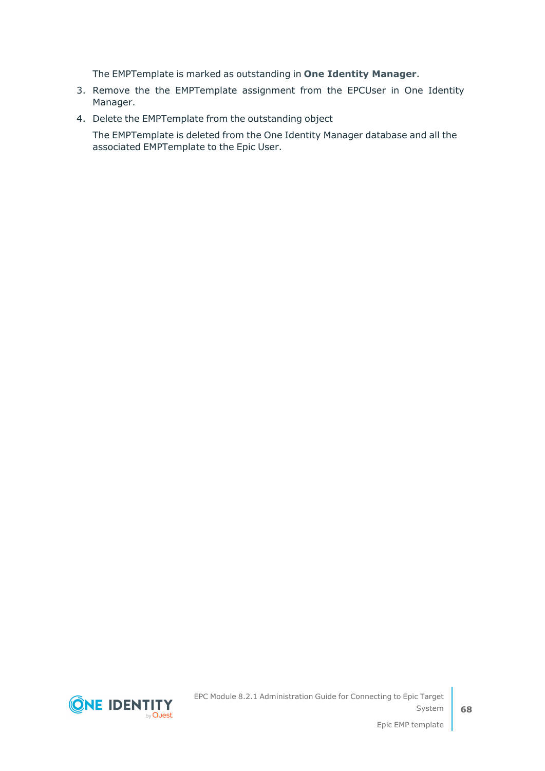The EMPTemplate is marked as outstanding in **One Identity Manager**.

3. Remove the the EMPTemplate assignment from the EPCUser in One Identity Manager.
4. Delete the EMPTemplate from the outstanding object

   The EMPTemplate is deleted from the One Identity Manager database and all the associated EMPTemplate to the Epic User.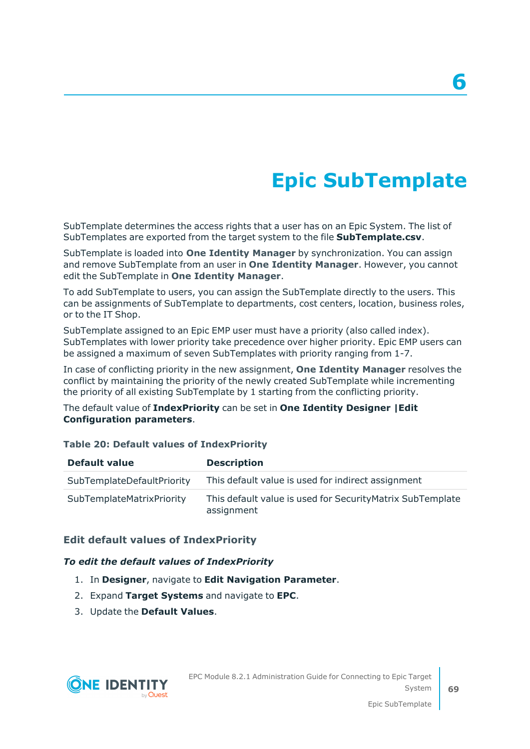# 6

# Epic SubTemplate

SubTemplate determines the access rights that a user has on an Epic System. The list of SubTemplates are exported from the target system to the file **SubTemplate.csv**.

SubTemplate is loaded into **One Identity Manager** by synchronization. You can assign and remove SubTemplate from an user in **One Identity Manager**. However, you cannot edit the SubTemplate in **One Identity Manager**.

To add SubTemplate to users, you can assign the SubTemplate directly to the users. This can be assignments of SubTemplate to departments, cost centers, location, business roles, or to the IT Shop.

SubTemplate assigned to an Epic EMP user must have a priority (also called index). SubTemplates with lower priority take precedence over higher priority. Epic EMP users can be assigned a maximum of seven SubTemplates with priority ranging from 1-7.

In case of conflicting priority in the new assignment, **One Identity Manager** resolves the conflict by maintaining the priority of the newly created SubTemplate while incrementing the priority of all existing SubTemplate by 1 starting from the conflicting priority.

The default value of **IndexPriority** can be set in **One Identity Designer |Edit Configuration parameters**.

**Table 20: Default values of IndexPriority**

| Default value | Description |
| --- | --- |
| SubTemplateDefaultPriority | This default value is used for indirect assignment |
| SubTemplateMatrixPriority | This default value is used for SecurityMatrix SubTemplate assignment |

### Edit default values of IndexPriority

***To edit the default values of IndexPriority***

1. In **Designer**, navigate to **Edit Navigation Parameter**.
2. Expand **Target Systems** and navigate to **EPC**.
3. Update the **Default Values**.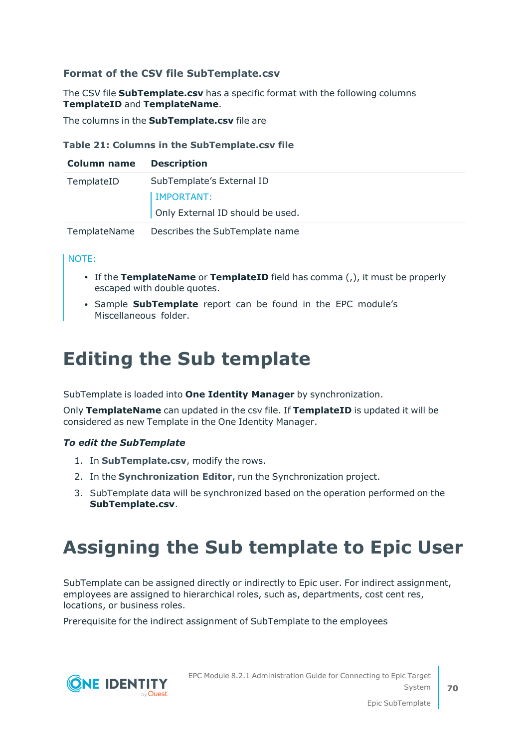### Format of the CSV file SubTemplate.csv

The CSV file **SubTemplate.csv** has a specific format with the following columns **TemplateID** and **TemplateName**.

The columns in the **SubTemplate.csv** file are

**Table 21: Columns in the SubTemplate.csv file**

| Column name | Description |
|---|---|
| TemplateID | SubTemplate's External ID<br>IMPORTANT:<br>Only External ID should be used. |
| TemplateName | Describes the SubTemplate name |

NOTE:

- If the **TemplateName** or **TemplateID** field has comma (,), it must be properly escaped with double quotes.
- Sample **SubTemplate** report can be found in the EPC module's Miscellaneous folder.

# Editing the Sub template

SubTemplate is loaded into **One Identity Manager** by synchronization.

Only **TemplateName** can updated in the csv file. If **TemplateID** is updated it will be considered as new Template in the One Identity Manager.

***To edit the SubTemplate***

1. In **SubTemplate.csv**, modify the rows.
2. In the **Synchronization Editor**, run the Synchronization project.
3. SubTemplate data will be synchronized based on the operation performed on the **SubTemplate.csv**.

# Assigning the Sub template to Epic User

SubTemplate can be assigned directly or indirectly to Epic user. For indirect assignment, employees are assigned to hierarchical roles, such as, departments, cost cent res, locations, or business roles.

Prerequisite for the indirect assignment of SubTemplate to the employees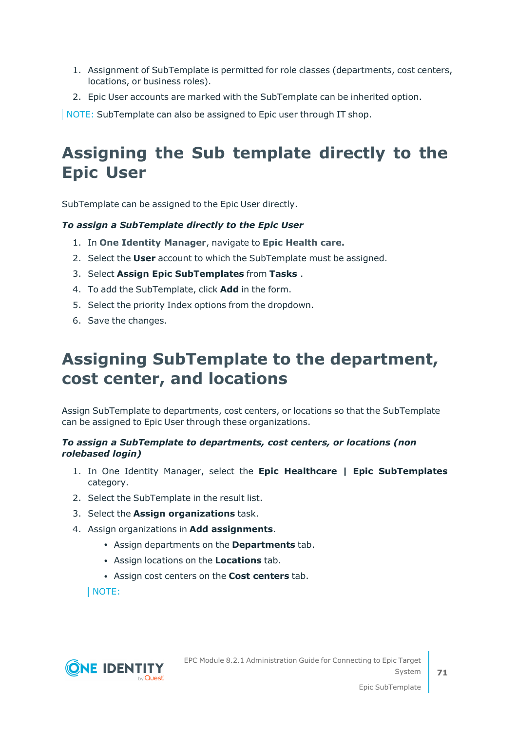1. Assignment of SubTemplate is permitted for role classes (departments, cost centers, locations, or business roles).
2. Epic User accounts are marked with the SubTemplate can be inherited option.

NOTE: SubTemplate can also be assigned to Epic user through IT shop.

# Assigning the Sub template directly to the Epic User

SubTemplate can be assigned to the Epic User directly.

***To assign a SubTemplate directly to the Epic User***

1. In **One Identity Manager**, navigate to **Epic Health care.**
2. Select the **User** account to which the SubTemplate must be assigned.
3. Select **Assign Epic SubTemplates** from **Tasks** .
4. To add the SubTemplate, click **Add** in the form.
5. Select the priority Index options from the dropdown.
6. Save the changes.

# Assigning SubTemplate to the department, cost center, and locations

Assign SubTemplate to departments, cost centers, or locations so that the SubTemplate can be assigned to Epic User through these organizations.

***To assign a SubTemplate to departments, cost centers, or locations (non rolebased login)***

1. In One Identity Manager, select the **Epic Healthcare | Epic SubTemplates** category.
2. Select the SubTemplate in the result list.
3. Select the **Assign organizations** task.
4. Assign organizations in **Add assignments**.
   - Assign departments on the **Departments** tab.
   - Assign locations on the **Locations** tab.
   - Assign cost centers on the **Cost centers** tab.

   NOTE: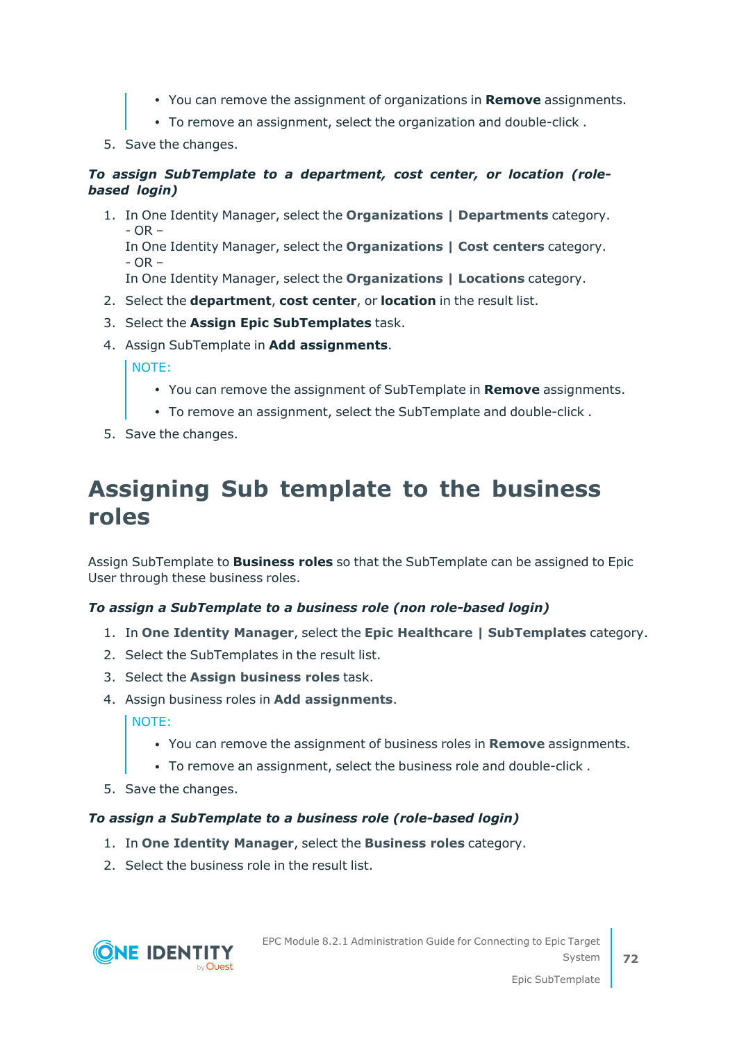- You can remove the assignment of organizations in **Remove** assignments.
- To remove an assignment, select the organization and double-click .

5. Save the changes.

***To assign SubTemplate to a department, cost center, or location (role-based login)***

1. In One Identity Manager, select the **Organizations | Departments** category.
   - OR –
   In One Identity Manager, select the **Organizations | Cost centers** category.
   - OR –
   In One Identity Manager, select the **Organizations | Locations** category.
2. Select the **department**, **cost center**, or **location** in the result list.
3. Select the **Assign Epic SubTemplates** task.
4. Assign SubTemplate in **Add assignments**.

   NOTE:
   - You can remove the assignment of SubTemplate in **Remove** assignments.
   - To remove an assignment, select the SubTemplate and double-click .
5. Save the changes.

# Assigning Sub template to the business roles

Assign SubTemplate to **Business roles** so that the SubTemplate can be assigned to Epic User through these business roles.

***To assign a SubTemplate to a business role (non role-based login)***

1. In **One Identity Manager**, select the **Epic Healthcare | SubTemplates** category.
2. Select the SubTemplates in the result list.
3. Select the **Assign business roles** task.
4. Assign business roles in **Add assignments**.

   NOTE:
   - You can remove the assignment of business roles in **Remove** assignments.
   - To remove an assignment, select the business role and double-click .
5. Save the changes.

***To assign a SubTemplate to a business role (role-based login)***

1. In **One Identity Manager**, select the **Business roles** category.
2. Select the business role in the result list.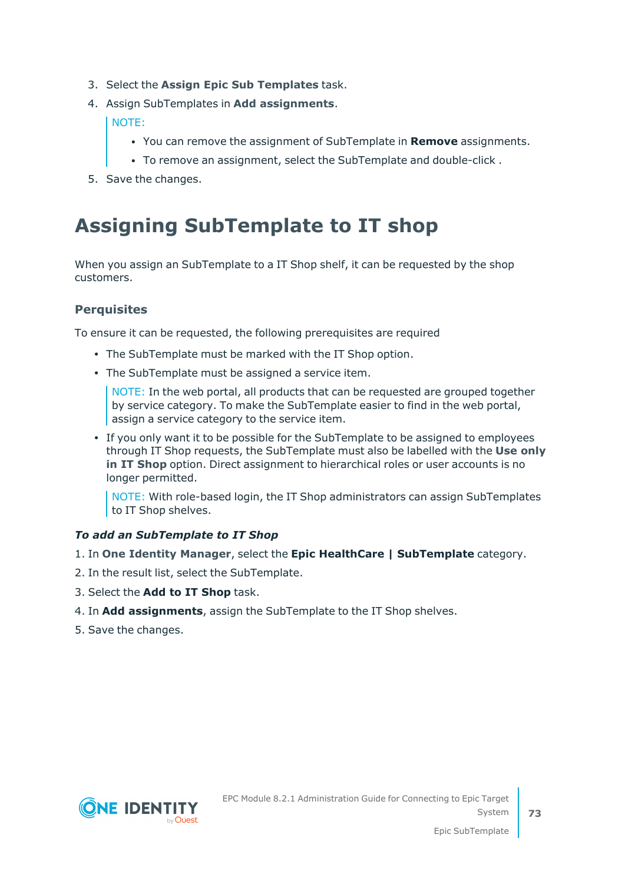3. Select the **Assign Epic Sub Templates** task.
4. Assign SubTemplates in **Add assignments**.

   NOTE:

   - You can remove the assignment of SubTemplate in **Remove** assignments.
   - To remove an assignment, select the SubTemplate and double-click .
5. Save the changes.

# Assigning SubTemplate to IT shop

When you assign an SubTemplate to a IT Shop shelf, it can be requested by the shop customers.

### Perquisites

To ensure it can be requested, the following prerequisites are required

- The SubTemplate must be marked with the IT Shop option.
- The SubTemplate must be assigned a service item.

  NOTE: In the web portal, all products that can be requested are grouped together by service category. To make the SubTemplate easier to find in the web portal, assign a service category to the service item.
- If you only want it to be possible for the SubTemplate to be assigned to employees through IT Shop requests, the SubTemplate must also be labelled with the **Use only in IT Shop** option. Direct assignment to hierarchical roles or user accounts is no longer permitted.

  NOTE: With role-based login, the IT Shop administrators can assign SubTemplates to IT Shop shelves.

***To add an SubTemplate to IT Shop***

1. In **One Identity Manager**, select the **Epic HealthCare | SubTemplate** category.
2. In the result list, select the SubTemplate.
3. Select the **Add to IT Shop** task.
4. In **Add assignments**, assign the SubTemplate to the IT Shop shelves.
5. Save the changes.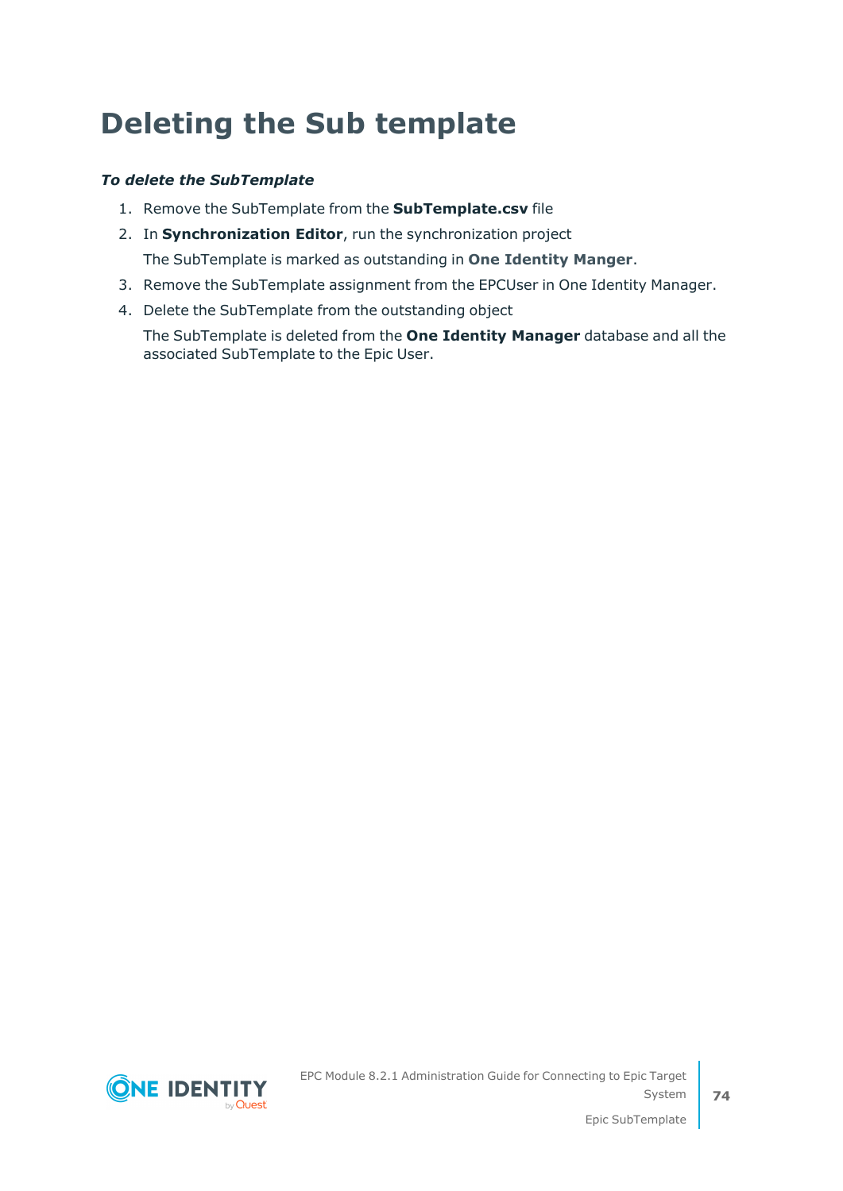# Deleting the Sub template

***To delete the SubTemplate***

1. Remove the SubTemplate from the **SubTemplate.csv** file
2. In **Synchronization Editor**, run the synchronization project

   The SubTemplate is marked as outstanding in **One Identity Manger**.
3. Remove the SubTemplate assignment from the EPCUser in One Identity Manager.
4. Delete the SubTemplate from the outstanding object

   The SubTemplate is deleted from the **One Identity Manager** database and all the associated SubTemplate to the Epic User.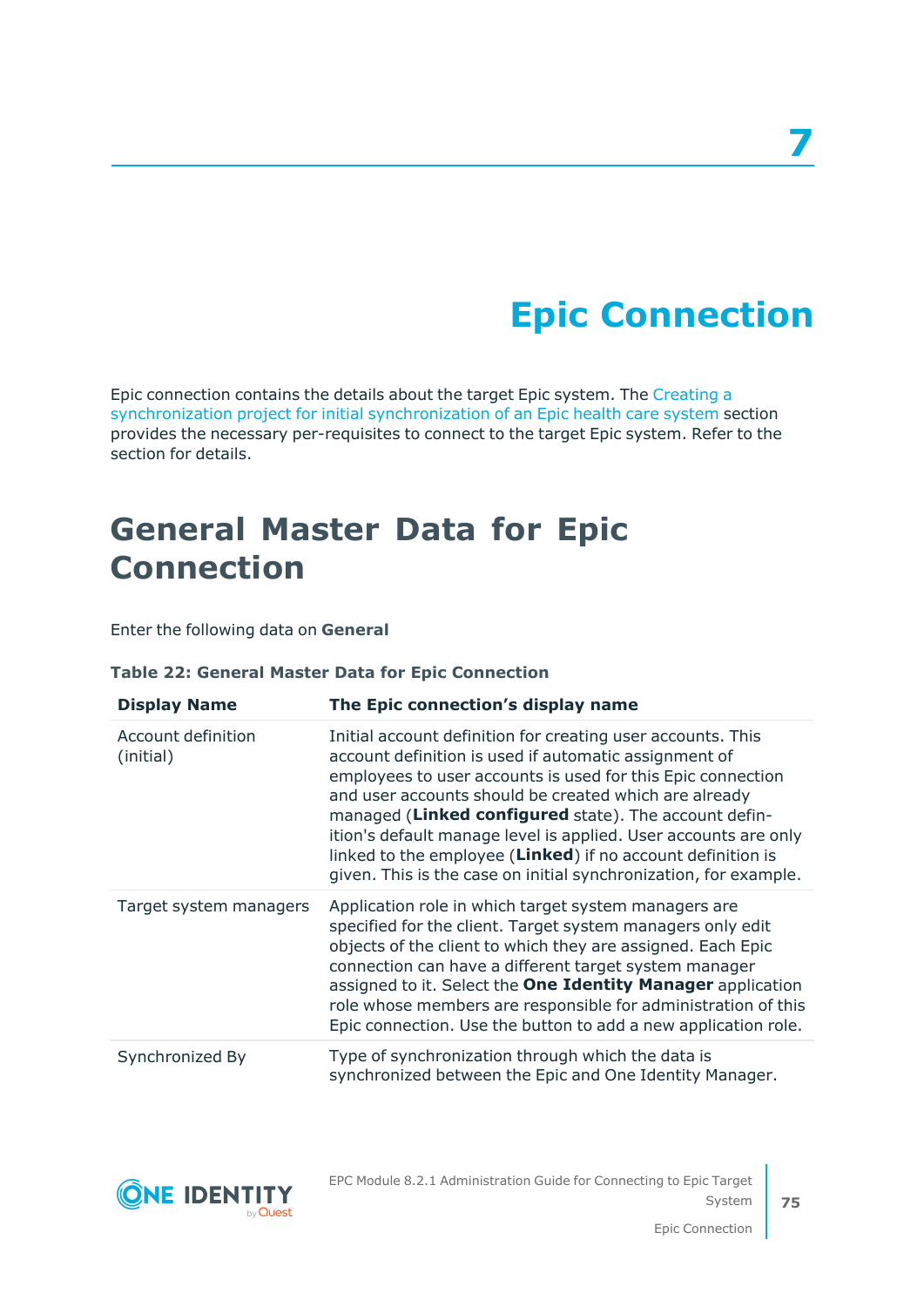# 7

# Epic Connection

Epic connection contains the details about the target Epic system. The Creating a synchronization project for initial synchronization of an Epic health care system section provides the necessary per-requisites to connect to the target Epic system. Refer to the section for details.

## General Master Data for Epic Connection

Enter the following data on **General**

**Table 22: General Master Data for Epic Connection**

| Display Name | The Epic connection's display name |
|---|---|
| Account definition (initial) | Initial account definition for creating user accounts. This account definition is used if automatic assignment of employees to user accounts is used for this Epic connection and user accounts should be created which are already managed (**Linked configured** state). The account definition's default manage level is applied. User accounts are only linked to the employee (**Linked**) if no account definition is given. This is the case on initial synchronization, for example. |
| Target system managers | Application role in which target system managers are specified for the client. Target system managers only edit objects of the client to which they are assigned. Each Epic connection can have a different target system manager assigned to it. Select the **One Identity Manager** application role whose members are responsible for administration of this Epic connection. Use the button to add a new application role. |
| Synchronized By | Type of synchronization through which the data is synchronized between the Epic and One Identity Manager. |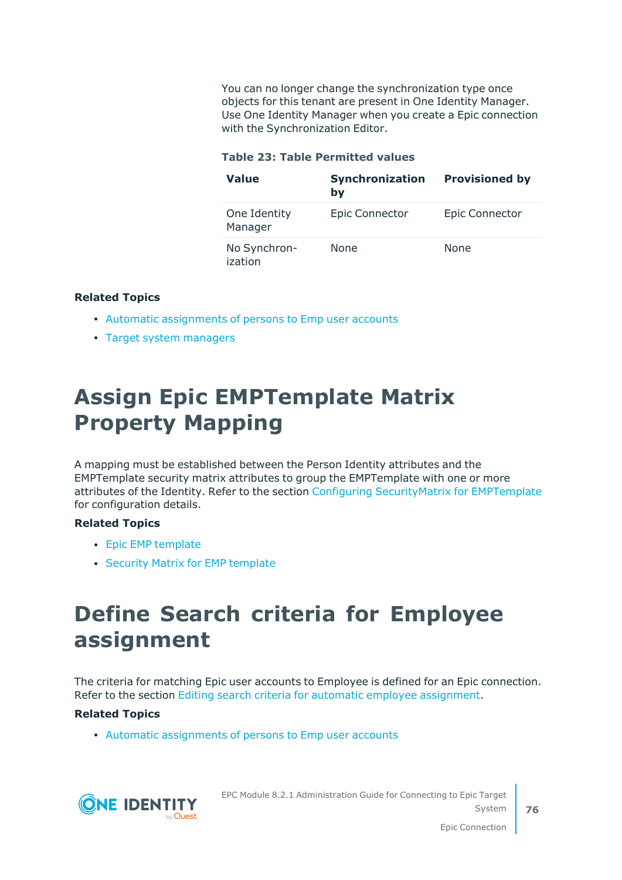You can no longer change the synchronization type once objects for this tenant are present in One Identity Manager. Use One Identity Manager when you create a Epic connection with the Synchronization Editor.

**Table 23: Table Permitted values**

| Value | Synchronization by | Provisioned by |
|---|---|---|
| One Identity Manager | Epic Connector | Epic Connector |
| No Synchronization | None | None |

**Related Topics**

- Automatic assignments of persons to Emp user accounts
- Target system managers

# Assign Epic EMPTemplate Matrix Property Mapping

A mapping must be established between the Person Identity attributes and the EMPTemplate security matrix attributes to group the EMPTemplate with one or more attributes of the Identity. Refer to the section Configuring SecurityMatrix for EMPTemplate for configuration details.

**Related Topics**

- Epic EMP template
- Security Matrix for EMP template

# Define Search criteria for Employee assignment

The criteria for matching Epic user accounts to Employee is defined for an Epic connection. Refer to the section Editing search criteria for automatic employee assignment.

**Related Topics**

- Automatic assignments of persons to Emp user accounts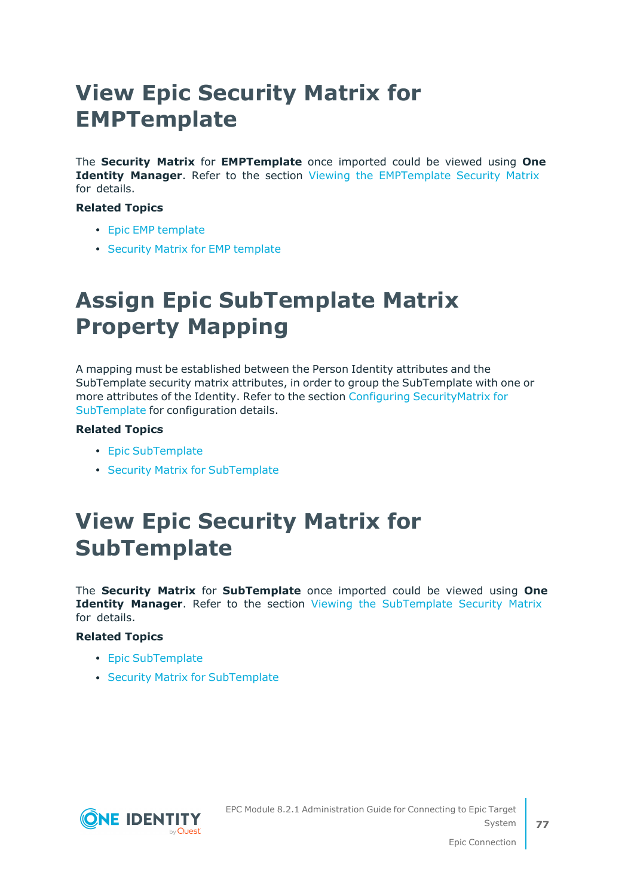# View Epic Security Matrix for EMPTemplate

The **Security Matrix** for **EMPTemplate** once imported could be viewed using **One Identity Manager**. Refer to the section Viewing the EMPTemplate Security Matrix for details.

**Related Topics**

- Epic EMP template
- Security Matrix for EMP template

# Assign Epic SubTemplate Matrix Property Mapping

A mapping must be established between the Person Identity attributes and the SubTemplate security matrix attributes, in order to group the SubTemplate with one or more attributes of the Identity. Refer to the section Configuring SecurityMatrix for SubTemplate for configuration details.

**Related Topics**

- Epic SubTemplate
- Security Matrix for SubTemplate

# View Epic Security Matrix for SubTemplate

The **Security Matrix** for **SubTemplate** once imported could be viewed using **One Identity Manager**. Refer to the section Viewing the SubTemplate Security Matrix for details.

**Related Topics**

- Epic SubTemplate
- Security Matrix for SubTemplate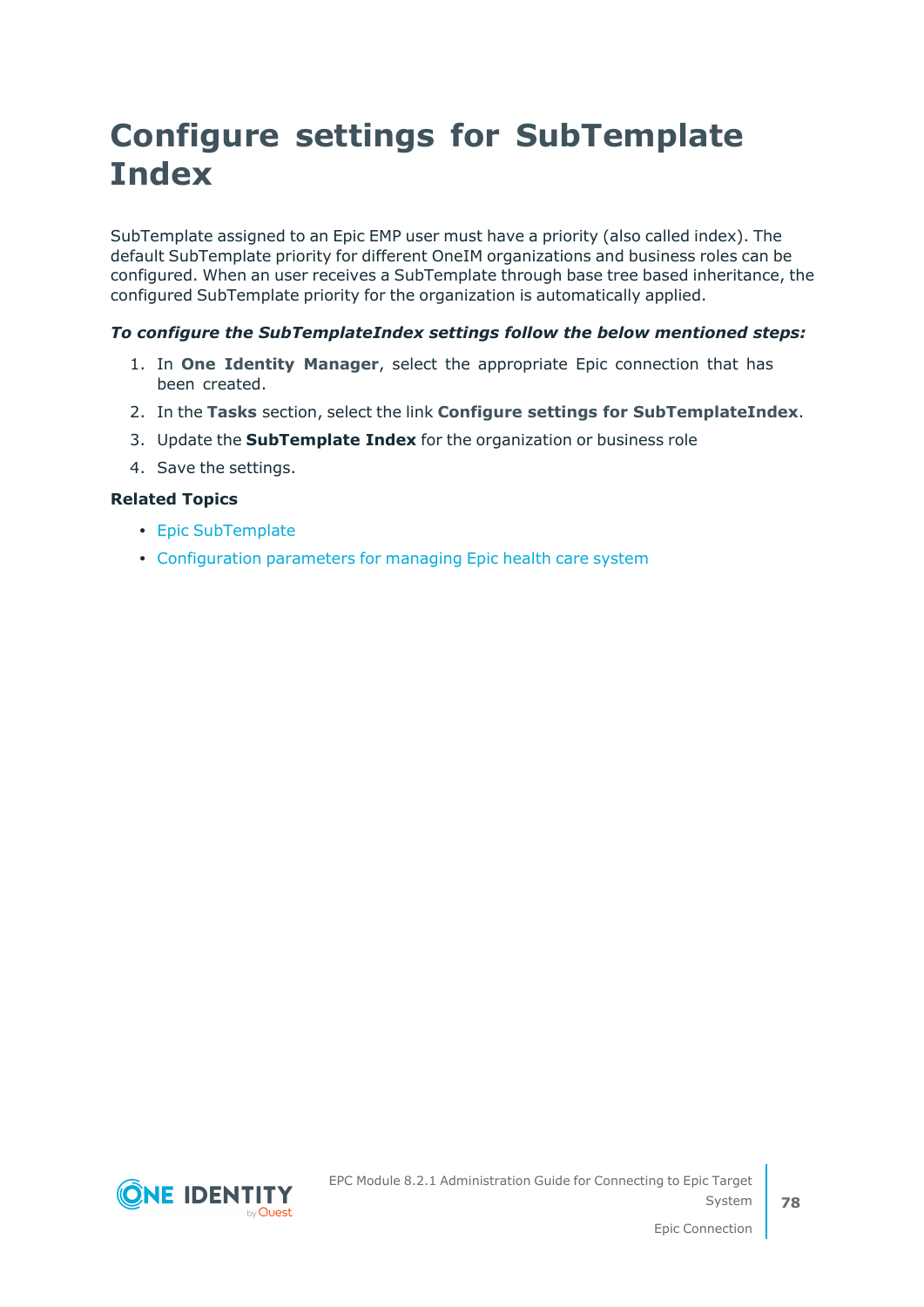# Configure settings for SubTemplate Index

SubTemplate assigned to an Epic EMP user must have a priority (also called index). The default SubTemplate priority for different OneIM organizations and business roles can be configured. When an user receives a SubTemplate through base tree based inheritance, the configured SubTemplate priority for the organization is automatically applied.

***To configure the SubTemplateIndex settings follow the below mentioned steps:***

1. In **One Identity Manager**, select the appropriate Epic connection that has been created.
2. In the **Tasks** section, select the link **Configure settings for SubTemplateIndex**.
3. Update the **SubTemplate Index** for the organization or business role
4. Save the settings.

**Related Topics**

- Epic SubTemplate
- Configuration parameters for managing Epic health care system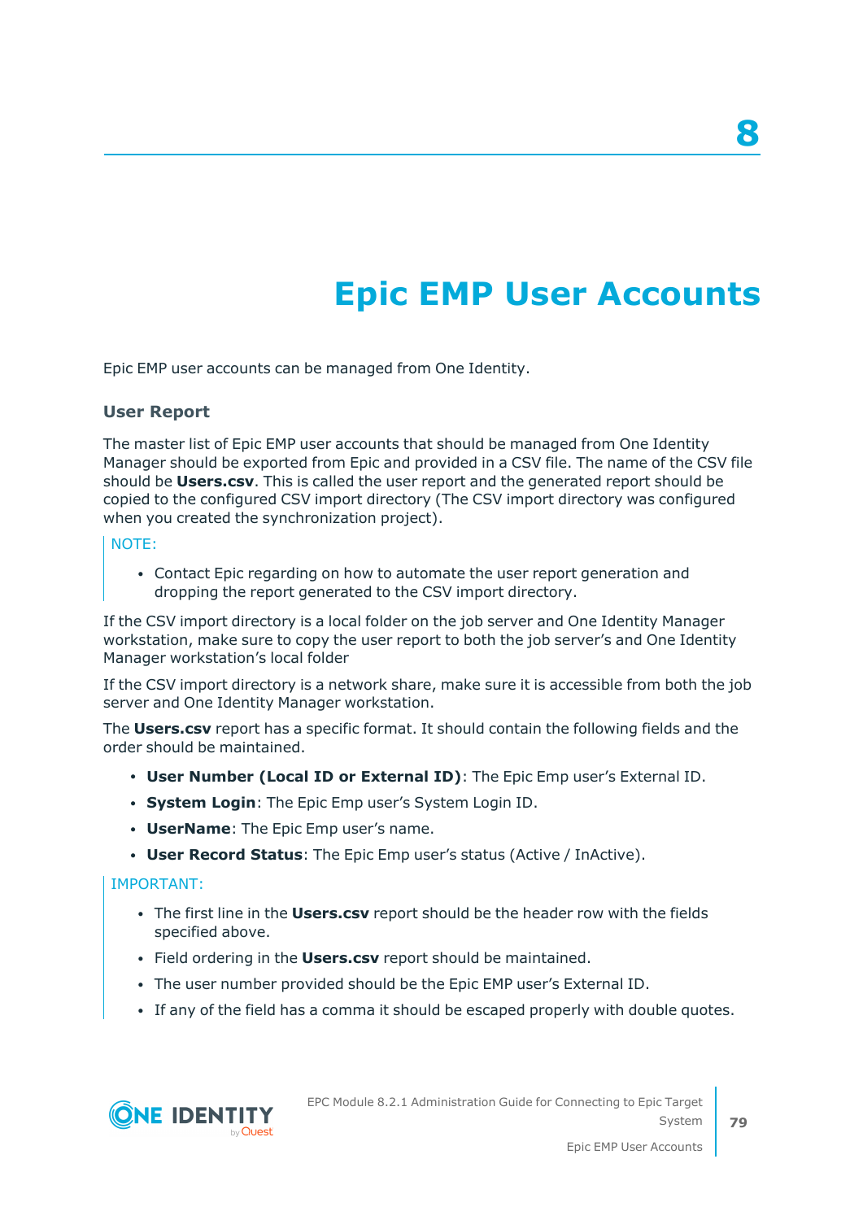# 8

# Epic EMP User Accounts

Epic EMP user accounts can be managed from One Identity.

### User Report

The master list of Epic EMP user accounts that should be managed from One Identity Manager should be exported from Epic and provided in a CSV file. The name of the CSV file should be **Users.csv**. This is called the user report and the generated report should be copied to the configured CSV import directory (The CSV import directory was configured when you created the synchronization project).

NOTE:

- Contact Epic regarding on how to automate the user report generation and dropping the report generated to the CSV import directory.

If the CSV import directory is a local folder on the job server and One Identity Manager workstation, make sure to copy the user report to both the job server's and One Identity Manager workstation's local folder

If the CSV import directory is a network share, make sure it is accessible from both the job server and One Identity Manager workstation.

The **Users.csv** report has a specific format. It should contain the following fields and the order should be maintained.

- **User Number (Local ID or External ID)**: The Epic Emp user's External ID.
- **System Login**: The Epic Emp user's System Login ID.
- **UserName**: The Epic Emp user's name.
- **User Record Status**: The Epic Emp user's status (Active / InActive).

IMPORTANT:

- The first line in the **Users.csv** report should be the header row with the fields specified above.
- Field ordering in the **Users.csv** report should be maintained.
- The user number provided should be the Epic EMP user's External ID.
- If any of the field has a comma it should be escaped properly with double quotes.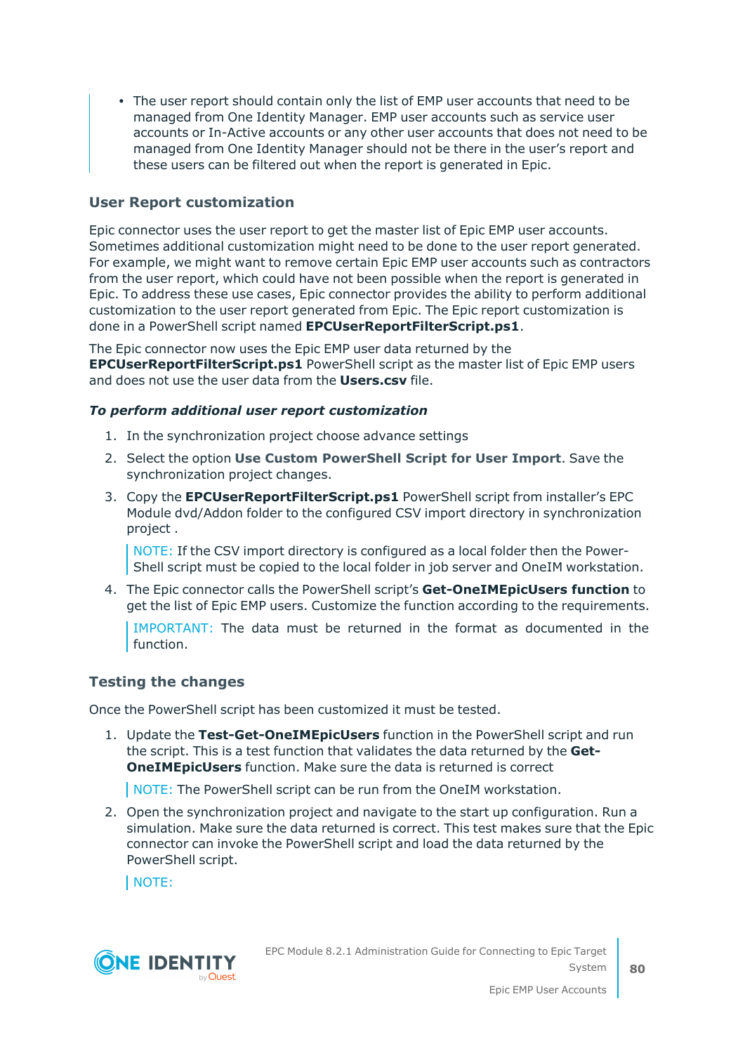- The user report should contain only the list of EMP user accounts that need to be managed from One Identity Manager. EMP user accounts such as service user accounts or In-Active accounts or any other user accounts that does not need to be managed from One Identity Manager should not be there in the user's report and these users can be filtered out when the report is generated in Epic.

## User Report customization

Epic connector uses the user report to get the master list of Epic EMP user accounts. Sometimes additional customization might need to be done to the user report generated. For example, we might want to remove certain Epic EMP user accounts such as contractors from the user report, which could have not been possible when the report is generated in Epic. To address these use cases, Epic connector provides the ability to perform additional customization to the user report generated from Epic. The Epic report customization is done in a PowerShell script named **EPCUserReportFilterScript.ps1**.

The Epic connector now uses the Epic EMP user data returned by the **EPCUserReportFilterScript.ps1** PowerShell script as the master list of Epic EMP users and does not use the user data from the **Users.csv** file.

### *To perform additional user report customization*

1. In the synchronization project choose advance settings
2. Select the option **Use Custom PowerShell Script for User Import**. Save the synchronization project changes.
3. Copy the **EPCUserReportFilterScript.ps1** PowerShell script from installer's EPC Module dvd/Addon folder to the configured CSV import directory in synchronization project .

   NOTE: If the CSV import directory is configured as a local folder then the PowerShell script must be copied to the local folder in job server and OneIM workstation.
4. The Epic connector calls the PowerShell script's **Get-OneIMEpicUsers function** to get the list of Epic EMP users. Customize the function according to the requirements.

   IMPORTANT: The data must be returned in the format as documented in the function.

## Testing the changes

Once the PowerShell script has been customized it must be tested.

1. Update the **Test-Get-OneIMEpicUsers** function in the PowerShell script and run the script. This is a test function that validates the data returned by the **Get-OneIMEpicUsers** function. Make sure the data is returned is correct

   NOTE: The PowerShell script can be run from the OneIM workstation.
2. Open the synchronization project and navigate to the start up configuration. Run a simulation. Make sure the data returned is correct. This test makes sure that the Epic connector can invoke the PowerShell script and load the data returned by the PowerShell script.

   NOTE: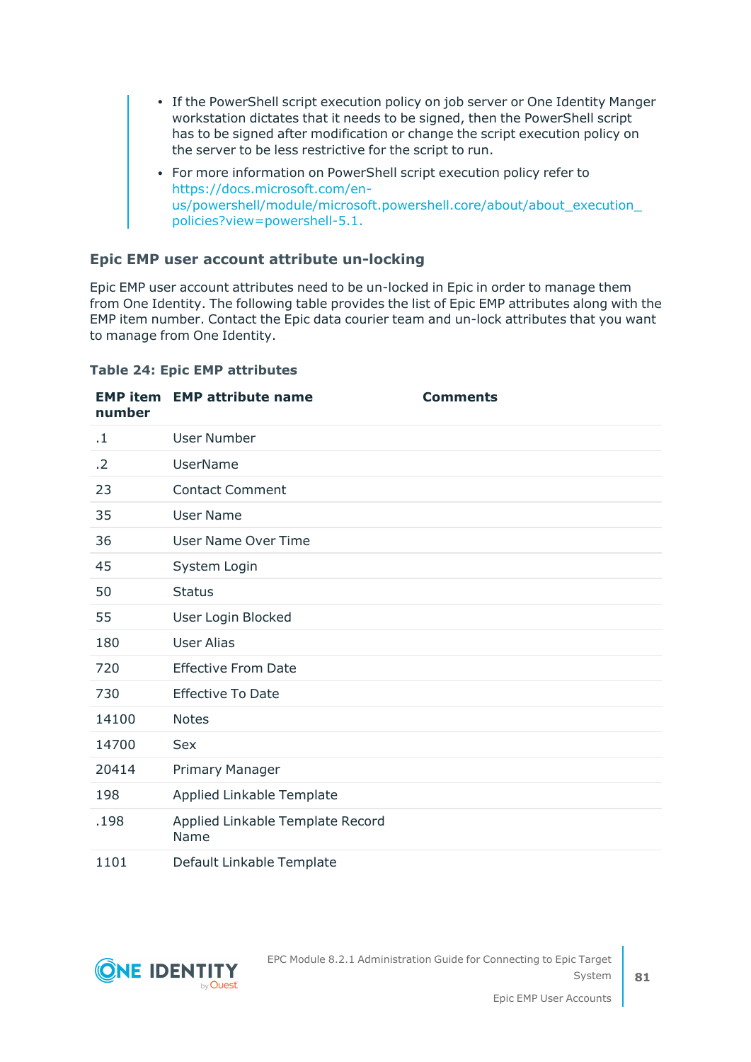- If the PowerShell script execution policy on job server or One Identity Manger workstation dictates that it needs to be signed, then the PowerShell script has to be signed after modification or change the script execution policy on the server to be less restrictive for the script to run.
- For more information on PowerShell script execution policy refer to https://docs.microsoft.com/en-us/powershell/module/microsoft.powershell.core/about/about_execution_policies?view=powershell-5.1.

### Epic EMP user account attribute un-locking

Epic EMP user account attributes need to be un-locked in Epic in order to manage them from One Identity. The following table provides the list of Epic EMP attributes along with the EMP item number. Contact the Epic data courier team and un-lock attributes that you want to manage from One Identity.

**Table 24: Epic EMP attributes**

| EMP item number | EMP attribute name | Comments |
|---|---|---|
| .1 | User Number | |
| .2 | UserName | |
| 23 | Contact Comment | |
| 35 | User Name | |
| 36 | User Name Over Time | |
| 45 | System Login | |
| 50 | Status | |
| 55 | User Login Blocked | |
| 180 | User Alias | |
| 720 | Effective From Date | |
| 730 | Effective To Date | |
| 14100 | Notes | |
| 14700 | Sex | |
| 20414 | Primary Manager | |
| 198 | Applied Linkable Template | |
| .198 | Applied Linkable Template Record Name | |
| 1101 | Default Linkable Template | |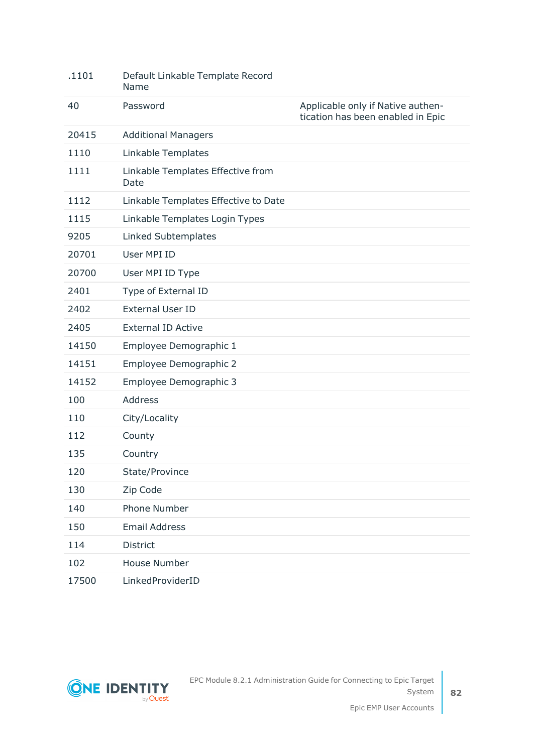| | | |
|---|---|---|
| .1101 | Default Linkable Template Record Name | |
| 40 | Password | Applicable only if Native authentication has been enabled in Epic |
| 20415 | Additional Managers | |
| 1110 | Linkable Templates | |
| 1111 | Linkable Templates Effective from Date | |
| 1112 | Linkable Templates Effective to Date | |
| 1115 | Linkable Templates Login Types | |
| 9205 | Linked Subtemplates | |
| 20701 | User MPI ID | |
| 20700 | User MPI ID Type | |
| 2401 | Type of External ID | |
| 2402 | External User ID | |
| 2405 | External ID Active | |
| 14150 | Employee Demographic 1 | |
| 14151 | Employee Demographic 2 | |
| 14152 | Employee Demographic 3 | |
| 100 | Address | |
| 110 | City/Locality | |
| 112 | County | |
| 135 | Country | |
| 120 | State/Province | |
| 130 | Zip Code | |
| 140 | Phone Number | |
| 150 | Email Address | |
| 114 | District | |
| 102 | House Number | |
| 17500 | LinkedProviderID | |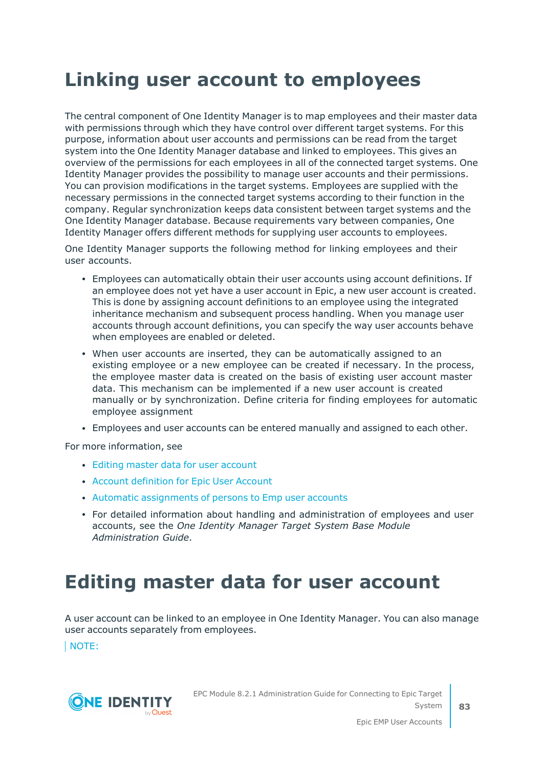# Linking user account to employees

The central component of One Identity Manager is to map employees and their master data with permissions through which they have control over different target systems. For this purpose, information about user accounts and permissions can be read from the target system into the One Identity Manager database and linked to employees. This gives an overview of the permissions for each employees in all of the connected target systems. One Identity Manager provides the possibility to manage user accounts and their permissions. You can provision modifications in the target systems. Employees are supplied with the necessary permissions in the connected target systems according to their function in the company. Regular synchronization keeps data consistent between target systems and the One Identity Manager database. Because requirements vary between companies, One Identity Manager offers different methods for supplying user accounts to employees.

One Identity Manager supports the following method for linking employees and their user accounts.

- Employees can automatically obtain their user accounts using account definitions. If an employee does not yet have a user account in Epic, a new user account is created. This is done by assigning account definitions to an employee using the integrated inheritance mechanism and subsequent process handling. When you manage user accounts through account definitions, you can specify the way user accounts behave when employees are enabled or deleted.
- When user accounts are inserted, they can be automatically assigned to an existing employee or a new employee can be created if necessary. In the process, the employee master data is created on the basis of existing user account master data. This mechanism can be implemented if a new user account is created manually or by synchronization. Define criteria for finding employees for automatic employee assignment
- Employees and user accounts can be entered manually and assigned to each other.

For more information, see

- Editing master data for user account
- Account definition for Epic User Account
- Automatic assignments of persons to Emp user accounts
- For detailed information about handling and administration of employees and user accounts, see the *One Identity Manager Target System Base Module Administration Guide*.

# Editing master data for user account

A user account can be linked to an employee in One Identity Manager. You can also manage user accounts separately from employees.

NOTE: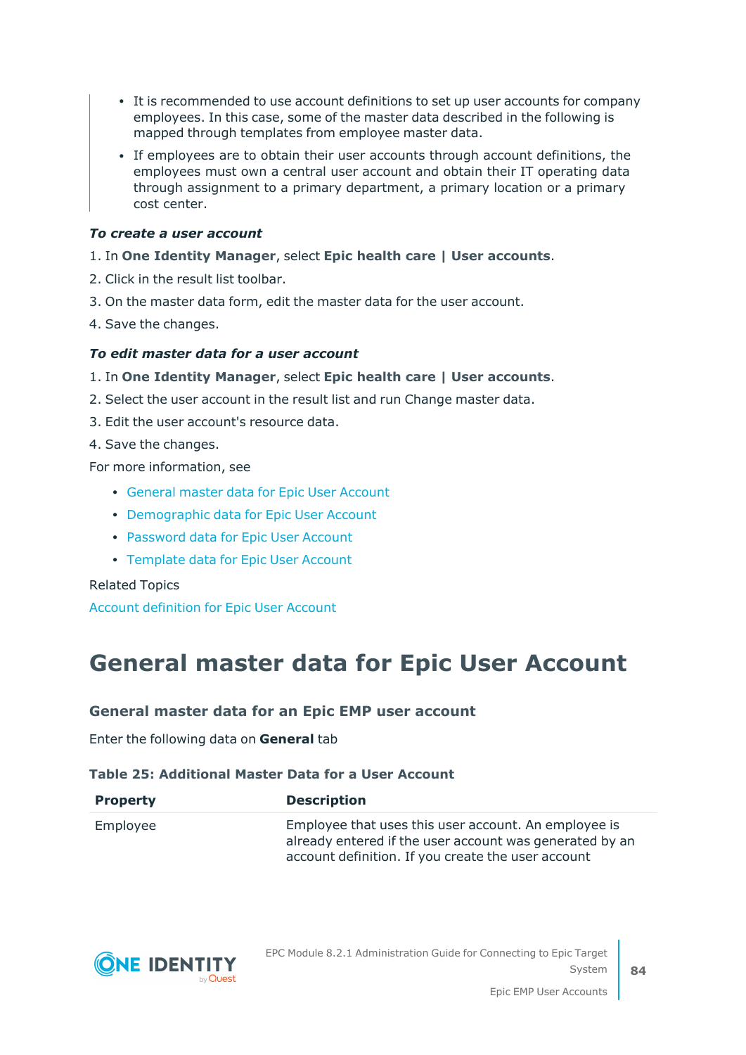- It is recommended to use account definitions to set up user accounts for company employees. In this case, some of the master data described in the following is mapped through templates from employee master data.
- If employees are to obtain their user accounts through account definitions, the employees must own a central user account and obtain their IT operating data through assignment to a primary department, a primary location or a primary cost center.

***To create a user account***

1. In **One Identity Manager**, select **Epic health care | User accounts**.
2. Click in the result list toolbar.
3. On the master data form, edit the master data for the user account.
4. Save the changes.

***To edit master data for a user account***

1. In **One Identity Manager**, select **Epic health care | User accounts**.
2. Select the user account in the result list and run Change master data.
3. Edit the user account's resource data.
4. Save the changes.

For more information, see

- General master data for Epic User Account
- Demographic data for Epic User Account
- Password data for Epic User Account
- Template data for Epic User Account

Related Topics

Account definition for Epic User Account

# General master data for Epic User Account

### General master data for an Epic EMP user account

Enter the following data on **General** tab

**Table 25: Additional Master Data for a User Account**

| Property | Description |
| --- | --- |
| Employee | Employee that uses this user account. An employee is already entered if the user account was generated by an account definition. If you create the user account |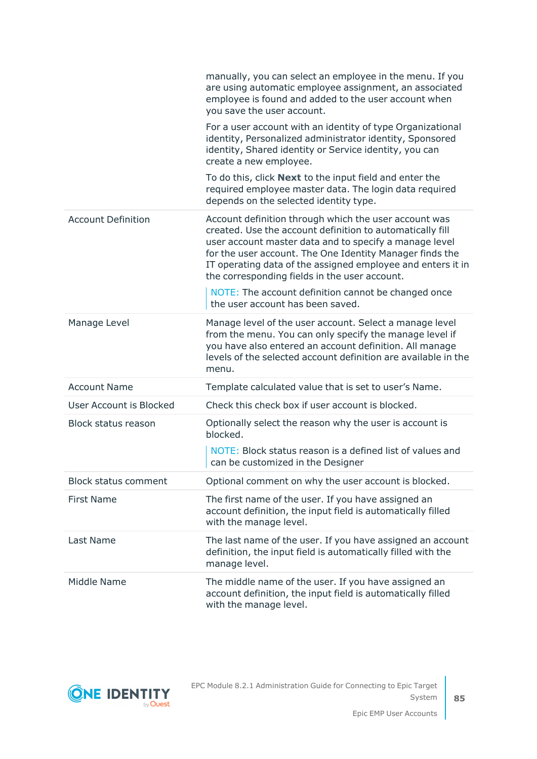| | |
|---|---|
| | manually, you can select an employee in the menu. If you are using automatic employee assignment, an associated employee is found and added to the user account when you save the user account.<br><br>For a user account with an identity of type Organizational identity, Personalized administrator identity, Sponsored identity, Shared identity or Service identity, you can create a new employee.<br><br>To do this, click **Next** to the input field and enter the required employee master data. The login data required depends on the selected identity type. |
| Account Definition | Account definition through which the user account was created. Use the account definition to automatically fill user account master data and to specify a manage level for the user account. The One Identity Manager finds the IT operating data of the assigned employee and enters it in the corresponding fields in the user account.<br><br>NOTE: The account definition cannot be changed once the user account has been saved. |
| Manage Level | Manage level of the user account. Select a manage level from the menu. You can only specify the manage level if you have also entered an account definition. All manage levels of the selected account definition are available in the menu. |
| Account Name | Template calculated value that is set to user's Name. |
| User Account is Blocked | Check this check box if user account is blocked. |
| Block status reason | Optionally select the reason why the user is account is blocked.<br><br>NOTE: Block status reason is a defined list of values and can be customized in the Designer |
| Block status comment | Optional comment on why the user account is blocked. |
| First Name | The first name of the user. If you have assigned an account definition, the input field is automatically filled with the manage level. |
| Last Name | The last name of the user. If you have assigned an account definition, the input field is automatically filled with the manage level. |
| Middle Name | The middle name of the user. If you have assigned an account definition, the input field is automatically filled with the manage level. |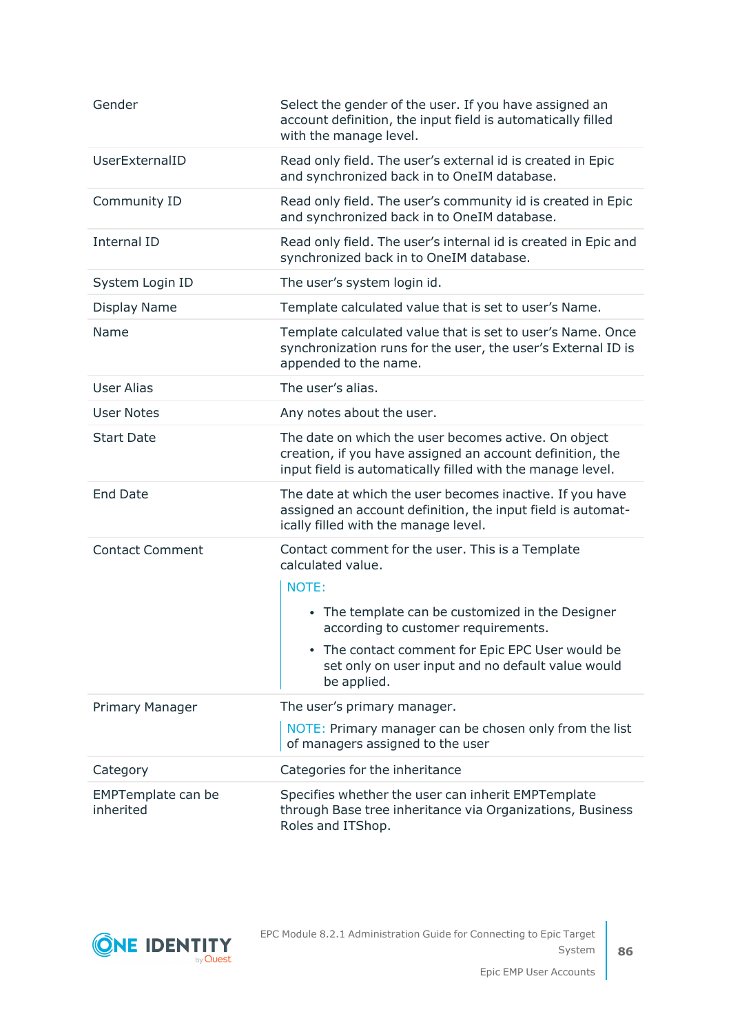| | |
|---|---|
| Gender | Select the gender of the user. If you have assigned an account definition, the input field is automatically filled with the manage level. |
| UserExternalID | Read only field. The user's external id is created in Epic and synchronized back in to OneIM database. |
| Community ID | Read only field. The user's community id is created in Epic and synchronized back in to OneIM database. |
| Internal ID | Read only field. The user's internal id is created in Epic and synchronized back in to OneIM database. |
| System Login ID | The user's system login id. |
| Display Name | Template calculated value that is set to user's Name. |
| Name | Template calculated value that is set to user's Name. Once synchronization runs for the user, the user's External ID is appended to the name. |
| User Alias | The user's alias. |
| User Notes | Any notes about the user. |
| Start Date | The date on which the user becomes active. On object creation, if you have assigned an account definition, the input field is automatically filled with the manage level. |
| End Date | The date at which the user becomes inactive. If you have assigned an account definition, the input field is automatically filled with the manage level. |
| Contact Comment | Contact comment for the user. This is a Template calculated value.<br><br>NOTE:<br><br>• The template can be customized in the Designer according to customer requirements.<br><br>• The contact comment for Epic EPC User would be set only on user input and no default value would be applied. |
| Primary Manager | The user's primary manager.<br><br>NOTE: Primary manager can be chosen only from the list of managers assigned to the user |
| Category | Categories for the inheritance |
| EMPTemplate can be inherited | Specifies whether the user can inherit EMPTemplate through Base tree inheritance via Organizations, Business Roles and ITShop. |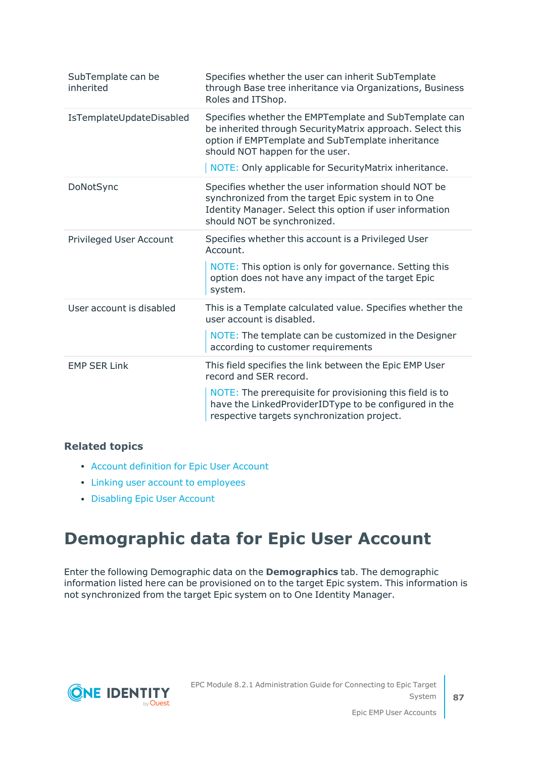| | |
|---|---|
| SubTemplate can be inherited | Specifies whether the user can inherit SubTemplate through Base tree inheritance via Organizations, Business Roles and ITShop. |
| IsTemplateUpdateDisabled | Specifies whether the EMPTemplate and SubTemplate can be inherited through SecurityMatrix approach. Select this option if EMPTemplate and SubTemplate inheritance should NOT happen for the user.<br><br>NOTE: Only applicable for SecurityMatrix inheritance. |
| DoNotSync | Specifies whether the user information should NOT be synchronized from the target Epic system in to One Identity Manager. Select this option if user information should NOT be synchronized. |
| Privileged User Account | Specifies whether this account is a Privileged User Account.<br><br>NOTE: This option is only for governance. Setting this option does not have any impact of the target Epic system. |
| User account is disabled | This is a Template calculated value. Specifies whether the user account is disabled.<br><br>NOTE: The template can be customized in the Designer according to customer requirements |
| EMP SER Link | This field specifies the link between the Epic EMP User record and SER record.<br><br>NOTE: The prerequisite for provisioning this field is to have the LinkedProviderIDType to be configured in the respective targets synchronization project. |

### Related topics

- Account definition for Epic User Account
- Linking user account to employees
- Disabling Epic User Account

# Demographic data for Epic User Account

Enter the following Demographic data on the **Demographics** tab. The demographic information listed here can be provisioned on to the target Epic system. This information is not synchronized from the target Epic system on to One Identity Manager.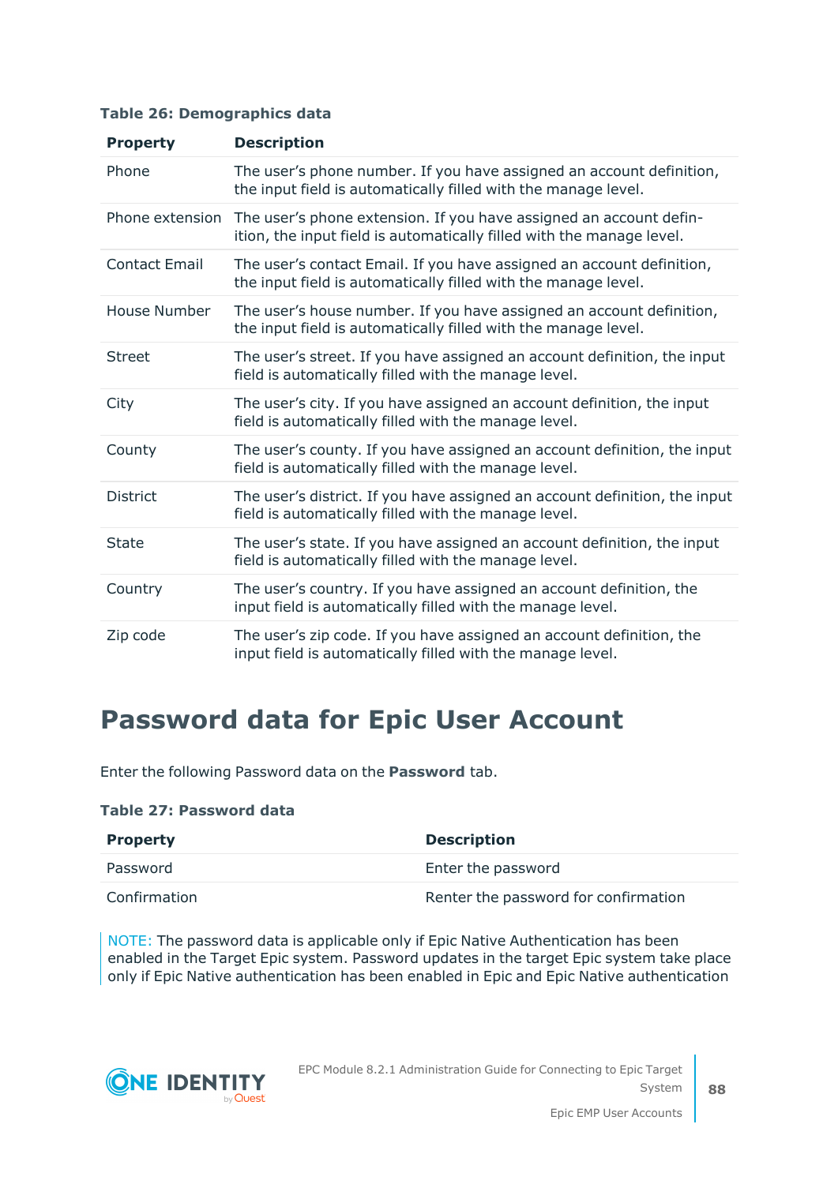**Table 26: Demographics data**

| Property | Description |
| --- | --- |
| Phone | The user's phone number. If you have assigned an account definition, the input field is automatically filled with the manage level. |
| Phone extension | The user's phone extension. If you have assigned an account definition, the input field is automatically filled with the manage level. |
| Contact Email | The user's contact Email. If you have assigned an account definition, the input field is automatically filled with the manage level. |
| House Number | The user's house number. If you have assigned an account definition, the input field is automatically filled with the manage level. |
| Street | The user's street. If you have assigned an account definition, the input field is automatically filled with the manage level. |
| City | The user's city. If you have assigned an account definition, the input field is automatically filled with the manage level. |
| County | The user's county. If you have assigned an account definition, the input field is automatically filled with the manage level. |
| District | The user's district. If you have assigned an account definition, the input field is automatically filled with the manage level. |
| State | The user's state. If you have assigned an account definition, the input field is automatically filled with the manage level. |
| Country | The user's country. If you have assigned an account definition, the input field is automatically filled with the manage level. |
| Zip code | The user's zip code. If you have assigned an account definition, the input field is automatically filled with the manage level. |

# Password data for Epic User Account

Enter the following Password data on the **Password** tab.

**Table 27: Password data**

| Property | Description |
| --- | --- |
| Password | Enter the password |
| Confirmation | Renter the password for confirmation |

NOTE: The password data is applicable only if Epic Native Authentication has been enabled in the Target Epic system. Password updates in the target Epic system take place only if Epic Native authentication has been enabled in Epic and Epic Native authentication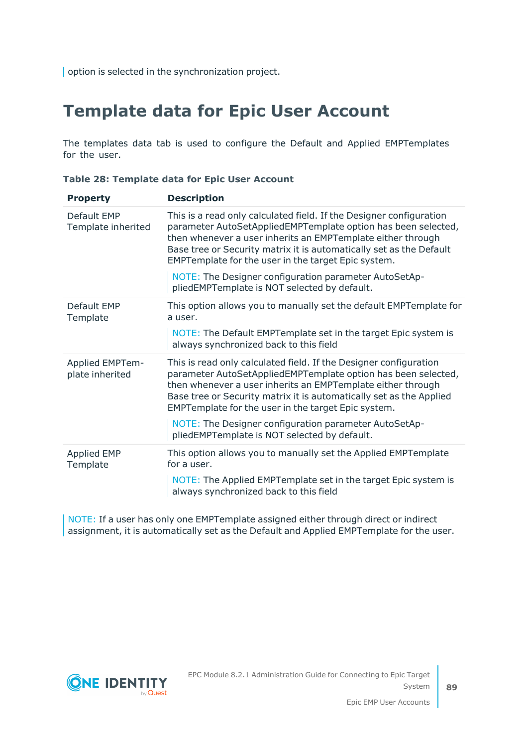option is selected in the synchronization project.

## Template data for Epic User Account

The templates data tab is used to configure the Default and Applied EMPTemplates for the user.

**Table 28: Template data for Epic User Account**

| Property | Description |
|---|---|
| Default EMP Template inherited | This is a read only calculated field. If the Designer configuration parameter AutoSetAppliedEMPTemplate option has been selected, then whenever a user inherits an EMPTemplate either through Base tree or Security matrix it is automatically set as the Default EMPTemplate for the user in the target Epic system.<br><br>NOTE: The Designer configuration parameter AutoSetAppliedEMPTemplate is NOT selected by default. |
| Default EMP Template | This option allows you to manually set the default EMPTemplate for a user.<br><br>NOTE: The Default EMPTemplate set in the target Epic system is always synchronized back to this field |
| Applied EMPTemplate inherited | This is read only calculated field. If the Designer configuration parameter AutoSetAppliedEMPTemplate option has been selected, then whenever a user inherits an EMPTemplate either through Base tree or Security matrix it is automatically set as the Applied EMPTemplate for the user in the target Epic system.<br><br>NOTE: The Designer configuration parameter AutoSetAppliedEMPTemplate is NOT selected by default. |
| Applied EMP Template | This option allows you to manually set the Applied EMPTemplate for a user.<br><br>NOTE: The Applied EMPTemplate set in the target Epic system is always synchronized back to this field |

NOTE: If a user has only one EMPTemplate assigned either through direct or indirect assignment, it is automatically set as the Default and Applied EMPTemplate for the user.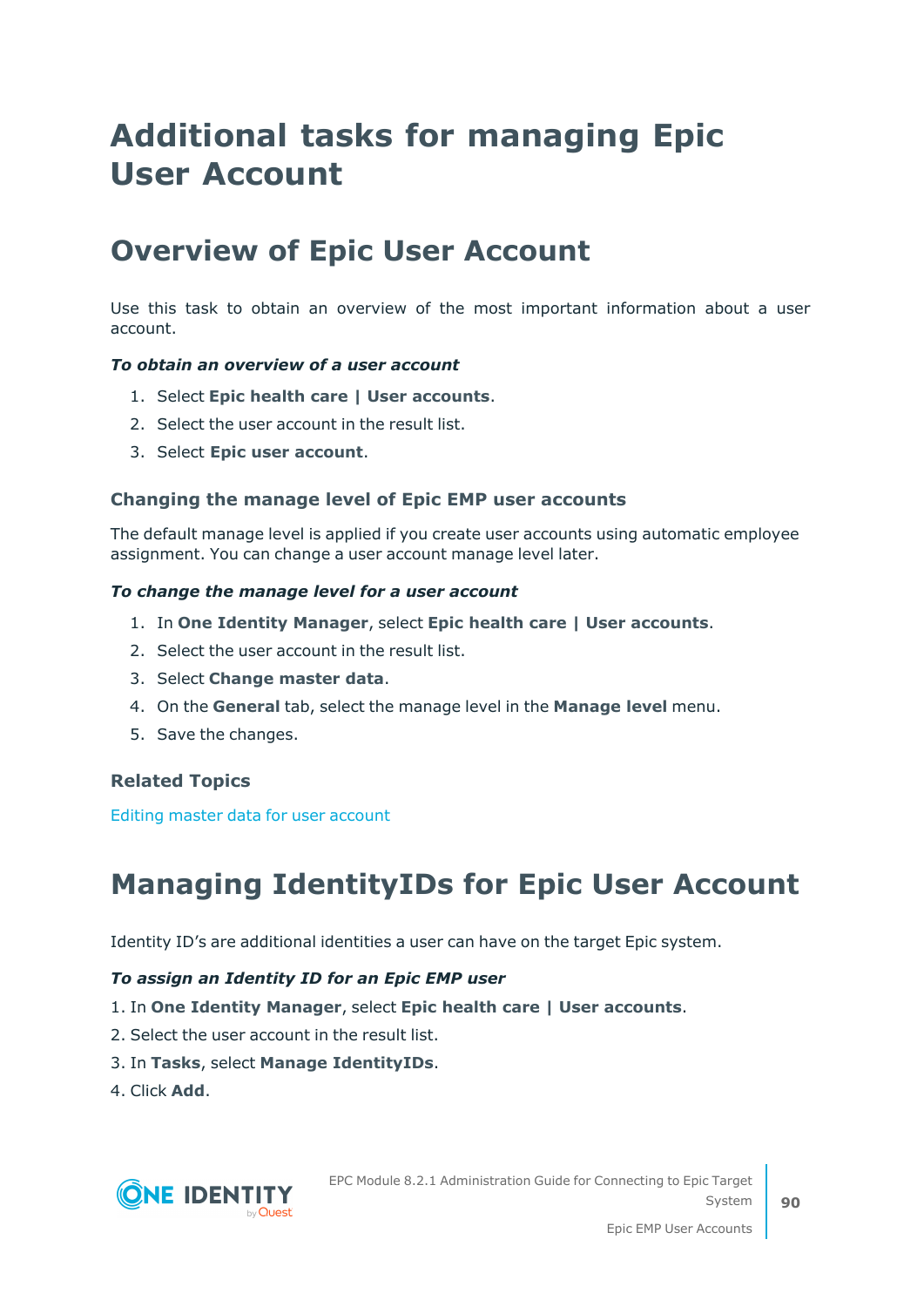# Additional tasks for managing Epic User Account

## Overview of Epic User Account

Use this task to obtain an overview of the most important information about a user account.

***To obtain an overview of a user account***

1. Select **Epic health care | User accounts**.
2. Select the user account in the result list.
3. Select **Epic user account**.

### Changing the manage level of Epic EMP user accounts

The default manage level is applied if you create user accounts using automatic employee assignment. You can change a user account manage level later.

***To change the manage level for a user account***

1. In **One Identity Manager**, select **Epic health care | User accounts**.
2. Select the user account in the result list.
3. Select **Change master data**.
4. On the **General** tab, select the manage level in the **Manage level** menu.
5. Save the changes.

### Related Topics

Editing master data for user account

## Managing IdentityIDs for Epic User Account

Identity ID's are additional identities a user can have on the target Epic system.

***To assign an Identity ID for an Epic EMP user***

1. In **One Identity Manager**, select **Epic health care | User accounts**.
2. Select the user account in the result list.
3. In **Tasks**, select **Manage IdentityIDs**.
4. Click **Add**.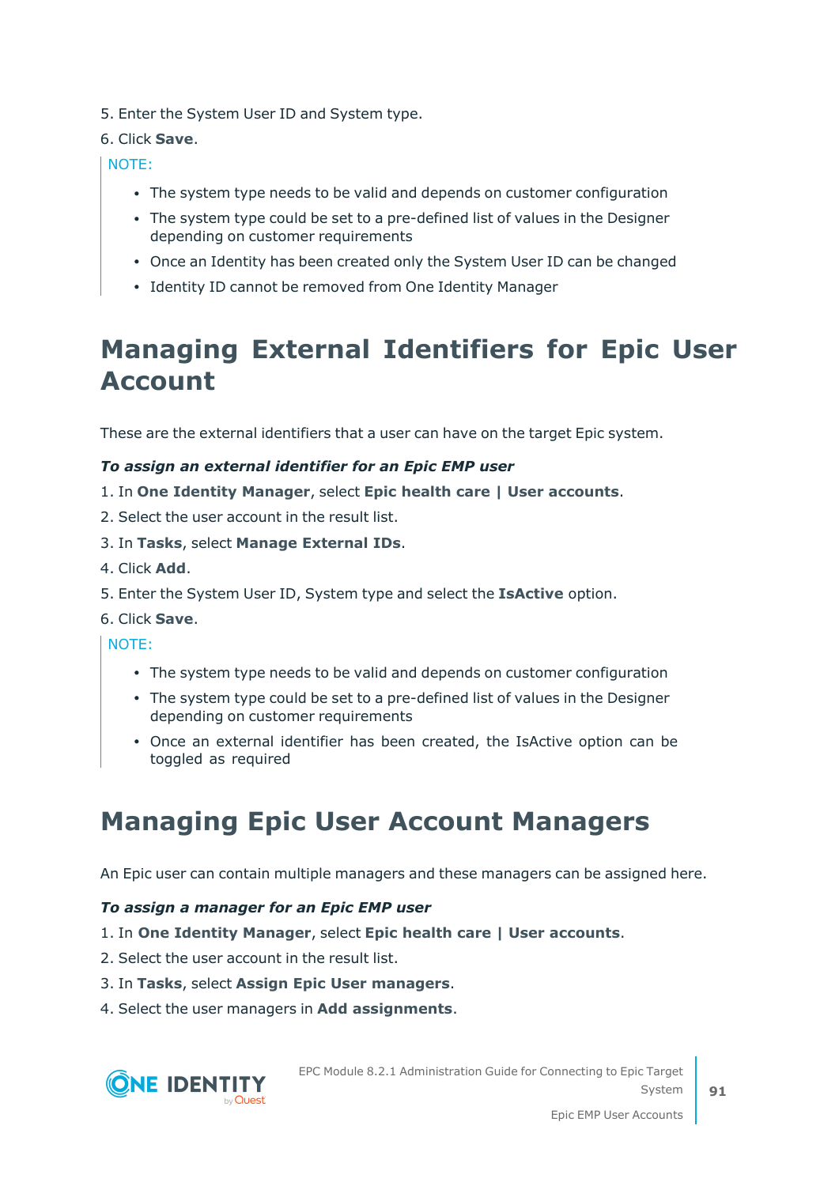5. Enter the System User ID and System type.
6. Click **Save**.

NOTE:

- The system type needs to be valid and depends on customer configuration
- The system type could be set to a pre-defined list of values in the Designer depending on customer requirements
- Once an Identity has been created only the System User ID can be changed
- Identity ID cannot be removed from One Identity Manager

# Managing External Identifiers for Epic User Account

These are the external identifiers that a user can have on the target Epic system.

***To assign an external identifier for an Epic EMP user***

1. In **One Identity Manager**, select **Epic health care | User accounts**.
2. Select the user account in the result list.
3. In **Tasks**, select **Manage External IDs**.
4. Click **Add**.
5. Enter the System User ID, System type and select the **IsActive** option.
6. Click **Save**.

NOTE:

- The system type needs to be valid and depends on customer configuration
- The system type could be set to a pre-defined list of values in the Designer depending on customer requirements
- Once an external identifier has been created, the IsActive option can be toggled as required

# Managing Epic User Account Managers

An Epic user can contain multiple managers and these managers can be assigned here.

***To assign a manager for an Epic EMP user***

1. In **One Identity Manager**, select **Epic health care | User accounts**.
2. Select the user account in the result list.
3. In **Tasks**, select **Assign Epic User managers**.
4. Select the user managers in **Add assignments**.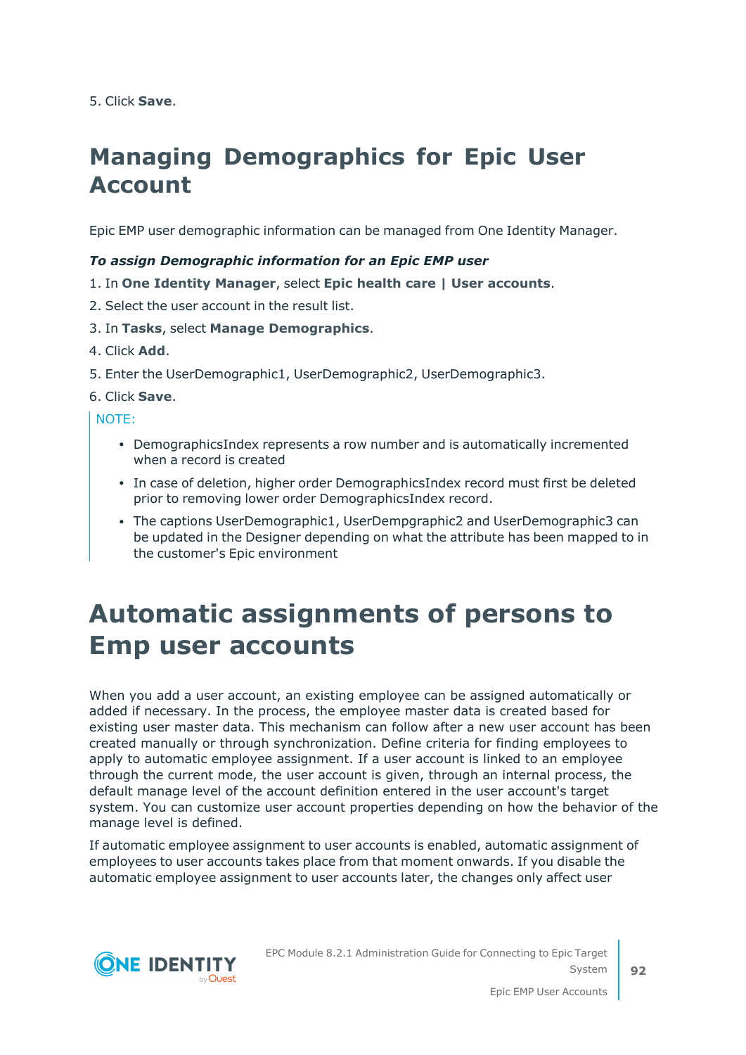5. Click **Save**.

# Managing Demographics for Epic User Account

Epic EMP user demographic information can be managed from One Identity Manager.

***To assign Demographic information for an Epic EMP user***

1. In **One Identity Manager**, select **Epic health care | User accounts**.
2. Select the user account in the result list.
3. In **Tasks**, select **Manage Demographics**.
4. Click **Add**.
5. Enter the UserDemographic1, UserDemographic2, UserDemographic3.
6. Click **Save**.

NOTE:

- DemographicsIndex represents a row number and is automatically incremented when a record is created
- In case of deletion, higher order DemographicsIndex record must first be deleted prior to removing lower order DemographicsIndex record.
- The captions UserDemographic1, UserDempgraphic2 and UserDemographic3 can be updated in the Designer depending on what the attribute has been mapped to in the customer's Epic environment

# Automatic assignments of persons to Emp user accounts

When you add a user account, an existing employee can be assigned automatically or added if necessary. In the process, the employee master data is created based for existing user master data. This mechanism can follow after a new user account has been created manually or through synchronization. Define criteria for finding employees to apply to automatic employee assignment. If a user account is linked to an employee through the current mode, the user account is given, through an internal process, the default manage level of the account definition entered in the user account's target system. You can customize user account properties depending on how the behavior of the manage level is defined.

If automatic employee assignment to user accounts is enabled, automatic assignment of employees to user accounts takes place from that moment onwards. If you disable the automatic employee assignment to user accounts later, the changes only affect user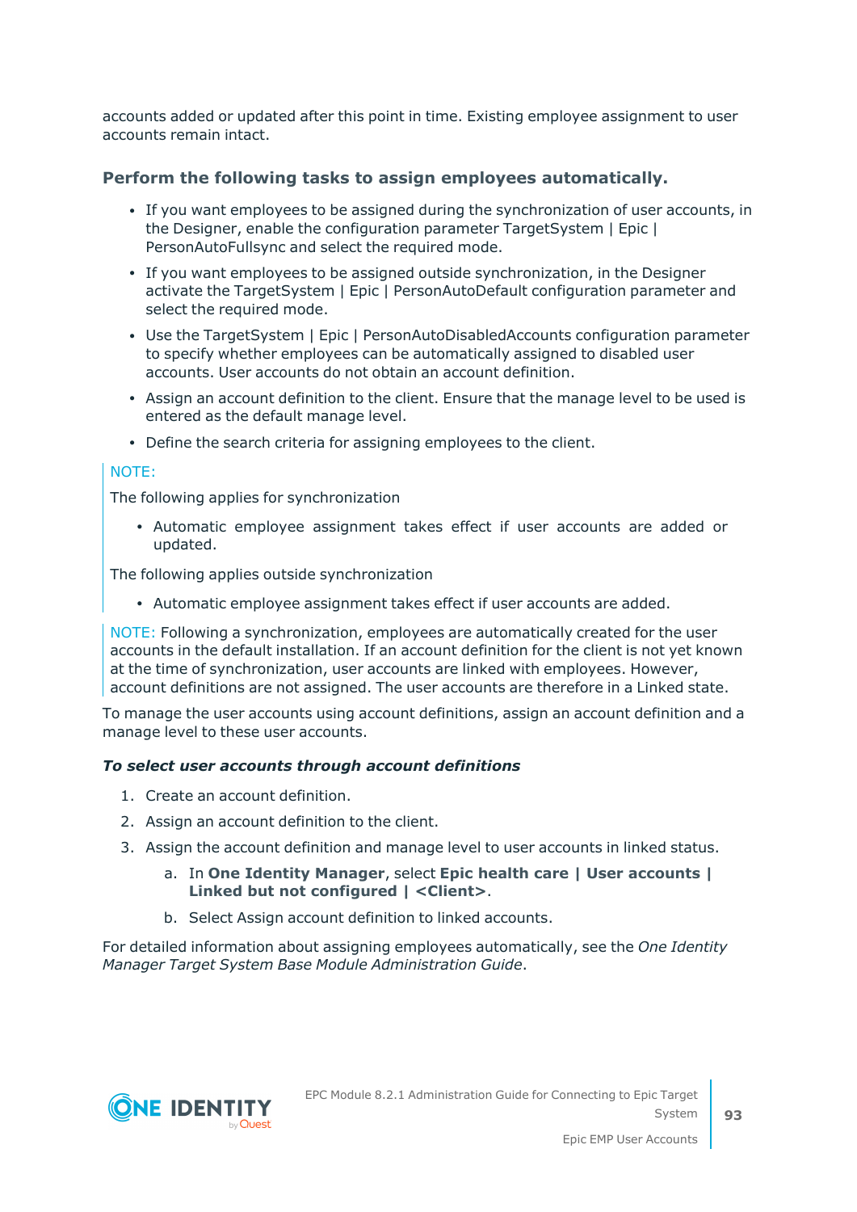accounts added or updated after this point in time. Existing employee assignment to user accounts remain intact.

### Perform the following tasks to assign employees automatically.

- If you want employees to be assigned during the synchronization of user accounts, in the Designer, enable the configuration parameter TargetSystem | Epic | PersonAutoFullsync and select the required mode.
- If you want employees to be assigned outside synchronization, in the Designer activate the TargetSystem | Epic | PersonAutoDefault configuration parameter and select the required mode.
- Use the TargetSystem | Epic | PersonAutoDisabledAccounts configuration parameter to specify whether employees can be automatically assigned to disabled user accounts. User accounts do not obtain an account definition.
- Assign an account definition to the client. Ensure that the manage level to be used is entered as the default manage level.
- Define the search criteria for assigning employees to the client.

> NOTE:
>
> The following applies for synchronization
>
> - Automatic employee assignment takes effect if user accounts are added or updated.
>
> The following applies outside synchronization
>
> - Automatic employee assignment takes effect if user accounts are added.

> NOTE: Following a synchronization, employees are automatically created for the user accounts in the default installation. If an account definition for the client is not yet known at the time of synchronization, user accounts are linked with employees. However, account definitions are not assigned. The user accounts are therefore in a Linked state.

To manage the user accounts using account definitions, assign an account definition and a manage level to these user accounts.

#### *To select user accounts through account definitions*

1. Create an account definition.
2. Assign an account definition to the client.
3. Assign the account definition and manage level to user accounts in linked status.
   a. In **One Identity Manager**, select **Epic health care | User accounts | Linked but not configured | <Client>**.
   b. Select Assign account definition to linked accounts.

For detailed information about assigning employees automatically, see the *One Identity Manager Target System Base Module Administration Guide*.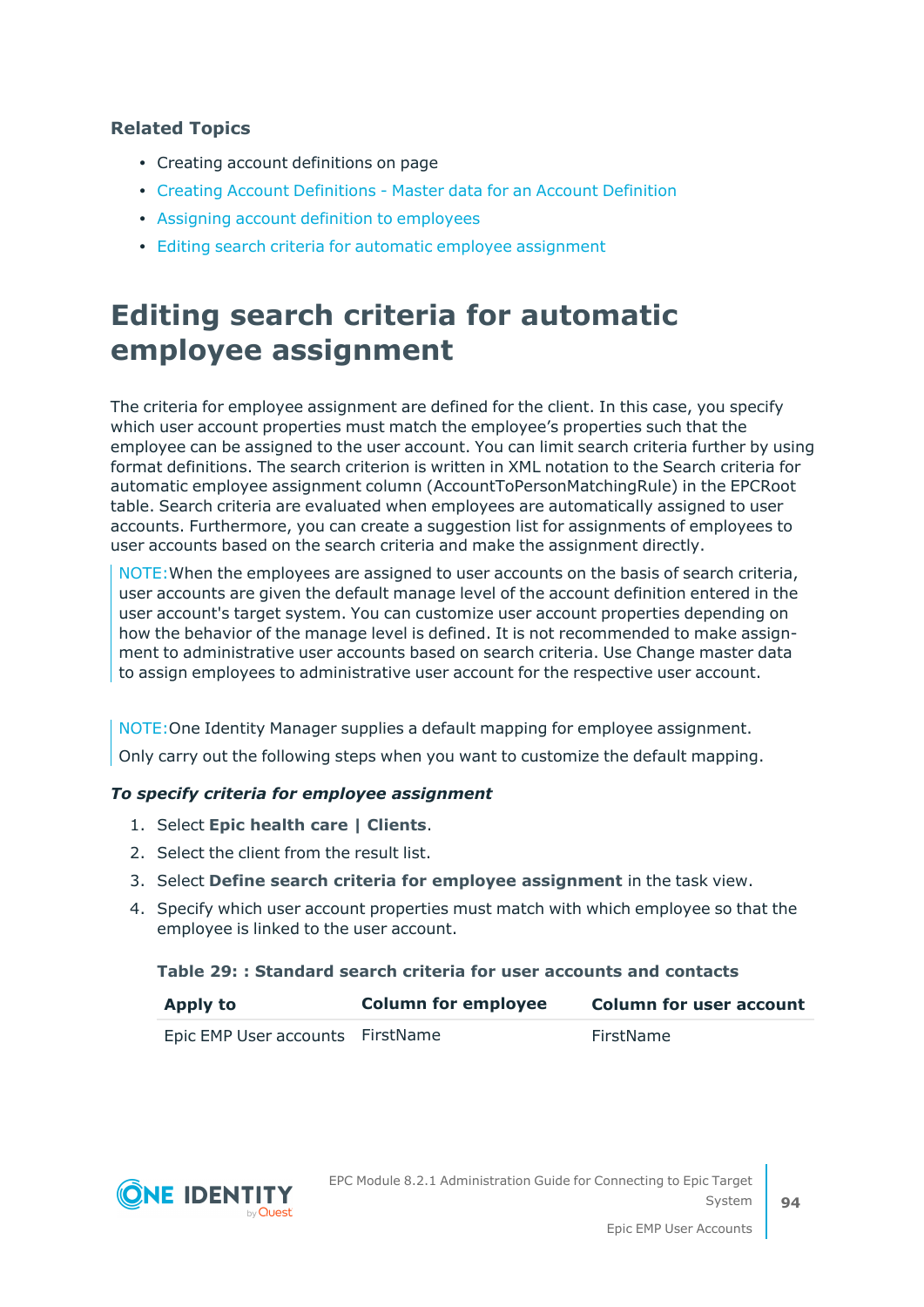**Related Topics**

- Creating account definitions on page
- Creating Account Definitions - Master data for an Account Definition
- Assigning account definition to employees
- Editing search criteria for automatic employee assignment

# Editing search criteria for automatic employee assignment

The criteria for employee assignment are defined for the client. In this case, you specify which user account properties must match the employee's properties such that the employee can be assigned to the user account. You can limit search criteria further by using format definitions. The search criterion is written in XML notation to the Search criteria for automatic employee assignment column (AccountToPersonMatchingRule) in the EPCRoot table. Search criteria are evaluated when employees are automatically assigned to user accounts. Furthermore, you can create a suggestion list for assignments of employees to user accounts based on the search criteria and make the assignment directly.

NOTE:When the employees are assigned to user accounts on the basis of search criteria, user accounts are given the default manage level of the account definition entered in the user account's target system. You can customize user account properties depending on how the behavior of the manage level is defined. It is not recommended to make assignment to administrative user accounts based on search criteria. Use Change master data to assign employees to administrative user account for the respective user account.

NOTE:One Identity Manager supplies a default mapping for employee assignment.

Only carry out the following steps when you want to customize the default mapping.

***To specify criteria for employee assignment***

1. Select **Epic health care | Clients**.
2. Select the client from the result list.
3. Select **Define search criteria for employee assignment** in the task view.
4. Specify which user account properties must match with which employee so that the employee is linked to the user account.

**Table 29: : Standard search criteria for user accounts and contacts**

| Apply to | Column for employee | Column for user account |
|---|---|---|
| Epic EMP User accounts | FirstName | FirstName |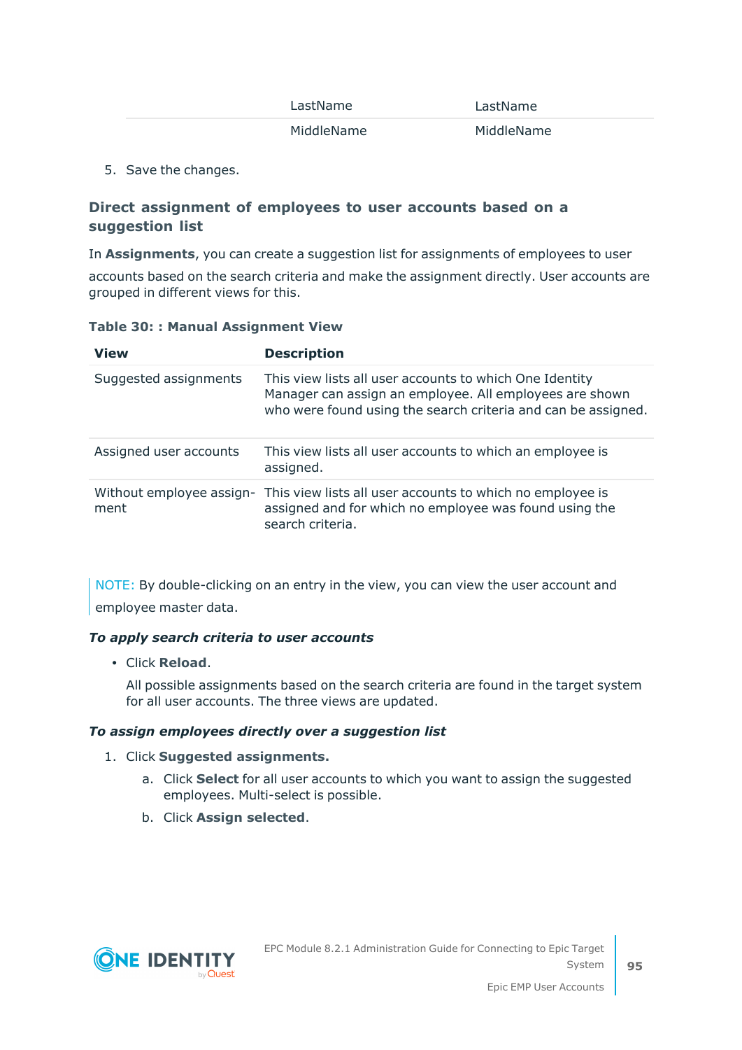| | | |
|---|---|---|
| | LastName | LastName |
| | MiddleName | MiddleName |

5. Save the changes.

### Direct assignment of employees to user accounts based on a suggestion list

In **Assignments**, you can create a suggestion list for assignments of employees to user accounts based on the search criteria and make the assignment directly. User accounts are grouped in different views for this.

**Table 30: : Manual Assignment View**

| View | Description |
|---|---|
| Suggested assignments | This view lists all user accounts to which One Identity Manager can assign an employee. All employees are shown who were found using the search criteria and can be assigned. |
| Assigned user accounts | This view lists all user accounts to which an employee is assigned. |
| Without employee assignment | This view lists all user accounts to which no employee is assigned and for which no employee was found using the search criteria. |

NOTE: By double-clicking on an entry in the view, you can view the user account and employee master data.

***To apply search criteria to user accounts***

- Click **Reload**.

  All possible assignments based on the search criteria are found in the target system for all user accounts. The three views are updated.

***To assign employees directly over a suggestion list***

1. Click **Suggested assignments.**
   a. Click **Select** for all user accounts to which you want to assign the suggested employees. Multi-select is possible.
   b. Click **Assign selected**.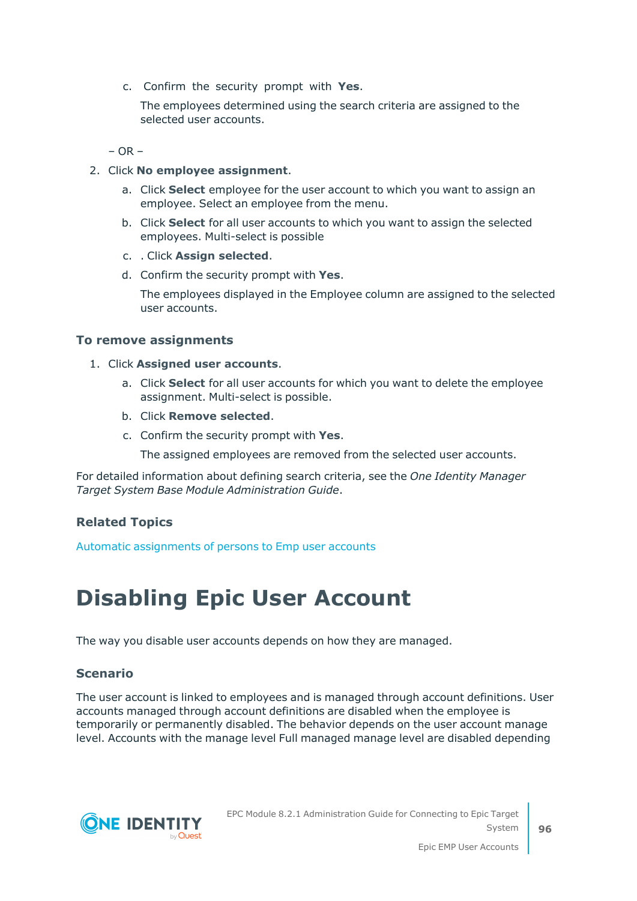c. Confirm the security prompt with **Yes**.

   The employees determined using the search criteria are assigned to the selected user accounts.

– OR –

2. Click **No employee assignment**.
   a. Click **Select** employee for the user account to which you want to assign an employee. Select an employee from the menu.
   b. Click **Select** for all user accounts to which you want to assign the selected employees. Multi-select is possible
   c. . Click **Assign selected**.
   d. Confirm the security prompt with **Yes**.

      The employees displayed in the Employee column are assigned to the selected user accounts.

### To remove assignments

1. Click **Assigned user accounts**.
   a. Click **Select** for all user accounts for which you want to delete the employee assignment. Multi-select is possible.
   b. Click **Remove selected**.
   c. Confirm the security prompt with **Yes**.

      The assigned employees are removed from the selected user accounts.

For detailed information about defining search criteria, see the *One Identity Manager Target System Base Module Administration Guide*.

### Related Topics

Automatic assignments of persons to Emp user accounts

# Disabling Epic User Account

The way you disable user accounts depends on how they are managed.

### Scenario

The user account is linked to employees and is managed through account definitions. User accounts managed through account definitions are disabled when the employee is temporarily or permanently disabled. The behavior depends on the user account manage level. Accounts with the manage level Full managed manage level are disabled depending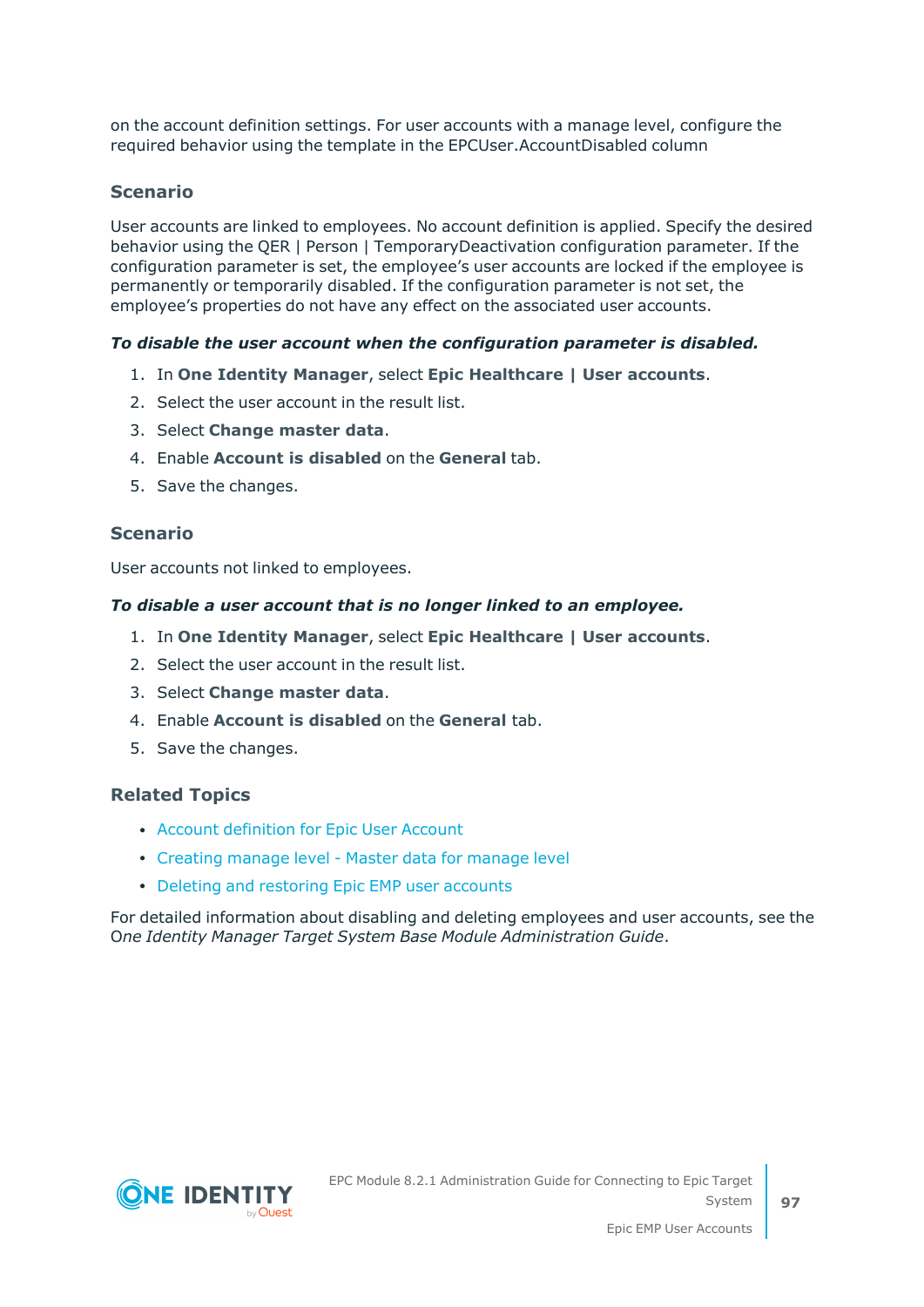on the account definition settings. For user accounts with a manage level, configure the required behavior using the template in the EPCUser.AccountDisabled column

### Scenario

User accounts are linked to employees. No account definition is applied. Specify the desired behavior using the QER | Person | TemporaryDeactivation configuration parameter. If the configuration parameter is set, the employee's user accounts are locked if the employee is permanently or temporarily disabled. If the configuration parameter is not set, the employee's properties do not have any effect on the associated user accounts.

***To disable the user account when the configuration parameter is disabled.***

1. In **One Identity Manager**, select **Epic Healthcare | User accounts**.
2. Select the user account in the result list.
3. Select **Change master data**.
4. Enable **Account is disabled** on the **General** tab.
5. Save the changes.

### Scenario

User accounts not linked to employees.

***To disable a user account that is no longer linked to an employee.***

1. In **One Identity Manager**, select **Epic Healthcare | User accounts**.
2. Select the user account in the result list.
3. Select **Change master data**.
4. Enable **Account is disabled** on the **General** tab.
5. Save the changes.

### Related Topics

- Account definition for Epic User Account
- Creating manage level - Master data for manage level
- Deleting and restoring Epic EMP user accounts

For detailed information about disabling and deleting employees and user accounts, see the *One Identity Manager Target System Base Module Administration Guide*.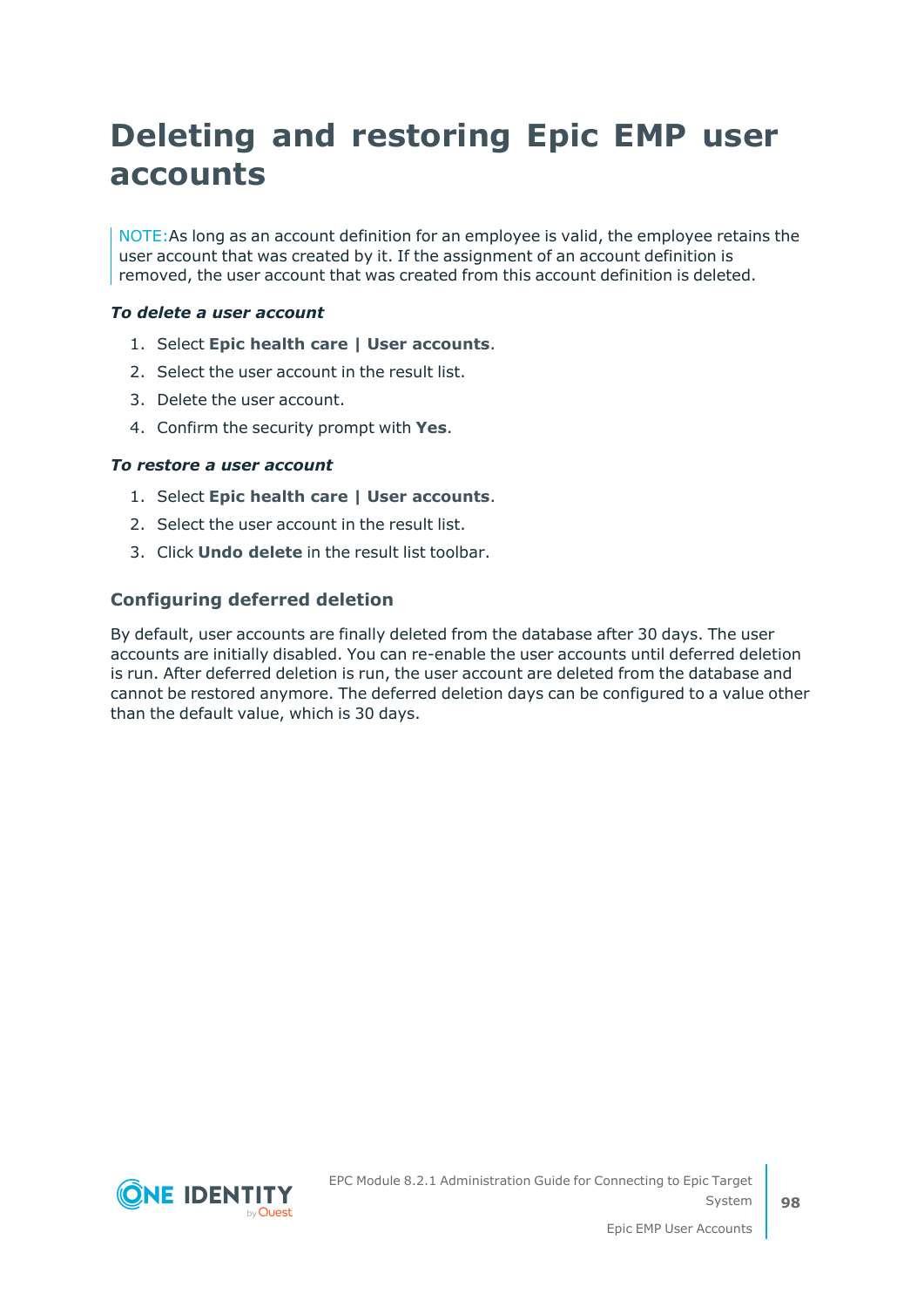# Deleting and restoring Epic EMP user accounts

NOTE: As long as an account definition for an employee is valid, the employee retains the user account that was created by it. If the assignment of an account definition is removed, the user account that was created from this account definition is deleted.

***To delete a user account***

1. Select **Epic health care | User accounts**.
2. Select the user account in the result list.
3. Delete the user account.
4. Confirm the security prompt with **Yes**.

***To restore a user account***

1. Select **Epic health care | User accounts**.
2. Select the user account in the result list.
3. Click **Undo delete** in the result list toolbar.

### Configuring deferred deletion

By default, user accounts are finally deleted from the database after 30 days. The user accounts are initially disabled. You can re-enable the user accounts until deferred deletion is run. After deferred deletion is run, the user account are deleted from the database and cannot be restored anymore. The deferred deletion days can be configured to a value other than the default value, which is 30 days.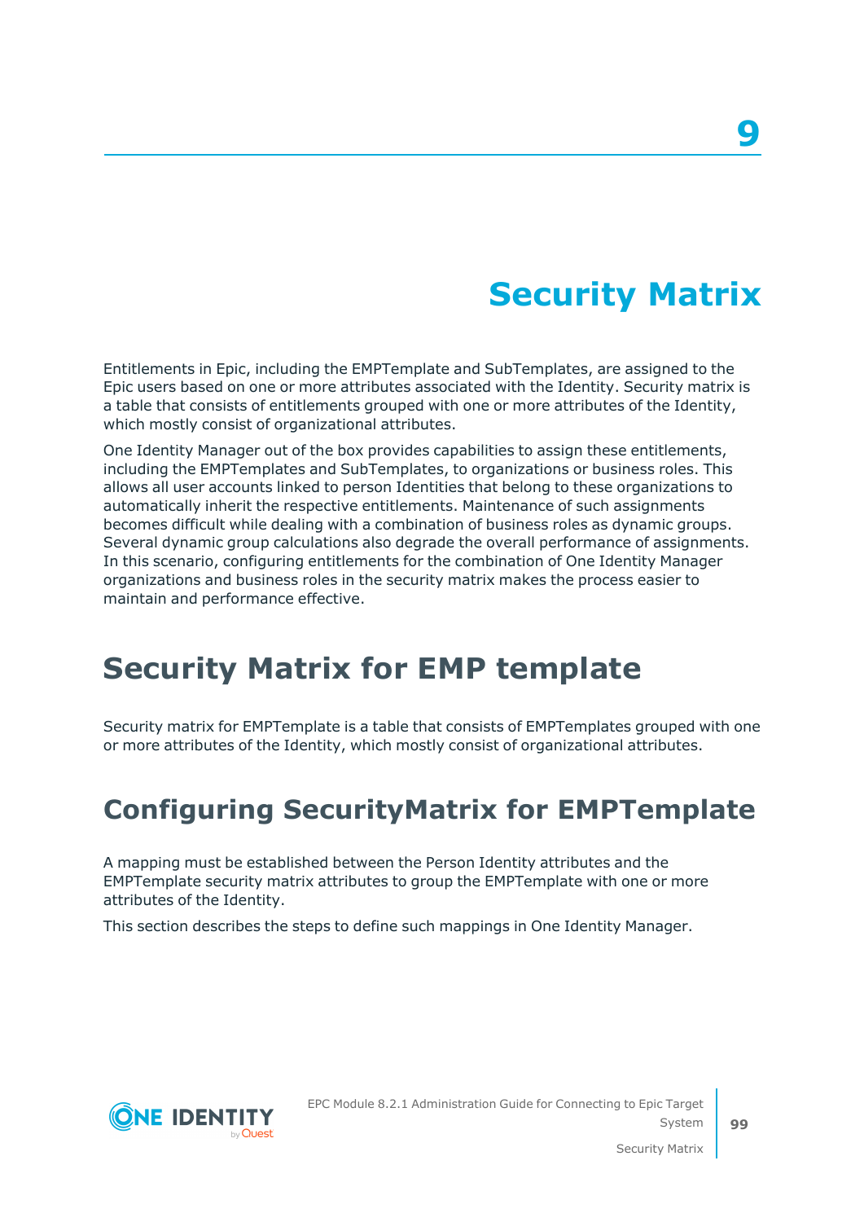# 9

# Security Matrix

Entitlements in Epic, including the EMPTemplate and SubTemplates, are assigned to the Epic users based on one or more attributes associated with the Identity. Security matrix is a table that consists of entitlements grouped with one or more attributes of the Identity, which mostly consist of organizational attributes.

One Identity Manager out of the box provides capabilities to assign these entitlements, including the EMPTemplates and SubTemplates, to organizations or business roles. This allows all user accounts linked to person Identities that belong to these organizations to automatically inherit the respective entitlements. Maintenance of such assignments becomes difficult while dealing with a combination of business roles as dynamic groups. Several dynamic group calculations also degrade the overall performance of assignments. In this scenario, configuring entitlements for the combination of One Identity Manager organizations and business roles in the security matrix makes the process easier to maintain and performance effective.

## Security Matrix for EMP template

Security matrix for EMPTemplate is a table that consists of EMPTemplates grouped with one or more attributes of the Identity, which mostly consist of organizational attributes.

### Configuring SecurityMatrix for EMPTemplate

A mapping must be established between the Person Identity attributes and the EMPTemplate security matrix attributes to group the EMPTemplate with one or more attributes of the Identity.

This section describes the steps to define such mappings in One Identity Manager.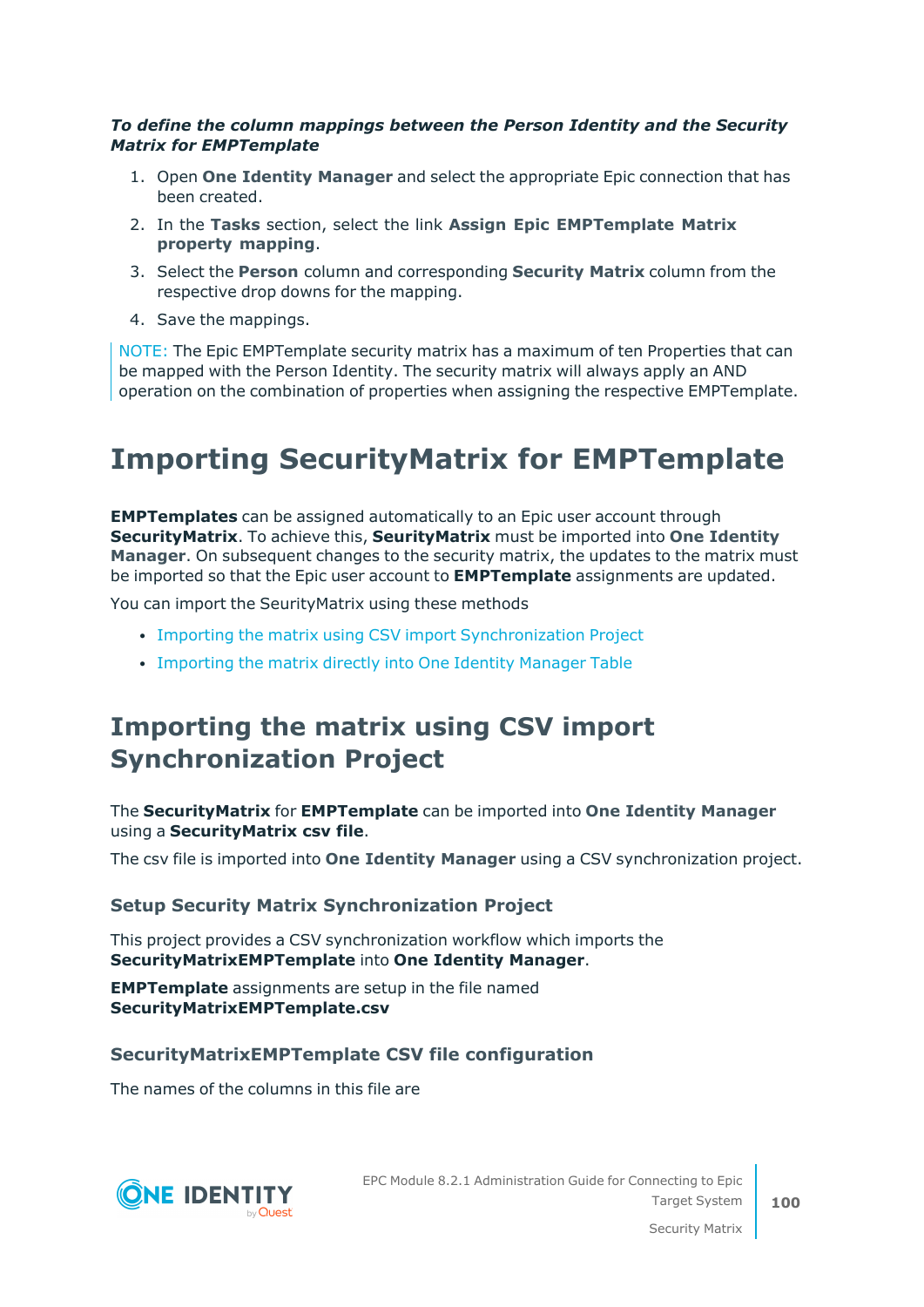***To define the column mappings between the Person Identity and the Security Matrix for EMPTemplate***

1. Open **One Identity Manager** and select the appropriate Epic connection that has been created.
2. In the **Tasks** section, select the link **Assign Epic EMPTemplate Matrix property mapping**.
3. Select the **Person** column and corresponding **Security Matrix** column from the respective drop downs for the mapping.
4. Save the mappings.

NOTE: The Epic EMPTemplate security matrix has a maximum of ten Properties that can be mapped with the Person Identity. The security matrix will always apply an AND operation on the combination of properties when assigning the respective EMPTemplate.

# Importing SecurityMatrix for EMPTemplate

**EMPTemplates** can be assigned automatically to an Epic user account through **SecurityMatrix**. To achieve this, **SecurityMatrix** must be imported into **One Identity Manager**. On subsequent changes to the security matrix, the updates to the matrix must be imported so that the Epic user account to **EMPTemplate** assignments are updated.

You can import the SeurityMatrix using these methods

- Importing the matrix using CSV import Synchronization Project
- Importing the matrix directly into One Identity Manager Table

## Importing the matrix using CSV import Synchronization Project

The **SecurityMatrix** for **EMPTemplate** can be imported into **One Identity Manager** using a **SecurityMatrix csv file**.

The csv file is imported into **One Identity Manager** using a CSV synchronization project.

### Setup Security Matrix Synchronization Project

This project provides a CSV synchronization workflow which imports the **SecurityMatrixEMPTemplate** into **One Identity Manager**.

**EMPTemplate** assignments are setup in the file named **SecurityMatrixEMPTemplate.csv**

### SecurityMatrixEMPTemplate CSV file configuration

The names of the columns in this file are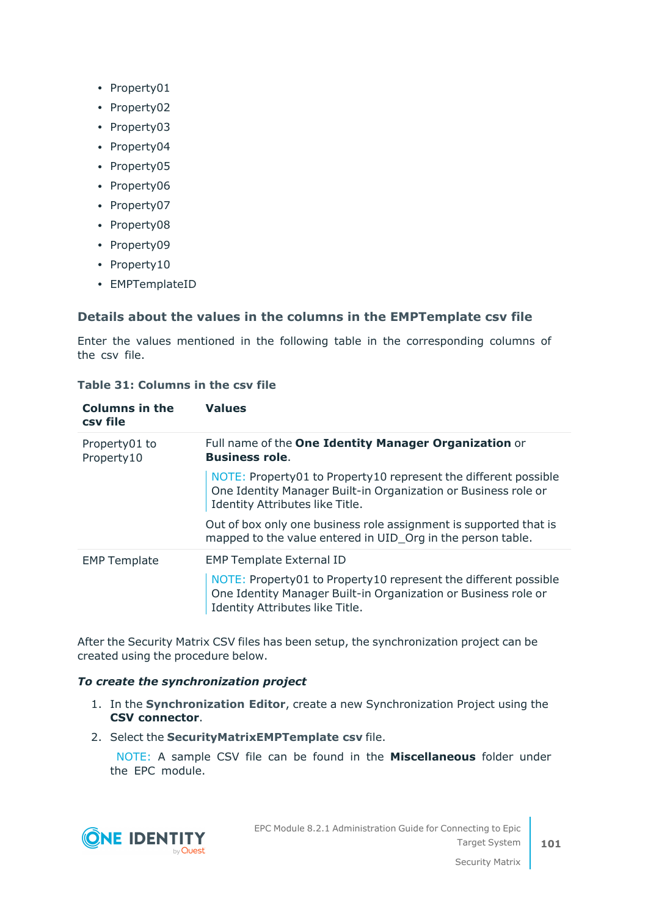- Property01
- Property02
- Property03
- Property04
- Property05
- Property06
- Property07
- Property08
- Property09
- Property10
- EMPTemplateID

### Details about the values in the columns in the EMPTemplate csv file

Enter the values mentioned in the following table in the corresponding columns of the csv file.

**Table 31: Columns in the csv file**

| Columns in the csv file | Values |
|---|---|
| Property01 to Property10 | Full name of the **One Identity Manager Organization** or **Business role**.<br><br>NOTE: Property01 to Property10 represent the different possible One Identity Manager Built-in Organization or Business role or Identity Attributes like Title.<br><br>Out of box only one business role assignment is supported that is mapped to the value entered in UID_Org in the person table. |
| EMP Template | EMP Template External ID<br><br>NOTE: Property01 to Property10 represent the different possible One Identity Manager Built-in Organization or Business role or Identity Attributes like Title. |

After the Security Matrix CSV files has been setup, the synchronization project can be created using the procedure below.

***To create the synchronization project***

1. In the **Synchronization Editor**, create a new Synchronization Project using the **CSV connector**.
2. Select the **SecurityMatrixEMPTemplate csv** file.

   NOTE: A sample CSV file can be found in the **Miscellaneous** folder under the EPC module.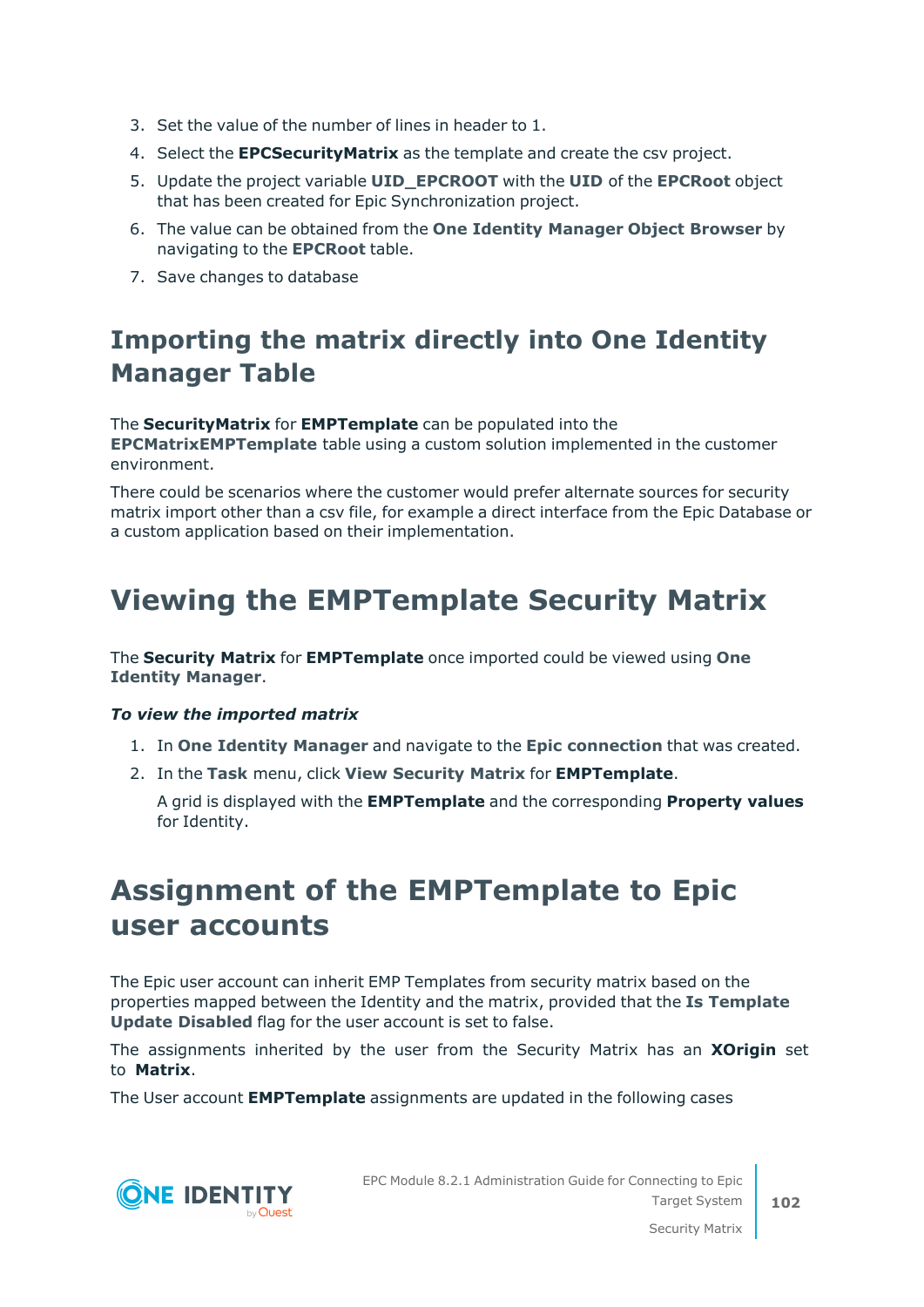3. Set the value of the number of lines in header to 1.
4. Select the **EPCSecurityMatrix** as the template and create the csv project.
5. Update the project variable **UID_EPCROOT** with the **UID** of the **EPCRoot** object that has been created for Epic Synchronization project.
6. The value can be obtained from the **One Identity Manager Object Browser** by navigating to the **EPCRoot** table.
7. Save changes to database

## Importing the matrix directly into One Identity Manager Table

The **SecurityMatrix** for **EMPTemplate** can be populated into the **EPCMatrixEMPTemplate** table using a custom solution implemented in the customer environment.

There could be scenarios where the customer would prefer alternate sources for security matrix import other than a csv file, for example a direct interface from the Epic Database or a custom application based on their implementation.

# Viewing the EMPTemplate Security Matrix

The **Security Matrix** for **EMPTemplate** once imported could be viewed using **One Identity Manager**.

***To view the imported matrix***

1. In **One Identity Manager** and navigate to the **Epic connection** that was created.
2. In the **Task** menu, click **View Security Matrix** for **EMPTemplate**.

   A grid is displayed with the **EMPTemplate** and the corresponding **Property values** for Identity.

# Assignment of the EMPTemplate to Epic user accounts

The Epic user account can inherit EMP Templates from security matrix based on the properties mapped between the Identity and the matrix, provided that the **Is Template Update Disabled** flag for the user account is set to false.

The assignments inherited by the user from the Security Matrix has an **XOrigin** set to **Matrix**.

The User account **EMPTemplate** assignments are updated in the following cases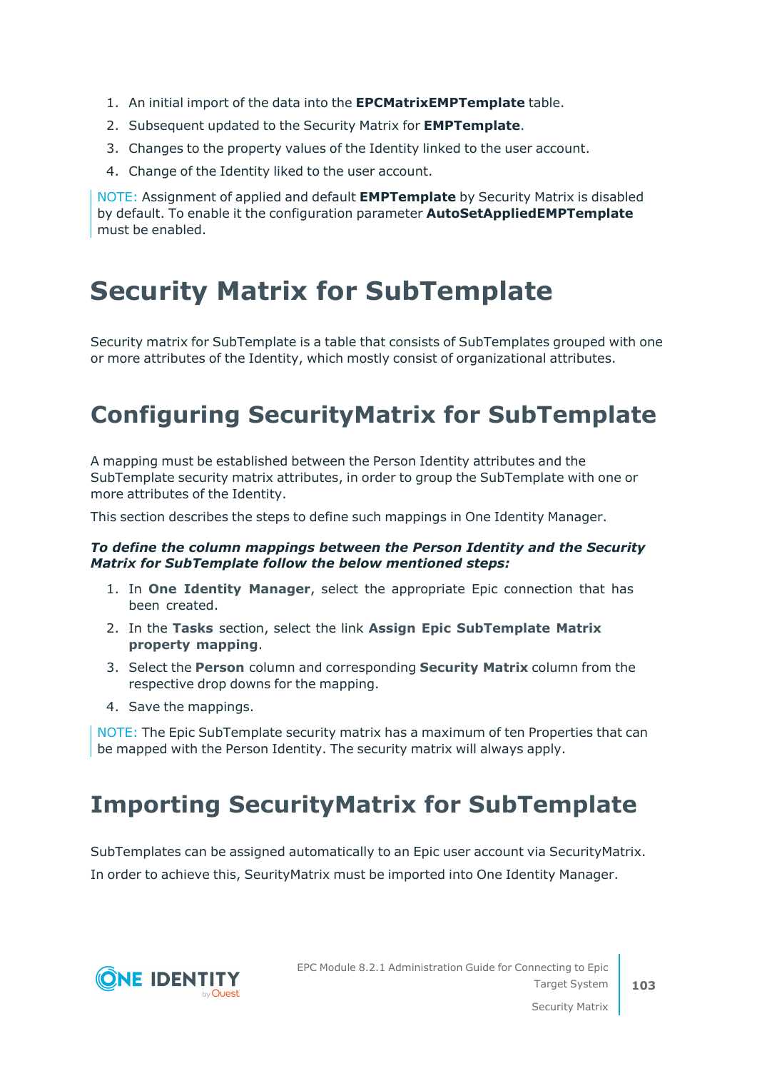1. An initial import of the data into the **EPCMatrixEMPTemplate** table.
2. Subsequent updated to the Security Matrix for **EMPTemplate**.
3. Changes to the property values of the Identity linked to the user account.
4. Change of the Identity liked to the user account.

NOTE: Assignment of applied and default **EMPTemplate** by Security Matrix is disabled by default. To enable it the configuration parameter **AutoSetAppliedEMPTemplate** must be enabled.

# Security Matrix for SubTemplate

Security matrix for SubTemplate is a table that consists of SubTemplates grouped with one or more attributes of the Identity, which mostly consist of organizational attributes.

## Configuring SecurityMatrix for SubTemplate

A mapping must be established between the Person Identity attributes and the SubTemplate security matrix attributes, in order to group the SubTemplate with one or more attributes of the Identity.

This section describes the steps to define such mappings in One Identity Manager.

***To define the column mappings between the Person Identity and the Security Matrix for SubTemplate follow the below mentioned steps:***

1. In **One Identity Manager**, select the appropriate Epic connection that has been created.
2. In the **Tasks** section, select the link **Assign Epic SubTemplate Matrix property mapping**.
3. Select the **Person** column and corresponding **Security Matrix** column from the respective drop downs for the mapping.
4. Save the mappings.

NOTE: The Epic SubTemplate security matrix has a maximum of ten Properties that can be mapped with the Person Identity. The security matrix will always apply.

## Importing SecurityMatrix for SubTemplate

SubTemplates can be assigned automatically to an Epic user account via SecurityMatrix.

In order to achieve this, SeurityMatrix must be imported into One Identity Manager.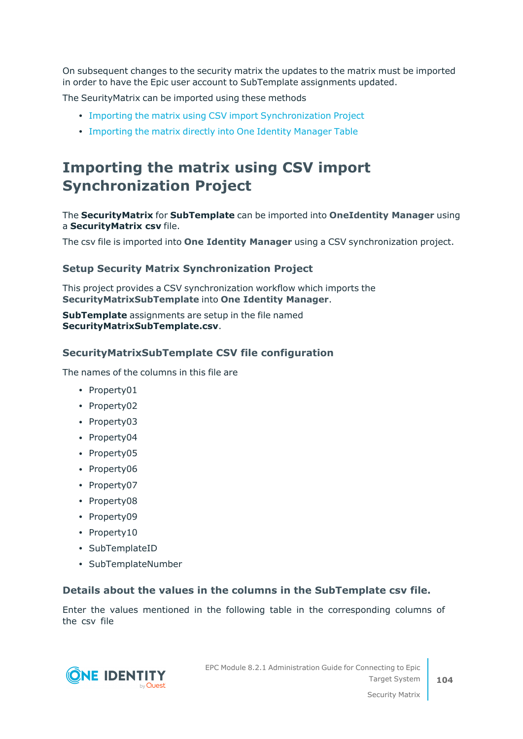On subsequent changes to the security matrix the updates to the matrix must be imported in order to have the Epic user account to SubTemplate assignments updated.

The SeurityMatrix can be imported using these methods

- Importing the matrix using CSV import Synchronization Project
- Importing the matrix directly into One Identity Manager Table

# Importing the matrix using CSV import Synchronization Project

The **SecurityMatrix** for **SubTemplate** can be imported into **OneIdentity Manager** using a **SecurityMatrix csv** file.

The csv file is imported into **One Identity Manager** using a CSV synchronization project.

### Setup Security Matrix Synchronization Project

This project provides a CSV synchronization workflow which imports the **SecurityMatrixSubTemplate** into **One Identity Manager**.

**SubTemplate** assignments are setup in the file named **SecurityMatrixSubTemplate.csv**.

### SecurityMatrixSubTemplate CSV file configuration

The names of the columns in this file are

- Property01
- Property02
- Property03
- Property04
- Property05
- Property06
- Property07
- Property08
- Property09
- Property10
- SubTemplateID
- SubTemplateNumber

### Details about the values in the columns in the SubTemplate csv file.

Enter the values mentioned in the following table in the corresponding columns of the csv file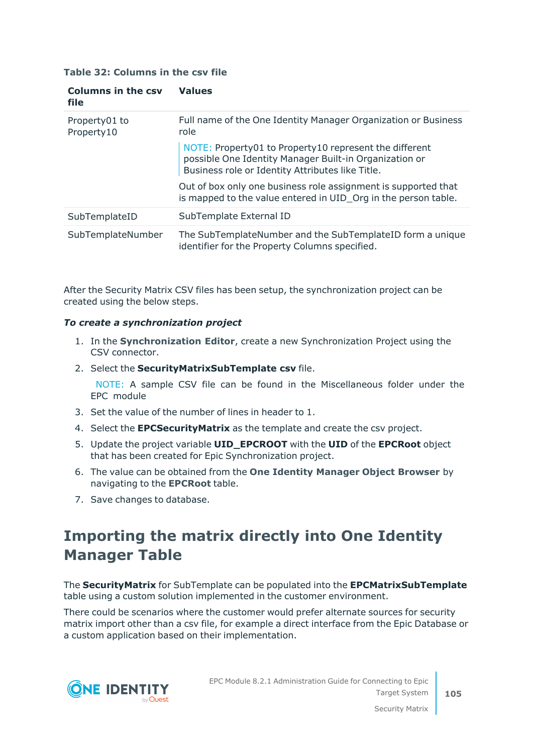**Table 32: Columns in the csv file**

| Columns in the csv file | Values |
|---|---|
| Property01 to Property10 | Full name of the One Identity Manager Organization or Business role<br><br>NOTE: Property01 to Property10 represent the different possible One Identity Manager Built-in Organization or Business role or Identity Attributes like Title.<br><br>Out of box only one business role assignment is supported that is mapped to the value entered in UID_Org in the person table. |
| SubTemplateID | SubTemplate External ID |
| SubTemplateNumber | The SubTemplateNumber and the SubTemplateID form a unique identifier for the Property Columns specified. |

After the Security Matrix CSV files has been setup, the synchronization project can be created using the below steps.

***To create a synchronization project***

1. In the **Synchronization Editor**, create a new Synchronization Project using the CSV connector.
2. Select the **SecurityMatrixSubTemplate csv** file.

   NOTE: A sample CSV file can be found in the Miscellaneous folder under the EPC module
3. Set the value of the number of lines in header to 1.
4. Select the **EPCSecurityMatrix** as the template and create the csv project.
5. Update the project variable **UID_EPCROOT** with the **UID** of the **EPCRoot** object that has been created for Epic Synchronization project.
6. The value can be obtained from the **One Identity Manager Object Browser** by navigating to the **EPCRoot** table.
7. Save changes to database.

# Importing the matrix directly into One Identity Manager Table

The **SecurityMatrix** for SubTemplate can be populated into the **EPCMatrixSubTemplate** table using a custom solution implemented in the customer environment.

There could be scenarios where the customer would prefer alternate sources for security matrix import other than a csv file, for example a direct interface from the Epic Database or a custom application based on their implementation.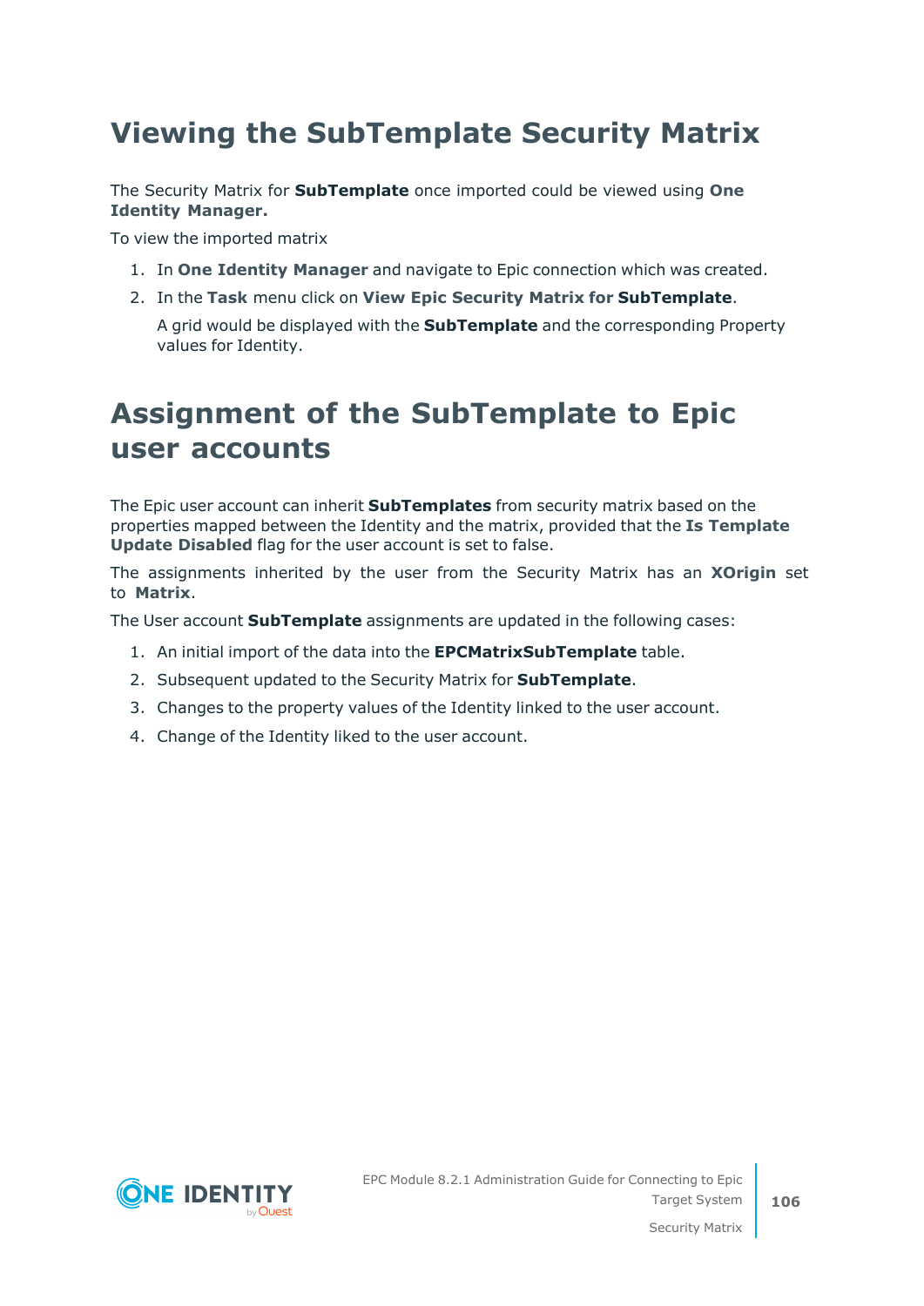# Viewing the SubTemplate Security Matrix

The Security Matrix for **SubTemplate** once imported could be viewed using **One Identity Manager.**

To view the imported matrix

1. In **One Identity Manager** and navigate to Epic connection which was created.
2. In the **Task** menu click on **View Epic Security Matrix for SubTemplate**.

   A grid would be displayed with the **SubTemplate** and the corresponding Property values for Identity.

# Assignment of the SubTemplate to Epic user accounts

The Epic user account can inherit **SubTemplates** from security matrix based on the properties mapped between the Identity and the matrix, provided that the **Is Template Update Disabled** flag for the user account is set to false.

The assignments inherited by the user from the Security Matrix has an **XOrigin** set to **Matrix**.

The User account **SubTemplate** assignments are updated in the following cases:

1. An initial import of the data into the **EPCMatrixSubTemplate** table.
2. Subsequent updated to the Security Matrix for **SubTemplate**.
3. Changes to the property values of the Identity linked to the user account.
4. Change of the Identity liked to the user account.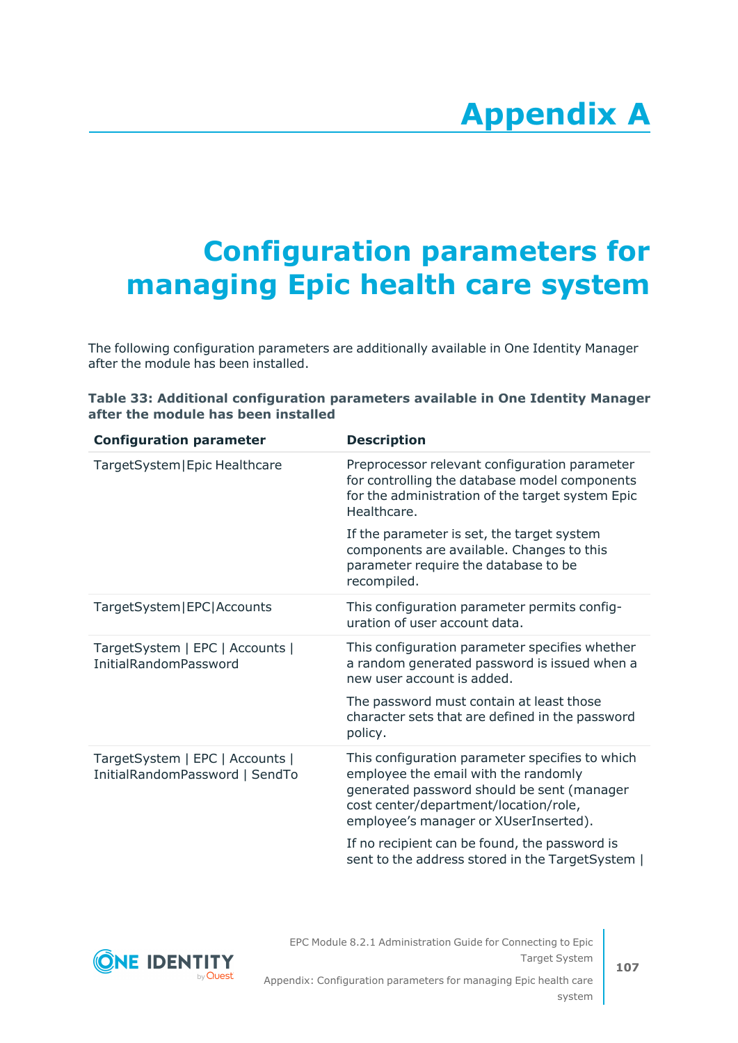# Appendix A

# Configuration parameters for managing Epic health care system

The following configuration parameters are additionally available in One Identity Manager after the module has been installed.

**Table 33: Additional configuration parameters available in One Identity Manager after the module has been installed**

| Configuration parameter | Description |
|---|---|
| TargetSystem\|Epic Healthcare | Preprocessor relevant configuration parameter for controlling the database model components for the administration of the target system Epic Healthcare.<br><br>If the parameter is set, the target system components are available. Changes to this parameter require the database to be recompiled. |
| TargetSystem\|EPC\|Accounts | This configuration parameter permits configuration of user account data. |
| TargetSystem \| EPC \| Accounts \| InitialRandomPassword | This configuration parameter specifies whether a random generated password is issued when a new user account is added.<br><br>The password must contain at least those character sets that are defined in the password policy. |
| TargetSystem \| EPC \| Accounts \| InitialRandomPassword \| SendTo | This configuration parameter specifies to which employee the email with the randomly generated password should be sent (manager cost center/department/location/role, employee's manager or XUserInserted).<br><br>If no recipient can be found, the password is sent to the address stored in the TargetSystem \| |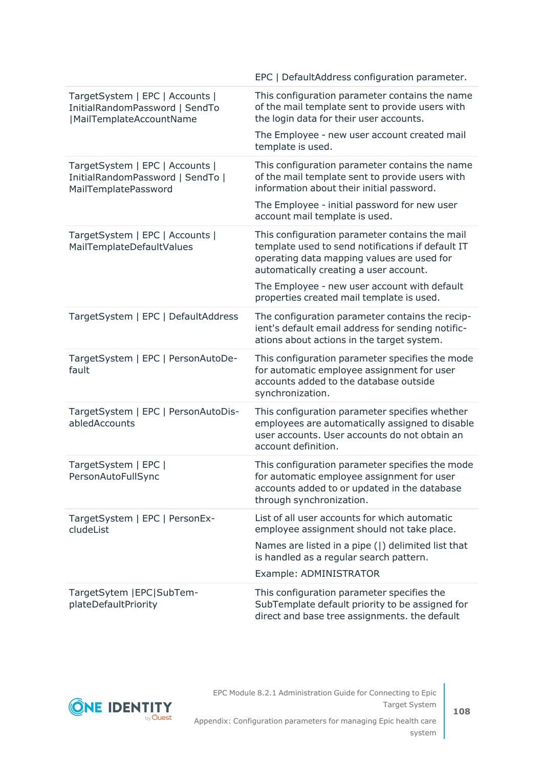| | |
|---|---|
| | EPC \| DefaultAddress configuration parameter. |
| TargetSystem \| EPC \| Accounts \| InitialRandomPassword \| SendTo \|MailTemplateAccountName | This configuration parameter contains the name of the mail template sent to provide users with the login data for their user accounts.<br><br>The Employee - new user account created mail template is used. |
| TargetSystem \| EPC \| Accounts \| InitialRandomPassword \| SendTo \| MailTemplatePassword | This configuration parameter contains the name of the mail template sent to provide users with information about their initial password.<br><br>The Employee - initial password for new user account mail template is used. |
| TargetSystem \| EPC \| Accounts \| MailTemplateDefaultValues | This configuration parameter contains the mail template used to send notifications if default IT operating data mapping values are used for automatically creating a user account.<br><br>The Employee - new user account with default properties created mail template is used. |
| TargetSystem \| EPC \| DefaultAddress | The configuration parameter contains the recipient's default email address for sending notifications about actions in the target system. |
| TargetSystem \| EPC \| PersonAutoDefault | This configuration parameter specifies the mode for automatic employee assignment for user accounts added to the database outside synchronization. |
| TargetSystem \| EPC \| PersonAutoDisabledAccounts | This configuration parameter specifies whether employees are automatically assigned to disable user accounts. User accounts do not obtain an account definition. |
| TargetSystem \| EPC \| PersonAutoFullSync | This configuration parameter specifies the mode for automatic employee assignment for user accounts added to or updated in the database through synchronization. |
| TargetSystem \| EPC \| PersonExcludeList | List of all user accounts for which automatic employee assignment should not take place.<br><br>Names are listed in a pipe (\|) delimited list that is handled as a regular search pattern.<br><br>Example: ADMINISTRATOR |
| TargetSytem \|EPC\|SubTemplateDefaultPriority | This configuration parameter specifies the SubTemplate default priority to be assigned for direct and base tree assignments. the default |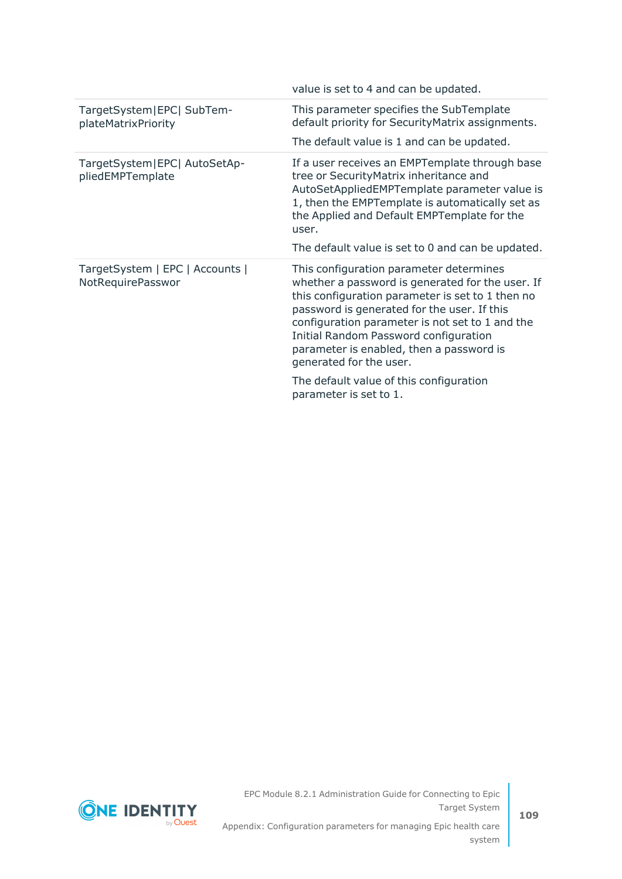| | |
|---|---|
| | value is set to 4 and can be updated. |
| TargetSystem\|EPC\| SubTemplateMatrixPriority | This parameter specifies the SubTemplate default priority for SecurityMatrix assignments.<br><br>The default value is 1 and can be updated. |
| TargetSystem\|EPC\| AutoSetAppliedEMPTemplate | If a user receives an EMPTemplate through base tree or SecurityMatrix inheritance and AutoSetAppliedEMPTemplate parameter value is 1, then the EMPTemplate is automatically set as the Applied and Default EMPTemplate for the user.<br><br>The default value is set to 0 and can be updated. |
| TargetSystem \| EPC \| Accounts \| NotRequirePasswor | This configuration parameter determines whether a password is generated for the user. If this configuration parameter is set to 1 then no password is generated for the user. If this configuration parameter is not set to 1 and the Initial Random Password configuration parameter is enabled, then a password is generated for the user.<br><br>The default value of this configuration parameter is set to 1. |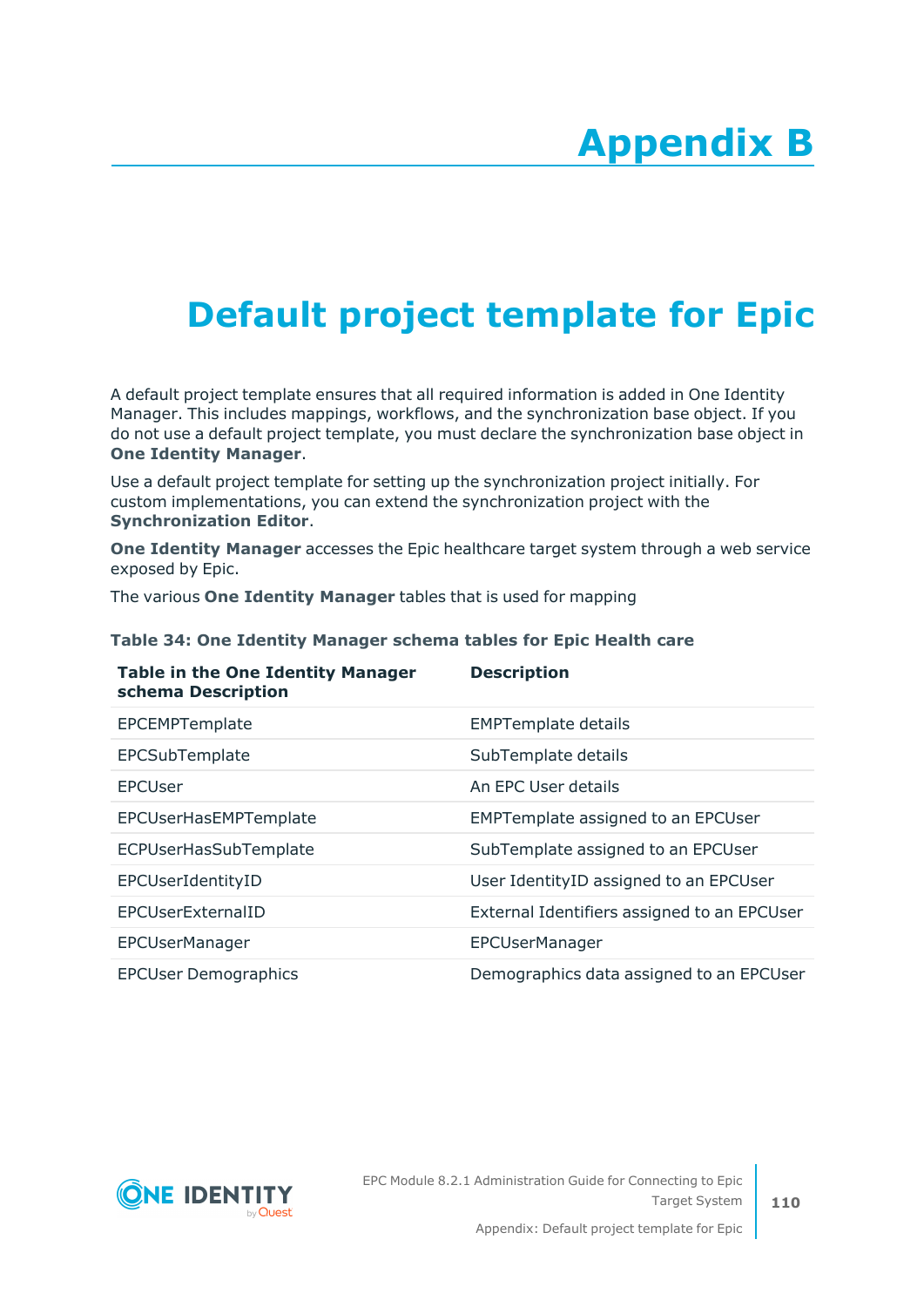# Appendix B

# Default project template for Epic

A default project template ensures that all required information is added in One Identity Manager. This includes mappings, workflows, and the synchronization base object. If you do not use a default project template, you must declare the synchronization base object in **One Identity Manager**.

Use a default project template for setting up the synchronization project initially. For custom implementations, you can extend the synchronization project with the **Synchronization Editor**.

**One Identity Manager** accesses the Epic healthcare target system through a web service exposed by Epic.

The various **One Identity Manager** tables that is used for mapping

**Table 34: One Identity Manager schema tables for Epic Health care**

| Table in the One Identity Manager schema Description | Description |
|---|---|
| EPCEMPTemplate | EMPTemplate details |
| EPCSubTemplate | SubTemplate details |
| EPCUser | An EPC User details |
| EPCUserHasEMPTemplate | EMPTemplate assigned to an EPCUser |
| ECPUserHasSubTemplate | SubTemplate assigned to an EPCUser |
| EPCUserIdentityID | User IdentityID assigned to an EPCUser |
| EPCUserExternalID | External Identifiers assigned to an EPCUser |
| EPCUserManager | EPCUserManager |
| EPCUser Demographics | Demographics data assigned to an EPCUser |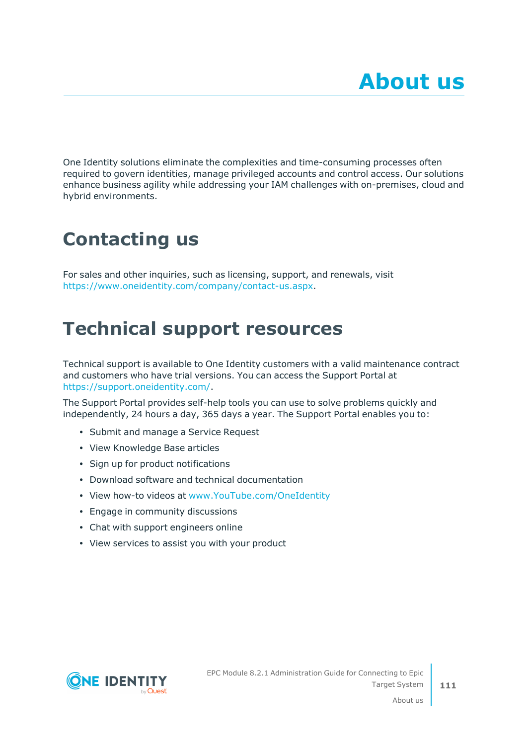# About us

One Identity solutions eliminate the complexities and time-consuming processes often required to govern identities, manage privileged accounts and control access. Our solutions enhance business agility while addressing your IAM challenges with on-premises, cloud and hybrid environments.

## Contacting us

For sales and other inquiries, such as licensing, support, and renewals, visit https://www.oneidentity.com/company/contact-us.aspx.

## Technical support resources

Technical support is available to One Identity customers with a valid maintenance contract and customers who have trial versions. You can access the Support Portal at https://support.oneidentity.com/.

The Support Portal provides self-help tools you can use to solve problems quickly and independently, 24 hours a day, 365 days a year. The Support Portal enables you to:

- Submit and manage a Service Request
- View Knowledge Base articles
- Sign up for product notifications
- Download software and technical documentation
- View how-to videos at www.YouTube.com/OneIdentity
- Engage in community discussions
- Chat with support engineers online
- View services to assist you with your product